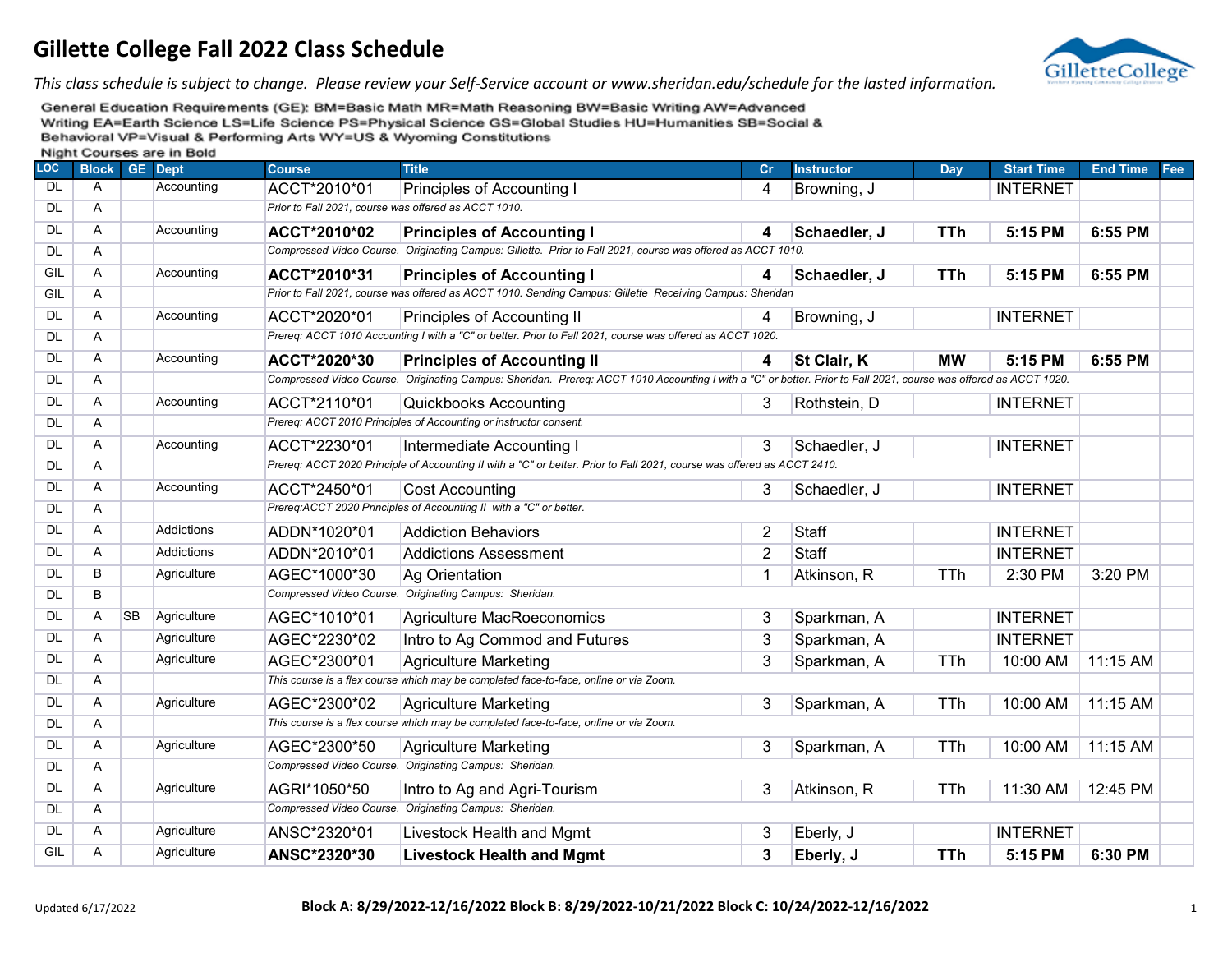# Gillette College Fall 2022 Class Schedule

*This class schedule is subject to change. Please review your Self-Service account or www.sheridan.edu/schedule for the lasted information.*

General Education Requirements (GE): BM=Basic Math MR=Math Reasoning BW=Basic Writing AW=Advanced Writing EA=Earth Science LS=Life Science PS=Physical Science GS=Global Studies HU=Humanities SB=Social & Behavioral VP=Visual & Performing Arts WY=US & Wyoming Constitutions

**Night Courses are in Bold**

| LOC | Block | GE | Dept | Course | Title | Cr | Instructor | Day | Start Time | End Time | Fee |
|---|---|---|---|---|---|---|---|---|---|---|---|
| DL | A | | Accounting | ACCT*2010*01 | Principles of Accounting I | 4 | Browning, J | | INTERNET | | |
| DL | A | | | *Prior to Fall 2021, course was offered as ACCT 1010.* | | | | | | | |
| DL | A | | Accounting | **ACCT*2010*02** | **Principles of Accounting I** | **4** | **Schaedler, J** | **TTh** | **5:15 PM** | **6:55 PM** | |
| DL | A | | | *Compressed Video Course. Originating Campus: Gillette. Prior to Fall 2021, course was offered as ACCT 1010.* | | | | | | | |
| GIL | A | | Accounting | **ACCT*2010*31** | **Principles of Accounting I** | **4** | **Schaedler, J** | **TTh** | **5:15 PM** | **6:55 PM** | |
| GIL | A | | | *Prior to Fall 2021, course was offered as ACCT 1010. Sending Campus: Gillette Receiving Campus: Sheridan* | | | | | | | |
| DL | A | | Accounting | ACCT*2020*01 | Principles of Accounting II | 4 | Browning, J | | INTERNET | | |
| DL | A | | | *Prereq: ACCT 1010 Accounting I with a "C" or better. Prior to Fall 2021, course was offered as ACCT 1020.* | | | | | | | |
| DL | A | | Accounting | **ACCT*2020*30** | **Principles of Accounting II** | **4** | **St Clair, K** | **MW** | **5:15 PM** | **6:55 PM** | |
| DL | A | | | *Compressed Video Course. Originating Campus: Sheridan. Prereq: ACCT 1010 Accounting I with a "C" or better. Prior to Fall 2021, course was offered as ACCT 1020.* | | | | | | | |
| DL | A | | Accounting | ACCT*2110*01 | Quickbooks Accounting | 3 | Rothstein, D | | INTERNET | | |
| DL | A | | | *Prereq: ACCT 2010 Principles of Accounting or instructor consent.* | | | | | | | |
| DL | A | | Accounting | ACCT*2230*01 | Intermediate Accounting I | 3 | Schaedler, J | | INTERNET | | |
| DL | A | | | *Prereq: ACCT 2020 Principle of Accounting II with a "C" or better. Prior to Fall 2021, course was offered as ACCT 2410.* | | | | | | | |
| DL | A | | Accounting | ACCT*2450*01 | Cost Accounting | 3 | Schaedler, J | | INTERNET | | |
| DL | A | | | *Prereq:ACCT 2020 Principles of Accounting II with a "C" or better.* | | | | | | | |
| DL | A | | Addictions | ADDN*1020*01 | Addiction Behaviors | 2 | Staff | | INTERNET | | |
| DL | A | | Addictions | ADDN*2010*01 | Addictions Assessment | 2 | Staff | | INTERNET | | |
| DL | B | | Agriculture | AGEC*1000*30 | Ag Orientation | 1 | Atkinson, R | TTh | 2:30 PM | 3:20 PM | |
| DL | B | | | *Compressed Video Course. Originating Campus: Sheridan.* | | | | | | | |
| DL | A | SB | Agriculture | AGEC*1010*01 | Agriculture MacRoeconomics | 3 | Sparkman, A | | INTERNET | | |
| DL | A | | Agriculture | AGEC*2230*02 | Intro to Ag Commod and Futures | 3 | Sparkman, A | | INTERNET | | |
| DL | A | | Agriculture | AGEC*2300*01 | Agriculture Marketing | 3 | Sparkman, A | TTh | 10:00 AM | 11:15 AM | |
| DL | A | | | *This course is a flex course which may be completed face-to-face, online or via Zoom.* | | | | | | | |
| DL | A | | Agriculture | AGEC*2300*02 | Agriculture Marketing | 3 | Sparkman, A | TTh | 10:00 AM | 11:15 AM | |
| DL | A | | | *This course is a flex course which may be completed face-to-face, online or via Zoom.* | | | | | | | |
| DL | A | | Agriculture | AGEC*2300*50 | Agriculture Marketing | 3 | Sparkman, A | TTh | 10:00 AM | 11:15 AM | |
| DL | A | | | *Compressed Video Course. Originating Campus: Sheridan.* | | | | | | | |
| DL | A | | Agriculture | AGRI*1050*50 | Intro to Ag and Agri-Tourism | 3 | Atkinson, R | TTh | 11:30 AM | 12:45 PM | |
| DL | A | | | *Compressed Video Course. Originating Campus: Sheridan.* | | | | | | | |
| DL | A | | Agriculture | ANSC*2320*01 | Livestock Health and Mgmt | 3 | Eberly, J | | INTERNET | | |
| GIL | A | | Agriculture | **ANSC*2320*30** | **Livestock Health and Mgmt** | **3** | **Eberly, J** | **TTh** | **5:15 PM** | **6:30 PM** | |

Updated 6/17/2022

**Block A: 8/29/2022-12/16/2022 Block B: 8/29/2022-10/21/2022 Block C: 10/24/2022-12/16/2022**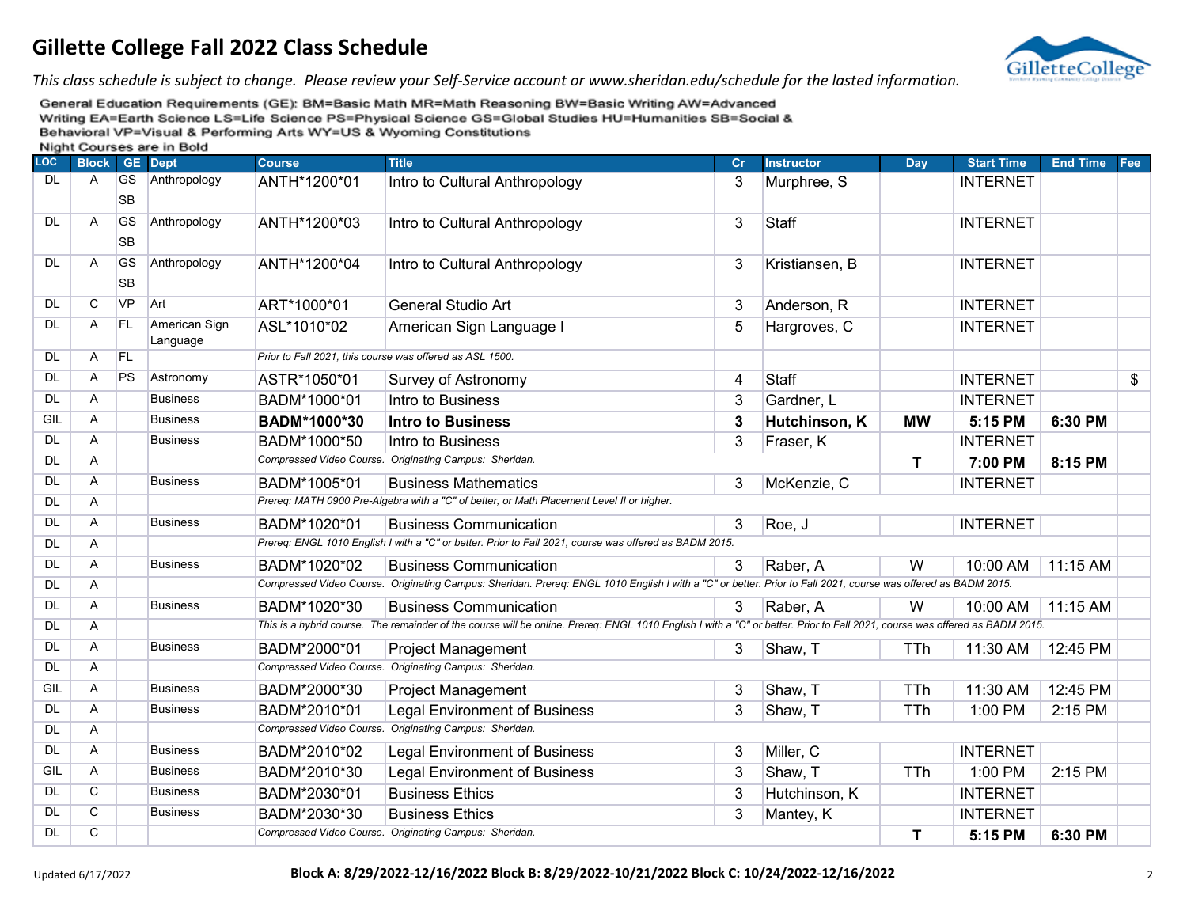# Gillette College Fall 2022 Class Schedule

*This class schedule is subject to change. Please review your Self-Service account or www.sheridan.edu/schedule for the lasted information.*

General Education Requirements (GE): BM=Basic Math MR=Math Reasoning BW=Basic Writing AW=Advanced Writing EA=Earth Science LS=Life Science PS=Physical Science GS=Global Studies HU=Humanities SB=Social & Behavioral VP=Visual & Performing Arts WY=US & Wyoming Constitutions

Night Courses are in Bold

| LOC | Block | GE | Dept | Course | Title | Cr | Instructor | Day | Start Time | End Time | Fee |
|---|---|---|---|---|---|---|---|---|---|---|---|
| DL | A | GS SB | Anthropology | ANTH*1200*01 | Intro to Cultural Anthropology | 3 | Murphree, S | | INTERNET | | |
| DL | A | GS SB | Anthropology | ANTH*1200*03 | Intro to Cultural Anthropology | 3 | Staff | | INTERNET | | |
| DL | A | GS SB | Anthropology | ANTH*1200*04 | Intro to Cultural Anthropology | 3 | Kristiansen, B | | INTERNET | | |
| DL | C | VP | Art | ART*1000*01 | General Studio Art | 3 | Anderson, R | | INTERNET | | |
| DL | A | FL | American Sign Language | ASL*1010*02 | American Sign Language I | 5 | Hargroves, C | | INTERNET | | |
| DL | A | FL | | *Prior to Fall 2021, this course was offered as ASL 1500.* | | | | | | | |
| DL | A | PS | Astronomy | ASTR*1050*01 | Survey of Astronomy | 4 | Staff | | INTERNET | | $ |
| DL | A | | Business | BADM*1000*01 | Intro to Business | 3 | Gardner, L | | INTERNET | | |
| GIL | A | | Business | **BADM*1000*30** | **Intro to Business** | **3** | **Hutchinson, K** | **MW** | **5:15 PM** | **6:30 PM** | |
| DL | A | | Business | BADM*1000*50 | Intro to Business | 3 | Fraser, K | | INTERNET | | |
| DL | A | | | *Compressed Video Course. Originating Campus: Sheridan.* | | | | **T** | **7:00 PM** | **8:15 PM** | |
| DL | A | | Business | BADM*1005*01 | Business Mathematics | 3 | McKenzie, C | | INTERNET | | |
| DL | A | | | *Prereq: MATH 0900 Pre-Algebra with a "C" of better, or Math Placement Level II or higher.* | | | | | | | |
| DL | A | | Business | BADM*1020*01 | Business Communication | 3 | Roe, J | | INTERNET | | |
| DL | A | | | *Prereq: ENGL 1010 English I with a "C" or better. Prior to Fall 2021, course was offered as BADM 2015.* | | | | | | | |
| DL | A | | Business | BADM*1020*02 | Business Communication | 3 | Raber, A | W | 10:00 AM | 11:15 AM | |
| DL | A | | | *Compressed Video Course. Originating Campus: Sheridan. Prereq: ENGL 1010 English I with a "C" or better. Prior to Fall 2021, course was offered as BADM 2015.* | | | | | | | |
| DL | A | | Business | BADM*1020*30 | Business Communication | 3 | Raber, A | W | 10:00 AM | 11:15 AM | |
| DL | A | | | *This is a hybrid course. The remainder of the course will be online. Prereq: ENGL 1010 English I with a "C" or better. Prior to Fall 2021, course was offered as BADM 2015.* | | | | | | | |
| DL | A | | Business | BADM*2000*01 | Project Management | 3 | Shaw, T | TTh | 11:30 AM | 12:45 PM | |
| DL | A | | | *Compressed Video Course. Originating Campus: Sheridan.* | | | | | | | |
| GIL | A | | Business | BADM*2000*30 | Project Management | 3 | Shaw, T | TTh | 11:30 AM | 12:45 PM | |
| DL | A | | Business | BADM*2010*01 | Legal Environment of Business | 3 | Shaw, T | TTh | 1:00 PM | 2:15 PM | |
| DL | A | | | *Compressed Video Course. Originating Campus: Sheridan.* | | | | | | | |
| DL | A | | Business | BADM*2010*02 | Legal Environment of Business | 3 | Miller, C | | INTERNET | | |
| GIL | A | | Business | BADM*2010*30 | Legal Environment of Business | 3 | Shaw, T | TTh | 1:00 PM | 2:15 PM | |
| DL | C | | Business | BADM*2030*01 | Business Ethics | 3 | Hutchinson, K | | INTERNET | | |
| DL | C | | Business | BADM*2030*30 | Business Ethics | 3 | Mantey, K | | INTERNET | | |
| DL | C | | | *Compressed Video Course. Originating Campus: Sheridan.* | | | | **T** | **5:15 PM** | **6:30 PM** | |

Updated 6/17/2022

**Block A: 8/29/2022-12/16/2022 Block B: 8/29/2022-10/21/2022 Block C: 10/24/2022-12/16/2022**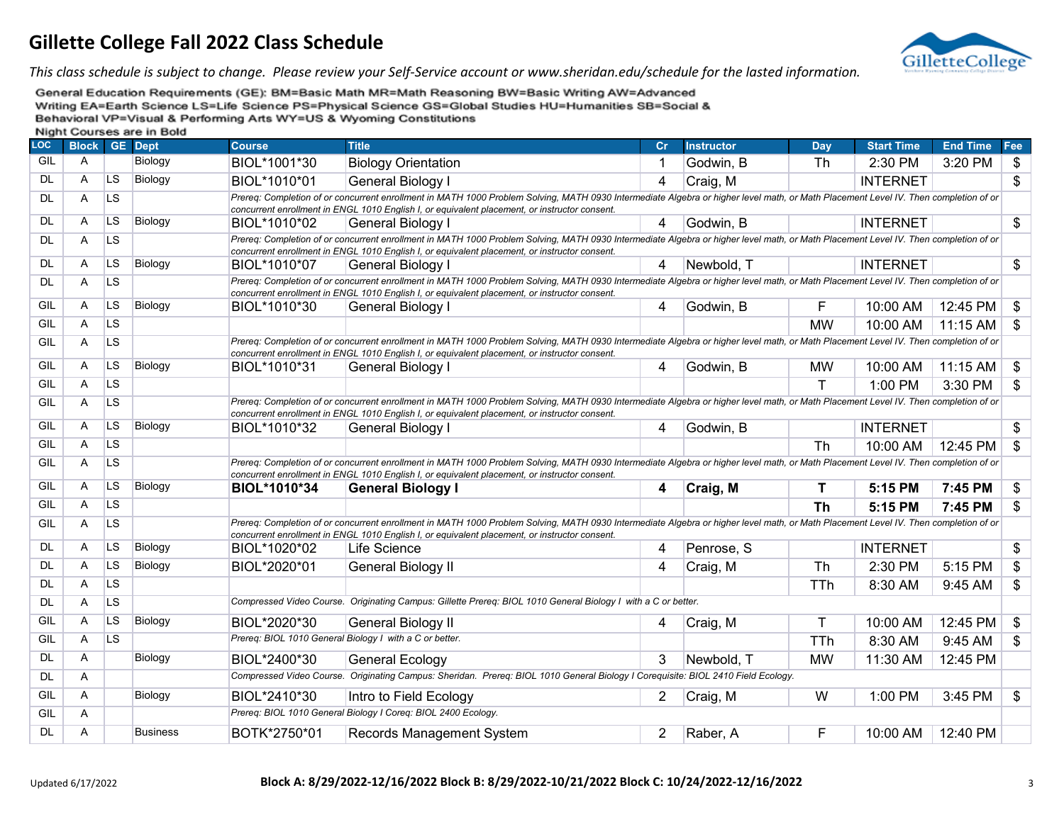# Gillette College Fall 2022 Class Schedule

*This class schedule is subject to change. Please review your Self-Service account or www.sheridan.edu/schedule for the lasted information.*

General Education Requirements (GE): BM=Basic Math MR=Math Reasoning BW=Basic Writing AW=Advanced Writing EA=Earth Science LS=Life Science PS=Physical Science GS=Global Studies HU=Humanities SB=Social & Behavioral VP=Visual & Performing Arts WY=US & Wyoming Constitutions

Night Courses are in Bold

| LOC | Block | GE | Dept | Course | Title | Cr | Instructor | Day | Start Time | End Time | Fee |
|---|---|---|---|---|---|---|---|---|---|---|---|
| GIL | A | | Biology | BIOL*1001*30 | Biology Orientation | 1 | Godwin, B | Th | 2:30 PM | 3:20 PM | $ |
| DL | A | LS | Biology | BIOL*1010*01 | General Biology I | 4 | Craig, M | | INTERNET | | $ |
| DL | A | LS | | *Prereq: Completion of or concurrent enrollment in MATH 1000 Problem Solving, MATH 0930 Intermediate Algebra or higher level math, or Math Placement Level IV. Then completion of or concurrent enrollment in ENGL 1010 English I, or equivalent placement, or instructor consent.* | | | | | | | |
| DL | A | LS | Biology | BIOL*1010*02 | General Biology I | 4 | Godwin, B | | INTERNET | | $ |
| DL | A | LS | | *Prereq: Completion of or concurrent enrollment in MATH 1000 Problem Solving, MATH 0930 Intermediate Algebra or higher level math, or Math Placement Level IV. Then completion of or concurrent enrollment in ENGL 1010 English I, or equivalent placement, or instructor consent.* | | | | | | | |
| DL | A | LS | Biology | BIOL*1010*07 | General Biology I | 4 | Newbold, T | | INTERNET | | $ |
| DL | A | LS | | *Prereq: Completion of or concurrent enrollment in MATH 1000 Problem Solving, MATH 0930 Intermediate Algebra or higher level math, or Math Placement Level IV. Then completion of or concurrent enrollment in ENGL 1010 English I, or equivalent placement, or instructor consent.* | | | | | | | |
| GIL | A | LS | Biology | BIOL*1010*30 | General Biology I | 4 | Godwin, B | F | 10:00 AM | 12:45 PM | $ |
| GIL | A | LS | | | | | | MW | 10:00 AM | 11:15 AM | $ |
| GIL | A | LS | | *Prereq: Completion of or concurrent enrollment in MATH 1000 Problem Solving, MATH 0930 Intermediate Algebra or higher level math, or Math Placement Level IV. Then completion of or concurrent enrollment in ENGL 1010 English I, or equivalent placement, or instructor consent.* | | | | | | | |
| GIL | A | LS | Biology | BIOL*1010*31 | General Biology I | 4 | Godwin, B | MW | 10:00 AM | 11:15 AM | $ |
| GIL | A | LS | | | | | | T | 1:00 PM | 3:30 PM | $ |
| GIL | A | LS | | *Prereq: Completion of or concurrent enrollment in MATH 1000 Problem Solving, MATH 0930 Intermediate Algebra or higher level math, or Math Placement Level IV. Then completion of or concurrent enrollment in ENGL 1010 English I, or equivalent placement, or instructor consent.* | | | | | | | |
| GIL | A | LS | Biology | BIOL*1010*32 | General Biology I | 4 | Godwin, B | | INTERNET | | $ |
| GIL | A | LS | | | | | | Th | 10:00 AM | 12:45 PM | $ |
| GIL | A | LS | | *Prereq: Completion of or concurrent enrollment in MATH 1000 Problem Solving, MATH 0930 Intermediate Algebra or higher level math, or Math Placement Level IV. Then completion of or concurrent enrollment in ENGL 1010 English I, or equivalent placement, or instructor consent.* | | | | | | | |
| GIL | A | LS | Biology | **BIOL*1010*34** | **General Biology I** | **4** | **Craig, M** | **T** | **5:15 PM** | **7:45 PM** | $ |
| GIL | A | LS | | | | | | **Th** | **5:15 PM** | **7:45 PM** | $ |
| GIL | A | LS | | *Prereq: Completion of or concurrent enrollment in MATH 1000 Problem Solving, MATH 0930 Intermediate Algebra or higher level math, or Math Placement Level IV. Then completion of or concurrent enrollment in ENGL 1010 English I, or equivalent placement, or instructor consent.* | | | | | | | |
| DL | A | LS | Biology | BIOL*1020*02 | Life Science | 4 | Penrose, S | | INTERNET | | $ |
| DL | A | LS | Biology | BIOL*2020*01 | General Biology II | 4 | Craig, M | Th | 2:30 PM | 5:15 PM | $ |
| DL | A | LS | | | | | | TTh | 8:30 AM | 9:45 AM | $ |
| DL | A | LS | | *Compressed Video Course. Originating Campus: Gillette Prereq: BIOL 1010 General Biology I with a C or better.* | | | | | | | |
| GIL | A | LS | Biology | BIOL*2020*30 | General Biology II | 4 | Craig, M | T | 10:00 AM | 12:45 PM | $ |
| GIL | A | LS | | *Prereq: BIOL 1010 General Biology I with a C or better.* | | | | TTh | 8:30 AM | 9:45 AM | $ |
| DL | A | | Biology | BIOL*2400*30 | General Ecology | 3 | Newbold, T | MW | 11:30 AM | 12:45 PM | |
| DL | A | | | *Compressed Video Course. Originating Campus: Sheridan. Prereq: BIOL 1010 General Biology I Corequisite: BIOL 2410 Field Ecology.* | | | | | | | |
| GIL | A | | Biology | BIOL*2410*30 | Intro to Field Ecology | 2 | Craig, M | W | 1:00 PM | 3:45 PM | $ |
| GIL | A | | | *Prereq: BIOL 1010 General Biology I Coreq: BIOL 2400 Ecology.* | | | | | | | |
| DL | A | | Business | BOTK*2750*01 | Records Management System | 2 | Raber, A | F | 10:00 AM | 12:40 PM | |

Updated 6/17/2022

**Block A: 8/29/2022-12/16/2022 Block B: 8/29/2022-10/21/2022 Block C: 10/24/2022-12/16/2022**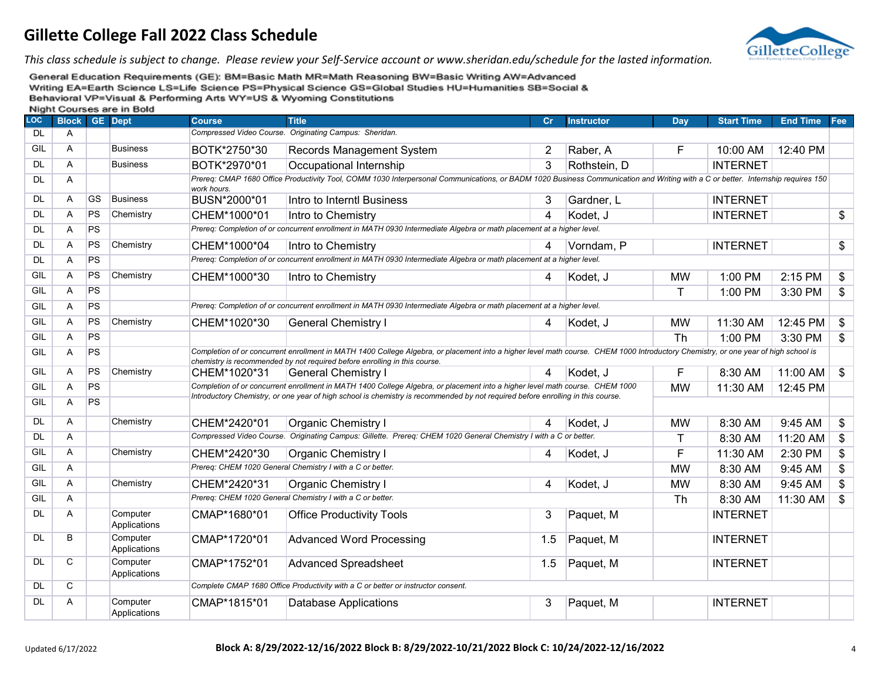# Gillette College Fall 2022 Class Schedule

*This class schedule is subject to change. Please review your Self-Service account or www.sheridan.edu/schedule for the lasted information.*

General Education Requirements (GE): BM=Basic Math MR=Math Reasoning BW=Basic Writing AW=Advanced Writing EA=Earth Science LS=Life Science PS=Physical Science GS=Global Studies HU=Humanities SB=Social & Behavioral VP=Visual & Performing Arts WY=US & Wyoming Constitutions

Night Courses are in Bold

| LOC | Block | GE | Dept | Course | Title | Cr | Instructor | Day | Start Time | End Time | Fee |
|---|---|---|---|---|---|---|---|---|---|---|---|
| DL | A | | | *Compressed Video Course. Originating Campus: Sheridan.* | | | | | | | |
| GIL | A | | Business | BOTK*2750*30 | Records Management System | 2 | Raber, A | F | 10:00 AM | 12:40 PM | |
| DL | A | | Business | BOTK*2970*01 | Occupational Internship | 3 | Rothstein, D | | INTERNET | | |
| DL | A | | | *Prereq: CMAP 1680 Office Productivity Tool, COMM 1030 Interpersonal Communications, or BADM 1020 Business Communication and Writing with a C or better. Internship requires 150 work hours.* | | | | | | | |
| DL | A | GS | Business | BUSN*2000*01 | Intro to Interntl Business | 3 | Gardner, L | | INTERNET | | |
| DL | A | PS | Chemistry | CHEM*1000*01 | Intro to Chemistry | 4 | Kodet, J | | INTERNET | | $ |
| DL | A | PS | | *Prereq: Completion of or concurrent enrollment in MATH 0930 Intermediate Algebra or math placement at a higher level.* | | | | | | | |
| DL | A | PS | Chemistry | CHEM*1000*04 | Intro to Chemistry | 4 | Vorndam, P | | INTERNET | | $ |
| DL | A | PS | | *Prereq: Completion of or concurrent enrollment in MATH 0930 Intermediate Algebra or math placement at a higher level.* | | | | | | | |
| GIL | A | PS | Chemistry | CHEM*1000*30 | Intro to Chemistry | 4 | Kodet, J | MW | 1:00 PM | 2:15 PM | $ |
| GIL | A | PS | | | | | | T | 1:00 PM | 3:30 PM | $ |
| GIL | A | PS | | *Prereq: Completion of or concurrent enrollment in MATH 0930 Intermediate Algebra or math placement at a higher level.* | | | | | | | |
| GIL | A | PS | Chemistry | CHEM*1020*30 | General Chemistry I | 4 | Kodet, J | MW | 11:30 AM | 12:45 PM | $ |
| GIL | A | PS | | | | | | Th | 1:00 PM | 3:30 PM | $ |
| GIL | A | PS | | *Completion of or concurrent enrollment in MATH 1400 College Algebra, or placement into a higher level math course. CHEM 1000 Introductory Chemistry, or one year of high school is chemistry is recommended by not required before enrolling in this course.* | | | | | | | |
| GIL | A | PS | Chemistry | CHEM*1020*31 | General Chemistry I | 4 | Kodet, J | F | 8:30 AM | 11:00 AM | $ |
| GIL | A | PS | | *Completion of or concurrent enrollment in MATH 1400 College Algebra, or placement into a higher level math course. CHEM 1000 Introductory Chemistry, or one year of high school is chemistry is recommended by not required before enrolling in this course.* | | | | MW | 11:30 AM | 12:45 PM | |
| GIL | A | PS | | | | | | | | | |
| DL | A | | Chemistry | CHEM*2420*01 | Organic Chemistry I | 4 | Kodet, J | MW | 8:30 AM | 9:45 AM | $ |
| DL | A | | | *Compressed Video Course. Originating Campus: Gillette. Prereq: CHEM 1020 General Chemistry I with a C or better.* | | | | T | 8:30 AM | 11:20 AM | $ |
| GIL | A | | Chemistry | CHEM*2420*30 | Organic Chemistry I | 4 | Kodet, J | F | 11:30 AM | 2:30 PM | $ |
| GIL | A | | | *Prereq: CHEM 1020 General Chemistry I with a C or better.* | | | | MW | 8:30 AM | 9:45 AM | $ |
| GIL | A | | Chemistry | CHEM*2420*31 | Organic Chemistry I | 4 | Kodet, J | MW | 8:30 AM | 9:45 AM | $ |
| GIL | A | | | *Prereq: CHEM 1020 General Chemistry I with a C or better.* | | | | Th | 8:30 AM | 11:30 AM | $ |
| DL | A | | Computer Applications | CMAP*1680*01 | Office Productivity Tools | 3 | Paquet, M | | INTERNET | | |
| DL | B | | Computer Applications | CMAP*1720*01 | Advanced Word Processing | 1.5 | Paquet, M | | INTERNET | | |
| DL | C | | Computer Applications | CMAP*1752*01 | Advanced Spreadsheet | 1.5 | Paquet, M | | INTERNET | | |
| DL | C | | | *Complete CMAP 1680 Office Productivity with a C or better or instructor consent.* | | | | | | | |
| DL | A | | Computer Applications | CMAP*1815*01 | Database Applications | 3 | Paquet, M | | INTERNET | | |

Updated 6/17/2022

**Block A: 8/29/2022-12/16/2022 Block B: 8/29/2022-10/21/2022 Block C: 10/24/2022-12/16/2022**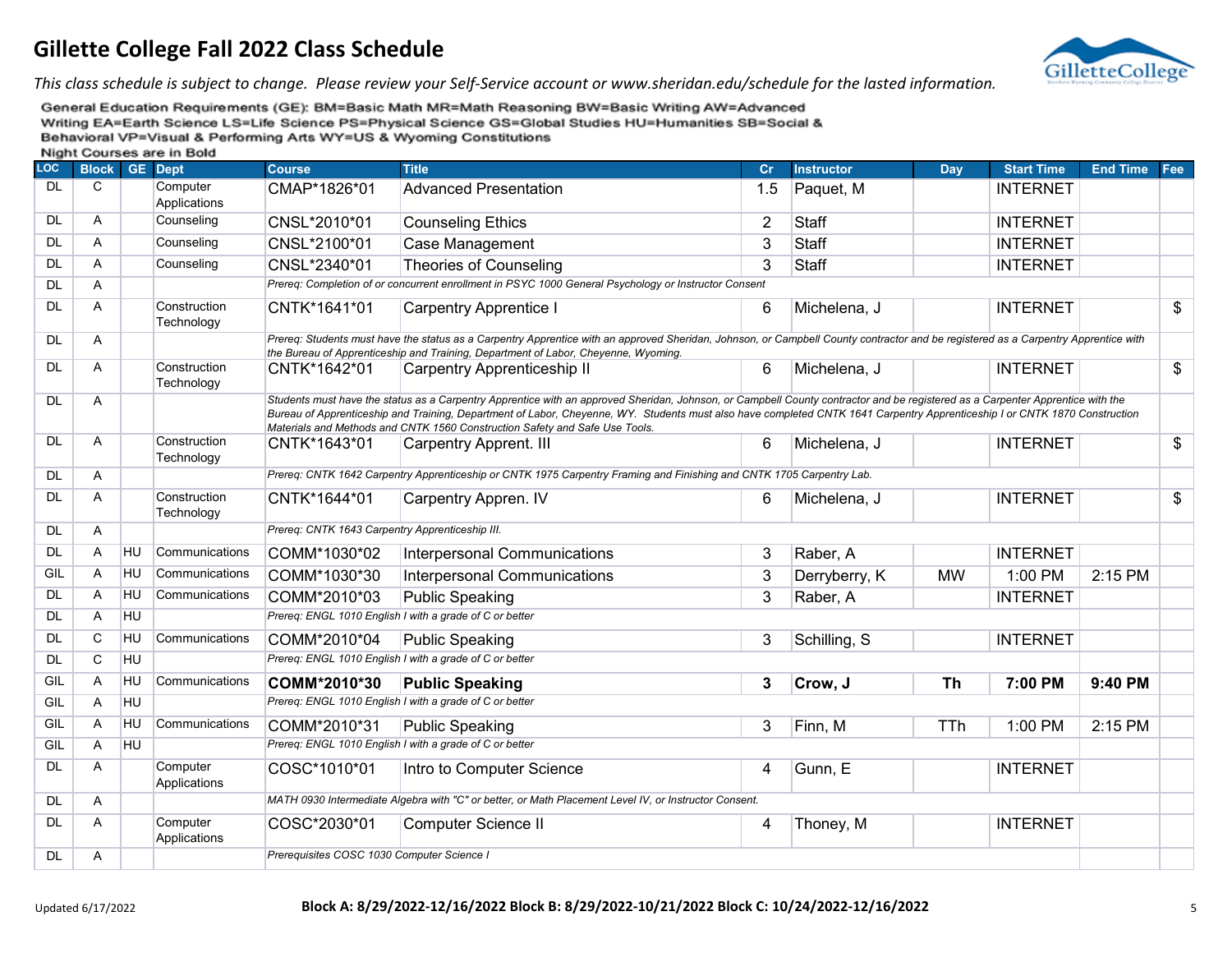# Gillette College Fall 2022 Class Schedule

*This class schedule is subject to change. Please review your Self-Service account or www.sheridan.edu/schedule for the lasted information.*

General Education Requirements (GE): BM=Basic Math MR=Math Reasoning BW=Basic Writing AW=Advanced Writing EA=Earth Science LS=Life Science PS=Physical Science GS=Global Studies HU=Humanities SB=Social & Behavioral VP=Visual & Performing Arts WY=US & Wyoming Constitutions

Night Courses are in Bold

| LOC | Block | GE | Dept | Course | Title | Cr | Instructor | Day | Start Time | End Time | Fee |
|---|---|---|---|---|---|---|---|---|---|---|---|
| DL | C | | Computer Applications | CMAP*1826*01 | Advanced Presentation | 1.5 | Paquet, M | | INTERNET | | |
| DL | A | | Counseling | CNSL*2010*01 | Counseling Ethics | 2 | Staff | | INTERNET | | |
| DL | A | | Counseling | CNSL*2100*01 | Case Management | 3 | Staff | | INTERNET | | |
| DL | A | | Counseling | CNSL*2340*01 | Theories of Counseling | 3 | Staff | | INTERNET | | |
| DL | A | | | *Prereq: Completion of or concurrent enrollment in PSYC 1000 General Psychology or Instructor Consent* | | | | | | | |
| DL | A | | Construction Technology | CNTK*1641*01 | Carpentry Apprentice I | 6 | Michelena, J | | INTERNET | | $ |
| DL | A | | | *Prereq: Students must have the status as a Carpentry Apprentice with an approved Sheridan, Johnson, or Campbell County contractor and be registered as a Carpentry Apprentice with the Bureau of Apprenticeship and Training, Department of Labor, Cheyenne, Wyoming.* | | | | | | | |
| DL | A | | Construction Technology | CNTK*1642*01 | Carpentry Apprenticeship II | 6 | Michelena, J | | INTERNET | | $ |
| DL | A | | | *Students must have the status as a Carpentry Apprentice with an approved Sheridan, Johnson, or Campbell County contractor and be registered as a Carpenter Apprentice with the Bureau of Apprenticeship and Training, Department of Labor, Cheyenne, WY. Students must also have completed CNTK 1641 Carpentry Apprenticeship I or CNTK 1870 Construction Materials and Methods and CNTK 1560 Construction Safety and Safe Use Tools.* | | | | | | | |
| DL | A | | Construction Technology | CNTK*1643*01 | Carpentry Apprent. III | 6 | Michelena, J | | INTERNET | | $ |
| DL | A | | | *Prereq: CNTK 1642 Carpentry Apprenticeship or CNTK 1975 Carpentry Framing and Finishing and CNTK 1705 Carpentry Lab.* | | | | | | | |
| DL | A | | Construction Technology | CNTK*1644*01 | Carpentry Appren. IV | 6 | Michelena, J | | INTERNET | | $ |
| DL | A | | | *Prereq: CNTK 1643 Carpentry Apprenticeship III.* | | | | | | | |
| DL | A | HU | Communications | COMM*1030*02 | Interpersonal Communications | 3 | Raber, A | | INTERNET | | |
| GIL | A | HU | Communications | COMM*1030*30 | Interpersonal Communications | 3 | Derryberry, K | MW | 1:00 PM | 2:15 PM | |
| DL | A | HU | Communications | COMM*2010*03 | Public Speaking | 3 | Raber, A | | INTERNET | | |
| DL | A | HU | | *Prereq: ENGL 1010 English I with a grade of C or better* | | | | | | | |
| DL | C | HU | Communications | COMM*2010*04 | Public Speaking | 3 | Schilling, S | | INTERNET | | |
| DL | C | HU | | *Prereq: ENGL 1010 English I with a grade of C or better* | | | | | | | |
| GIL | A | HU | Communications | **COMM*2010*30** | **Public Speaking** | **3** | **Crow, J** | **Th** | **7:00 PM** | **9:40 PM** | |
| GIL | A | HU | | *Prereq: ENGL 1010 English I with a grade of C or better* | | | | | | | |
| GIL | A | HU | Communications | COMM*2010*31 | Public Speaking | 3 | Finn, M | TTh | 1:00 PM | 2:15 PM | |
| GIL | A | HU | | *Prereq: ENGL 1010 English I with a grade of C or better* | | | | | | | |
| DL | A | | Computer Applications | COSC*1010*01 | Intro to Computer Science | 4 | Gunn, E | | INTERNET | | |
| DL | A | | | *MATH 0930 Intermediate Algebra with "C" or better, or Math Placement Level IV, or Instructor Consent.* | | | | | | | |
| DL | A | | Computer Applications | COSC*2030*01 | Computer Science II | 4 | Thoney, M | | INTERNET | | |
| DL | A | | | *Prerequisites COSC 1030 Computer Science I* | | | | | | | |

Updated 6/17/2022

**Block A: 8/29/2022-12/16/2022 Block B: 8/29/2022-10/21/2022 Block C: 10/24/2022-12/16/2022**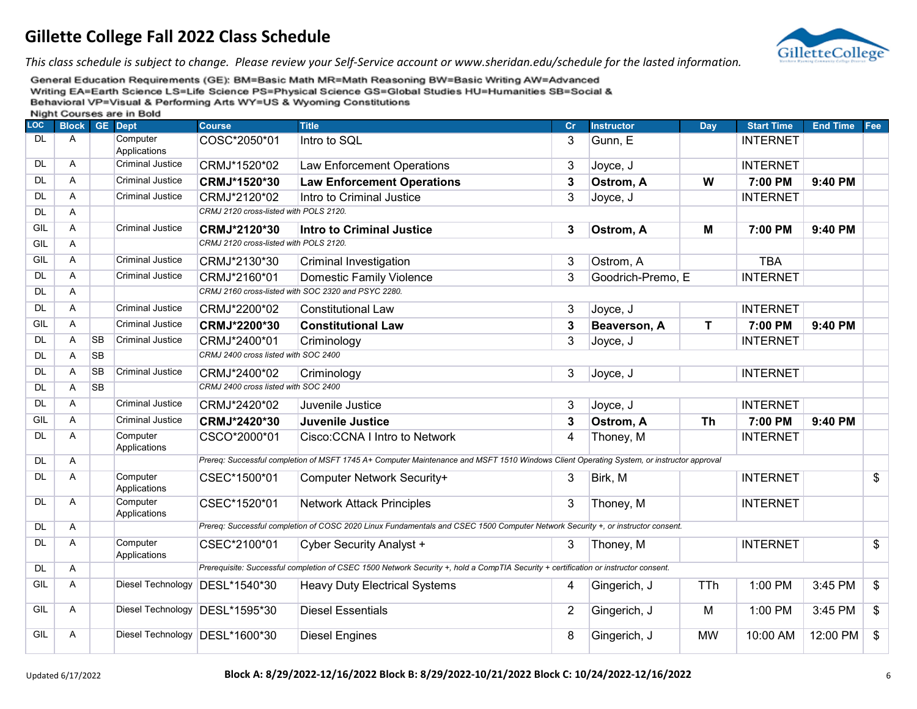# Gillette College Fall 2022 Class Schedule

*This class schedule is subject to change. Please review your Self-Service account or www.sheridan.edu/schedule for the lasted information.*

General Education Requirements (GE): BM=Basic Math MR=Math Reasoning BW=Basic Writing AW=Advanced Writing EA=Earth Science LS=Life Science PS=Physical Science GS=Global Studies HU=Humanities SB=Social & Behavioral VP=Visual & Performing Arts WY=US & Wyoming Constitutions

**Night Courses are in Bold**

| LOC | Block | GE | Dept | Course | Title | Cr | Instructor | Day | Start Time | End Time | Fee |
|---|---|---|---|---|---|---|---|---|---|---|---|
| DL | A | | Computer Applications | COSC*2050*01 | Intro to SQL | 3 | Gunn, E | | INTERNET | | |
| DL | A | | Criminal Justice | CRMJ*1520*02 | Law Enforcement Operations | 3 | Joyce, J | | INTERNET | | |
| DL | A | | Criminal Justice | **CRMJ*1520*30** | **Law Enforcement Operations** | **3** | **Ostrom, A** | **W** | **7:00 PM** | **9:40 PM** | |
| DL | A | | Criminal Justice | CRMJ*2120*02 | Intro to Criminal Justice | 3 | Joyce, J | | INTERNET | | |
| DL | A | | | *CRMJ 2120 cross-listed with POLS 2120.* | | | | | | | |
| GIL | A | | Criminal Justice | **CRMJ*2120*30** | **Intro to Criminal Justice** | **3** | **Ostrom, A** | **M** | **7:00 PM** | **9:40 PM** | |
| GIL | A | | | *CRMJ 2120 cross-listed with POLS 2120.* | | | | | | | |
| GIL | A | | Criminal Justice | CRMJ*2130*30 | Criminal Investigation | 3 | Ostrom, A | | TBA | | |
| DL | A | | Criminal Justice | CRMJ*2160*01 | Domestic Family Violence | 3 | Goodrich-Premo, E | | INTERNET | | |
| DL | A | | | *CRMJ 2160 cross-listed with SOC 2320 and PSYC 2280.* | | | | | | | |
| DL | A | | Criminal Justice | CRMJ*2200*02 | Constitutional Law | 3 | Joyce, J | | INTERNET | | |
| GIL | A | | Criminal Justice | **CRMJ*2200*30** | **Constitutional Law** | **3** | **Beaverson, A** | **T** | **7:00 PM** | **9:40 PM** | |
| DL | A | SB | Criminal Justice | CRMJ*2400*01 | Criminology | 3 | Joyce, J | | INTERNET | | |
| DL | A | SB | | *CRMJ 2400 cross listed with SOC 2400* | | | | | | | |
| DL | A | SB | Criminal Justice | CRMJ*2400*02 | Criminology | 3 | Joyce, J | | INTERNET | | |
| DL | A | SB | | *CRMJ 2400 cross listed with SOC 2400* | | | | | | | |
| DL | A | | Criminal Justice | CRMJ*2420*02 | Juvenile Justice | 3 | Joyce, J | | INTERNET | | |
| GIL | A | | Criminal Justice | **CRMJ*2420*30** | **Juvenile Justice** | **3** | **Ostrom, A** | **Th** | **7:00 PM** | **9:40 PM** | |
| DL | A | | Computer Applications | CSCO*2000*01 | Cisco:CCNA I Intro to Network | 4 | Thoney, M | | INTERNET | | |
| DL | A | | | *Prereq: Successful completion of MSFT 1745 A+ Computer Maintenance and MSFT 1510 Windows Client Operating System, or instructor approval* | | | | | | | |
| DL | A | | Computer Applications | CSEC*1500*01 | Computer Network Security+ | 3 | Birk, M | | INTERNET | | $ |
| DL | A | | Computer Applications | CSEC*1520*01 | Network Attack Principles | 3 | Thoney, M | | INTERNET | | |
| DL | A | | | *Prereq: Successful completion of COSC 2020 Linux Fundamentals and CSEC 1500 Computer Network Security +, or instructor consent.* | | | | | | | |
| DL | A | | Computer Applications | CSEC*2100*01 | Cyber Security Analyst + | 3 | Thoney, M | | INTERNET | | $ |
| DL | A | | | *Prerequisite: Successful completion of CSEC 1500 Network Security +, hold a CompTIA Security + certification or instructor consent.* | | | | | | | |
| GIL | A | | Diesel Technology | DESL*1540*30 | Heavy Duty Electrical Systems | 4 | Gingerich, J | TTh | 1:00 PM | 3:45 PM | $ |
| GIL | A | | Diesel Technology | DESL*1595*30 | Diesel Essentials | 2 | Gingerich, J | M | 1:00 PM | 3:45 PM | $ |
| GIL | A | | Diesel Technology | DESL*1600*30 | Diesel Engines | 8 | Gingerich, J | MW | 10:00 AM | 12:00 PM | $ |

Updated 6/17/2022

**Block A: 8/29/2022-12/16/2022 Block B: 8/29/2022-10/21/2022 Block C: 10/24/2022-12/16/2022**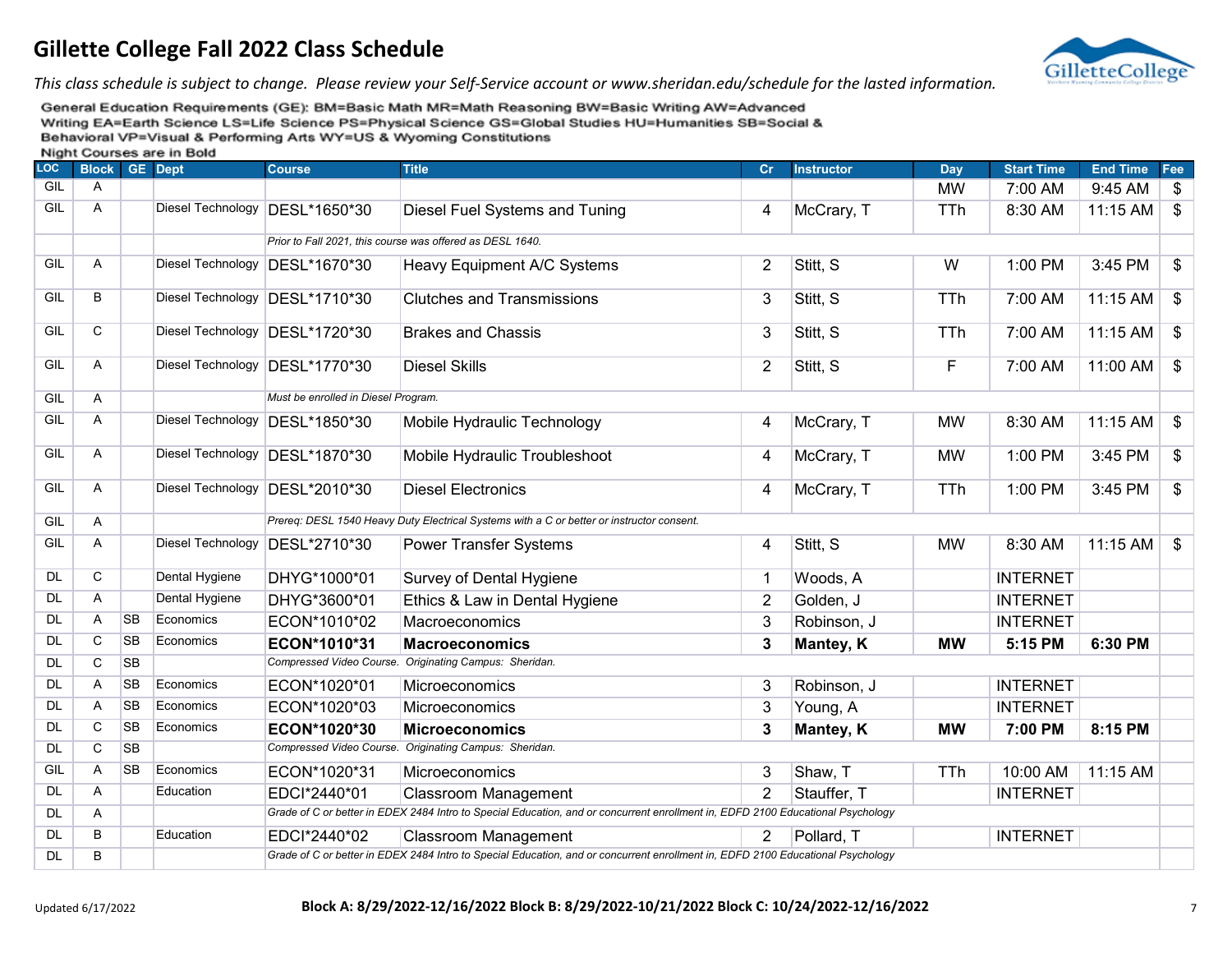# Gillette College Fall 2022 Class Schedule

*This class schedule is subject to change. Please review your Self-Service account or www.sheridan.edu/schedule for the lasted information.*

General Education Requirements (GE): BM=Basic Math MR=Math Reasoning BW=Basic Writing AW=Advanced Writing EA=Earth Science LS=Life Science PS=Physical Science GS=Global Studies HU=Humanities SB=Social & Behavioral VP=Visual & Performing Arts WY=US & Wyoming Constitutions

Night Courses are in Bold

| LOC | Block | GE | Dept | Course | Title | Cr | Instructor | Day | Start Time | End Time | Fee |
|---|---|---|---|---|---|---|---|---|---|---|---|
| GIL | A | | | | | | | MW | 7:00 AM | 9:45 AM | $ |
| GIL | A | | Diesel Technology | DESL*1650*30 | Diesel Fuel Systems and Tuning | 4 | McCrary, T | TTh | 8:30 AM | 11:15 AM | $ |
| | | | | *Prior to Fall 2021, this course was offered as DESL 1640.* | | | | | | | |
| GIL | A | | Diesel Technology | DESL*1670*30 | Heavy Equipment A/C Systems | 2 | Stitt, S | W | 1:00 PM | 3:45 PM | $ |
| GIL | B | | Diesel Technology | DESL*1710*30 | Clutches and Transmissions | 3 | Stitt, S | TTh | 7:00 AM | 11:15 AM | $ |
| GIL | C | | Diesel Technology | DESL*1720*30 | Brakes and Chassis | 3 | Stitt, S | TTh | 7:00 AM | 11:15 AM | $ |
| GIL | A | | Diesel Technology | DESL*1770*30 | Diesel Skills | 2 | Stitt, S | F | 7:00 AM | 11:00 AM | $ |
| GIL | A | | | *Must be enrolled in Diesel Program.* | | | | | | | |
| GIL | A | | Diesel Technology | DESL*1850*30 | Mobile Hydraulic Technology | 4 | McCrary, T | MW | 8:30 AM | 11:15 AM | $ |
| GIL | A | | Diesel Technology | DESL*1870*30 | Mobile Hydraulic Troubleshoot | 4 | McCrary, T | MW | 1:00 PM | 3:45 PM | $ |
| GIL | A | | Diesel Technology | DESL*2010*30 | Diesel Electronics | 4 | McCrary, T | TTh | 1:00 PM | 3:45 PM | $ |
| GIL | A | | | *Prereq: DESL 1540 Heavy Duty Electrical Systems with a C or better or instructor consent.* | | | | | | | |
| GIL | A | | Diesel Technology | DESL*2710*30 | Power Transfer Systems | 4 | Stitt, S | MW | 8:30 AM | 11:15 AM | $ |
| DL | C | | Dental Hygiene | DHYG*1000*01 | Survey of Dental Hygiene | 1 | Woods, A | | INTERNET | | |
| DL | A | | Dental Hygiene | DHYG*3600*01 | Ethics & Law in Dental Hygiene | 2 | Golden, J | | INTERNET | | |
| DL | A | SB | Economics | ECON*1010*02 | Macroeconomics | 3 | Robinson, J | | INTERNET | | |
| DL | C | SB | Economics | **ECON*1010*31** | **Macroeconomics** | **3** | **Mantey, K** | **MW** | **5:15 PM** | **6:30 PM** | |
| DL | C | SB | | *Compressed Video Course. Originating Campus: Sheridan.* | | | | | | | |
| DL | A | SB | Economics | ECON*1020*01 | Microeconomics | 3 | Robinson, J | | INTERNET | | |
| DL | A | SB | Economics | ECON*1020*03 | Microeconomics | 3 | Young, A | | INTERNET | | |
| DL | C | SB | Economics | **ECON*1020*30** | **Microeconomics** | **3** | **Mantey, K** | **MW** | **7:00 PM** | **8:15 PM** | |
| DL | C | SB | | *Compressed Video Course. Originating Campus: Sheridan.* | | | | | | | |
| GIL | A | SB | Economics | ECON*1020*31 | Microeconomics | 3 | Shaw, T | TTh | 10:00 AM | 11:15 AM | |
| DL | A | | Education | EDCI*2440*01 | Classroom Management | 2 | Stauffer, T | | INTERNET | | |
| DL | A | | | *Grade of C or better in EDEX 2484 Intro to Special Education, and or concurrent enrollment in, EDFD 2100 Educational Psychology* | | | | | | | |
| DL | B | | Education | EDCI*2440*02 | Classroom Management | 2 | Pollard, T | | INTERNET | | |
| DL | B | | | *Grade of C or better in EDEX 2484 Intro to Special Education, and or concurrent enrollment in, EDFD 2100 Educational Psychology* | | | | | | | |

Updated 6/17/2022

**Block A: 8/29/2022-12/16/2022 Block B: 8/29/2022-10/21/2022 Block C: 10/24/2022-12/16/2022**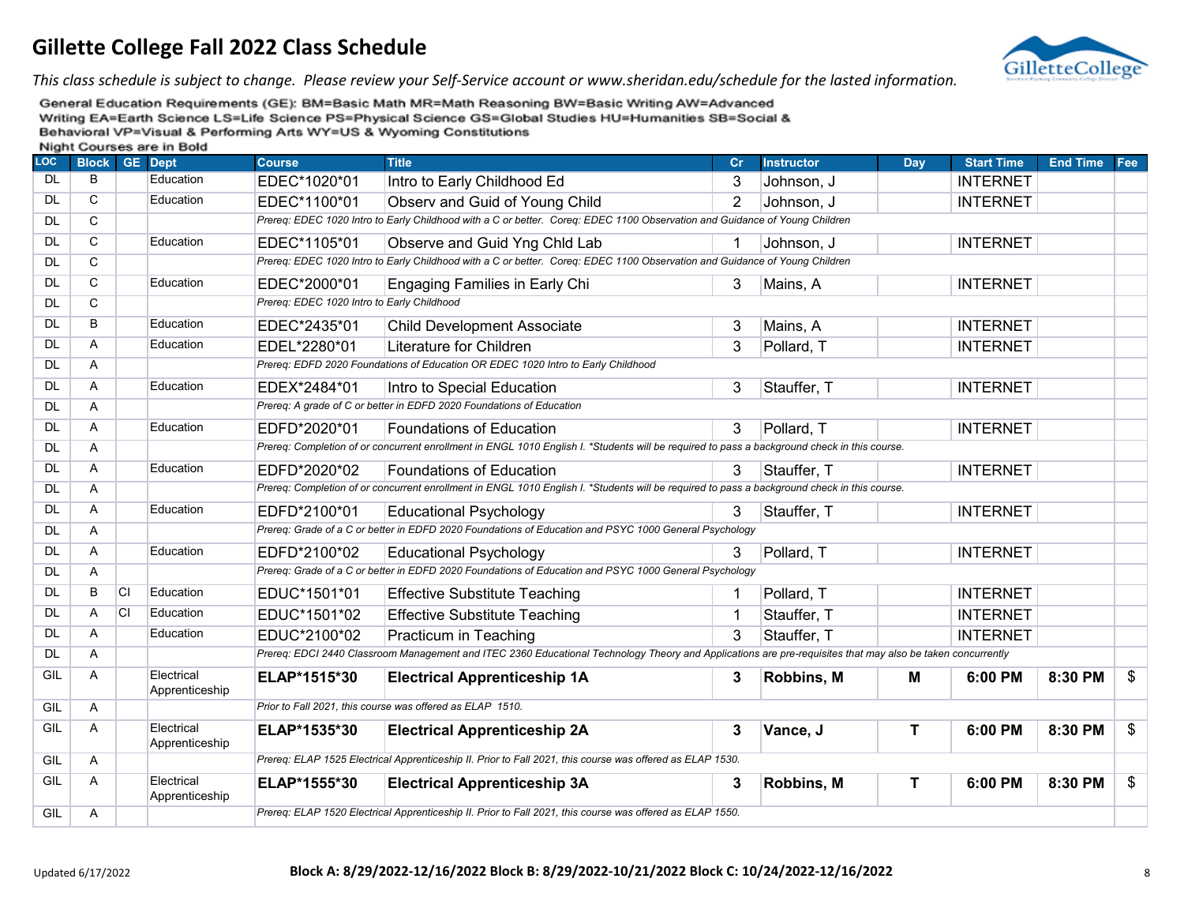# Gillette College Fall 2022 Class Schedule

*This class schedule is subject to change. Please review your Self-Service account or www.sheridan.edu/schedule for the lasted information.*

General Education Requirements (GE): BM=Basic Math MR=Math Reasoning BW=Basic Writing AW=Advanced Writing EA=Earth Science LS=Life Science PS=Physical Science GS=Global Studies HU=Humanities SB=Social & Behavioral VP=Visual & Performing Arts WY=US & Wyoming Constitutions

Night Courses are in Bold

| LOC | Block | GE | Dept | Course | Title | Cr | Instructor | Day | Start Time | End Time | Fee |
|---|---|---|---|---|---|---|---|---|---|---|---|
| DL | B | | Education | EDEC*1020*01 | Intro to Early Childhood Ed | 3 | Johnson, J | | INTERNET | | |
| DL | C | | Education | EDEC*1100*01 | Observ and Guid of Young Child | 2 | Johnson, J | | INTERNET | | |
| DL | C | | | *Prereq: EDEC 1020 Intro to Early Childhood with a C or better. Coreq: EDEC 1100 Observation and Guidance of Young Children* | | | | | | | |
| DL | C | | Education | EDEC*1105*01 | Observe and Guid Yng Chld Lab | 1 | Johnson, J | | INTERNET | | |
| DL | C | | | *Prereq: EDEC 1020 Intro to Early Childhood with a C or better. Coreq: EDEC 1100 Observation and Guidance of Young Children* | | | | | | | |
| DL | C | | Education | EDEC*2000*01 | Engaging Families in Early Chi | 3 | Mains, A | | INTERNET | | |
| DL | C | | | *Prereq: EDEC 1020 Intro to Early Childhood* | | | | | | | |
| DL | B | | Education | EDEC*2435*01 | Child Development Associate | 3 | Mains, A | | INTERNET | | |
| DL | A | | Education | EDEL*2280*01 | Literature for Children | 3 | Pollard, T | | INTERNET | | |
| DL | A | | | *Prereq: EDFD 2020 Foundations of Education OR EDEC 1020 Intro to Early Childhood* | | | | | | | |
| DL | A | | Education | EDEX*2484*01 | Intro to Special Education | 3 | Stauffer, T | | INTERNET | | |
| DL | A | | | *Prereq: A grade of C or better in EDFD 2020 Foundations of Education* | | | | | | | |
| DL | A | | Education | EDFD*2020*01 | Foundations of Education | 3 | Pollard, T | | INTERNET | | |
| DL | A | | | *Prereq: Completion of or concurrent enrollment in ENGL 1010 English I. *Students will be required to pass a background check in this course.* | | | | | | | |
| DL | A | | Education | EDFD*2020*02 | Foundations of Education | 3 | Stauffer, T | | INTERNET | | |
| DL | A | | | *Prereq: Completion of or concurrent enrollment in ENGL 1010 English I. *Students will be required to pass a background check in this course.* | | | | | | | |
| DL | A | | Education | EDFD*2100*01 | Educational Psychology | 3 | Stauffer, T | | INTERNET | | |
| DL | A | | | *Prereq: Grade of a C or better in EDFD 2020 Foundations of Education and PSYC 1000 General Psychology* | | | | | | | |
| DL | A | | Education | EDFD*2100*02 | Educational Psychology | 3 | Pollard, T | | INTERNET | | |
| DL | A | | | *Prereq: Grade of a C or better in EDFD 2020 Foundations of Education and PSYC 1000 General Psychology* | | | | | | | |
| DL | B | CI | Education | EDUC*1501*01 | Effective Substitute Teaching | 1 | Pollard, T | | INTERNET | | |
| DL | A | CI | Education | EDUC*1501*02 | Effective Substitute Teaching | 1 | Stauffer, T | | INTERNET | | |
| DL | A | | Education | EDUC*2100*02 | Practicum in Teaching | 3 | Stauffer, T | | INTERNET | | |
| DL | A | | | *Prereq: EDCI 2440 Classroom Management and ITEC 2360 Educational Technology Theory and Applications are pre-requisites that may also be taken concurrently* | | | | | | | |
| GIL | A | | Electrical Apprenticeship | **ELAP*1515*30** | **Electrical Apprenticeship 1A** | **3** | **Robbins, M** | **M** | **6:00 PM** | **8:30 PM** | $ |
| GIL | A | | | *Prior to Fall 2021, this course was offered as ELAP 1510.* | | | | | | | |
| GIL | A | | Electrical Apprenticeship | **ELAP*1535*30** | **Electrical Apprenticeship 2A** | **3** | **Vance, J** | **T** | **6:00 PM** | **8:30 PM** | $ |
| GIL | A | | | *Prereq: ELAP 1525 Electrical Apprenticeship II. Prior to Fall 2021, this course was offered as ELAP 1530.* | | | | | | | |
| GIL | A | | Electrical Apprenticeship | **ELAP*1555*30** | **Electrical Apprenticeship 3A** | **3** | **Robbins, M** | **T** | **6:00 PM** | **8:30 PM** | $ |
| GIL | A | | | *Prereq: ELAP 1520 Electrical Apprenticeship II. Prior to Fall 2021, this course was offered as ELAP 1550.* | | | | | | | |

Updated 6/17/2022

**Block A: 8/29/2022-12/16/2022 Block B: 8/29/2022-10/21/2022 Block C: 10/24/2022-12/16/2022**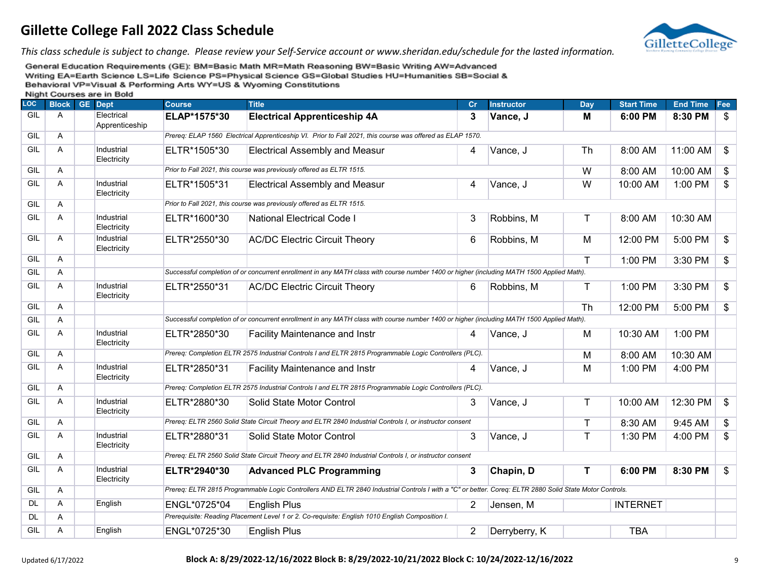# Gillette College Fall 2022 Class Schedule

*This class schedule is subject to change. Please review your Self-Service account or www.sheridan.edu/schedule for the lasted information.*

General Education Requirements (GE): BM=Basic Math MR=Math Reasoning BW=Basic Writing AW=Advanced Writing EA=Earth Science LS=Life Science PS=Physical Science GS=Global Studies HU=Humanities SB=Social & Behavioral VP=Visual & Performing Arts WY=US & Wyoming Constitutions

Night Courses are in Bold

| LOC | Block | GE | Dept | Course | Title | Cr | Instructor | Day | Start Time | End Time | Fee |
|---|---|---|---|---|---|---|---|---|---|---|---|
| GIL | A | | Electrical Apprenticeship | **ELAP*1575*30** | **Electrical Apprenticeship 4A** | **3** | **Vance, J** | **M** | **6:00 PM** | **8:30 PM** | $ |
| GIL | A | | | *Prereq: ELAP 1560 Electrical Apprenticeship VI. Prior to Fall 2021, this course was offered as ELAP 1570.* | | | | | | | |
| GIL | A | | Industrial Electricity | ELTR*1505*30 | Electrical Assembly and Measur | 4 | Vance, J | Th | 8:00 AM | 11:00 AM | $ |
| GIL | A | | | *Prior to Fall 2021, this course was previously offered as ELTR 1515.* | | | | W | 8:00 AM | 10:00 AM | $ |
| GIL | A | | Industrial Electricity | ELTR*1505*31 | Electrical Assembly and Measur | 4 | Vance, J | W | 10:00 AM | 1:00 PM | $ |
| GIL | A | | | *Prior to Fall 2021, this course was previously offered as ELTR 1515.* | | | | | | | |
| GIL | A | | Industrial Electricity | ELTR*1600*30 | National Electrical Code I | 3 | Robbins, M | T | 8:00 AM | 10:30 AM | |
| GIL | A | | Industrial Electricity | ELTR*2550*30 | AC/DC Electric Circuit Theory | 6 | Robbins, M | M | 12:00 PM | 5:00 PM | $ |
| GIL | A | | | | | | | T | 1:00 PM | 3:30 PM | $ |
| GIL | A | | | *Successful completion of or concurrent enrollment in any MATH class with course number 1400 or higher (including MATH 1500 Applied Math).* | | | | | | | |
| GIL | A | | Industrial Electricity | ELTR*2550*31 | AC/DC Electric Circuit Theory | 6 | Robbins, M | T | 1:00 PM | 3:30 PM | $ |
| GIL | A | | | | | | | Th | 12:00 PM | 5:00 PM | $ |
| GIL | A | | | *Successful completion of or concurrent enrollment in any MATH class with course number 1400 or higher (including MATH 1500 Applied Math).* | | | | | | | |
| GIL | A | | Industrial Electricity | ELTR*2850*30 | Facility Maintenance and Instr | 4 | Vance, J | M | 10:30 AM | 1:00 PM | |
| GIL | A | | | *Prereq: Completion ELTR 2575 Industrial Controls I and ELTR 2815 Programmable Logic Controllers (PLC).* | | | | M | 8:00 AM | 10:30 AM | |
| GIL | A | | Industrial Electricity | ELTR*2850*31 | Facility Maintenance and Instr | 4 | Vance, J | M | 1:00 PM | 4:00 PM | |
| GIL | A | | | *Prereq: Completion ELTR 2575 Industrial Controls I and ELTR 2815 Programmable Logic Controllers (PLC).* | | | | | | | |
| GIL | A | | Industrial Electricity | ELTR*2880*30 | Solid State Motor Control | 3 | Vance, J | T | 10:00 AM | 12:30 PM | $ |
| GIL | A | | | *Prereq: ELTR 2560 Solid State Circuit Theory and ELTR 2840 Industrial Controls I, or instructor consent* | | | | T | 8:30 AM | 9:45 AM | $ |
| GIL | A | | Industrial Electricity | ELTR*2880*31 | Solid State Motor Control | 3 | Vance, J | T | 1:30 PM | 4:00 PM | $ |
| GIL | A | | | *Prereq: ELTR 2560 Solid State Circuit Theory and ELTR 2840 Industrial Controls I, or instructor consent* | | | | | | | |
| GIL | A | | Industrial Electricity | **ELTR*2940*30** | **Advanced PLC Programming** | **3** | **Chapin, D** | **T** | **6:00 PM** | **8:30 PM** | $ |
| GIL | A | | | *Prereq: ELTR 2815 Programmable Logic Controllers AND ELTR 2840 Industrial Controls I with a "C" or better. Coreq: ELTR 2880 Solid State Motor Controls.* | | | | | | | |
| DL | A | | English | ENGL*0725*04 | English Plus | 2 | Jensen, M | | INTERNET | | |
| DL | A | | | *Prerequisite: Reading Placement Level 1 or 2. Co-requisite: English 1010 English Composition I.* | | | | | | | |
| GIL | A | | English | ENGL*0725*30 | English Plus | 2 | Derryberry, K | | TBA | | |

Updated 6/17/2022

**Block A: 8/29/2022-12/16/2022 Block B: 8/29/2022-10/21/2022 Block C: 10/24/2022-12/16/2022**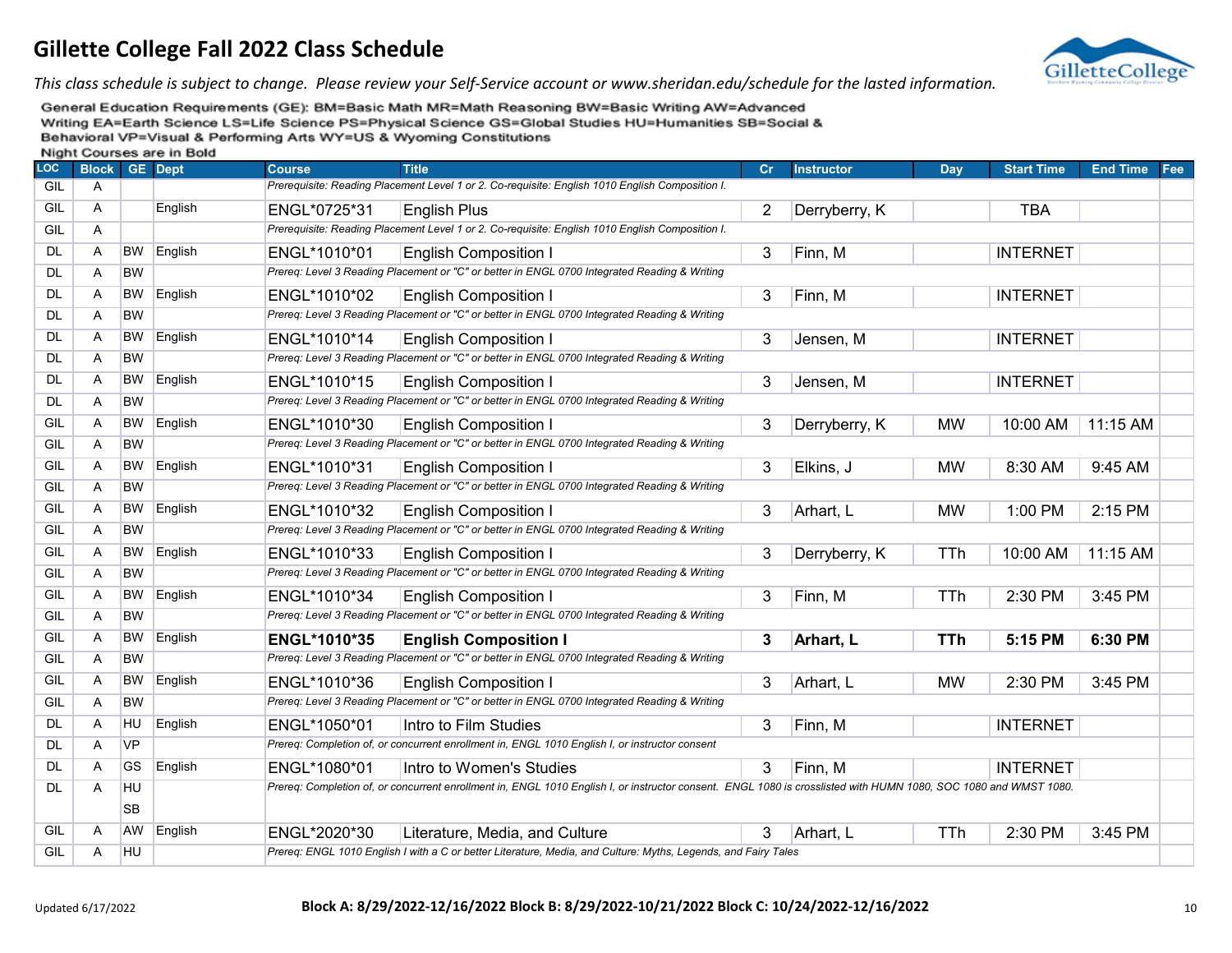# Gillette College Fall 2022 Class Schedule

*This class schedule is subject to change. Please review your Self-Service account or www.sheridan.edu/schedule for the lasted information.*

General Education Requirements (GE): BM=Basic Math MR=Math Reasoning BW=Basic Writing AW=Advanced Writing EA=Earth Science LS=Life Science PS=Physical Science GS=Global Studies HU=Humanities SB=Social & Behavioral VP=Visual & Performing Arts WY=US & Wyoming Constitutions

Night Courses are in Bold

| LOC | Block | GE | Dept | Course | Title | Cr | Instructor | Day | Start Time | End Time | Fee |
|---|---|---|---|---|---|---|---|---|---|---|---|
| GIL | A | | | *Prerequisite: Reading Placement Level 1 or 2. Co-requisite: English 1010 English Composition I.* | | | | | | | |
| GIL | A | | English | ENGL*0725*31 | English Plus | 2 | Derryberry, K | | TBA | | |
| GIL | A | | | *Prerequisite: Reading Placement Level 1 or 2. Co-requisite: English 1010 English Composition I.* | | | | | | | |
| DL | A | BW | English | ENGL*1010*01 | English Composition I | 3 | Finn, M | | INTERNET | | |
| DL | A | BW | | *Prereq: Level 3 Reading Placement or "C" or better in ENGL 0700 Integrated Reading & Writing* | | | | | | | |
| DL | A | BW | English | ENGL*1010*02 | English Composition I | 3 | Finn, M | | INTERNET | | |
| DL | A | BW | | *Prereq: Level 3 Reading Placement or "C" or better in ENGL 0700 Integrated Reading & Writing* | | | | | | | |
| DL | A | BW | English | ENGL*1010*14 | English Composition I | 3 | Jensen, M | | INTERNET | | |
| DL | A | BW | | *Prereq: Level 3 Reading Placement or "C" or better in ENGL 0700 Integrated Reading & Writing* | | | | | | | |
| DL | A | BW | English | ENGL*1010*15 | English Composition I | 3 | Jensen, M | | INTERNET | | |
| DL | A | BW | | *Prereq: Level 3 Reading Placement or "C" or better in ENGL 0700 Integrated Reading & Writing* | | | | | | | |
| GIL | A | BW | English | ENGL*1010*30 | English Composition I | 3 | Derryberry, K | MW | 10:00 AM | 11:15 AM | |
| GIL | A | BW | | *Prereq: Level 3 Reading Placement or "C" or better in ENGL 0700 Integrated Reading & Writing* | | | | | | | |
| GIL | A | BW | English | ENGL*1010*31 | English Composition I | 3 | Elkins, J | MW | 8:30 AM | 9:45 AM | |
| GIL | A | BW | | *Prereq: Level 3 Reading Placement or "C" or better in ENGL 0700 Integrated Reading & Writing* | | | | | | | |
| GIL | A | BW | English | ENGL*1010*32 | English Composition I | 3 | Arhart, L | MW | 1:00 PM | 2:15 PM | |
| GIL | A | BW | | *Prereq: Level 3 Reading Placement or "C" or better in ENGL 0700 Integrated Reading & Writing* | | | | | | | |
| GIL | A | BW | English | ENGL*1010*33 | English Composition I | 3 | Derryberry, K | TTh | 10:00 AM | 11:15 AM | |
| GIL | A | BW | | *Prereq: Level 3 Reading Placement or "C" or better in ENGL 0700 Integrated Reading & Writing* | | | | | | | |
| GIL | A | BW | English | ENGL*1010*34 | English Composition I | 3 | Finn, M | TTh | 2:30 PM | 3:45 PM | |
| GIL | A | BW | | *Prereq: Level 3 Reading Placement or "C" or better in ENGL 0700 Integrated Reading & Writing* | | | | | | | |
| GIL | A | BW | English | **ENGL*1010*35** | **English Composition I** | **3** | **Arhart, L** | **TTh** | **5:15 PM** | **6:30 PM** | |
| GIL | A | BW | | *Prereq: Level 3 Reading Placement or "C" or better in ENGL 0700 Integrated Reading & Writing* | | | | | | | |
| GIL | A | BW | English | ENGL*1010*36 | English Composition I | 3 | Arhart, L | MW | 2:30 PM | 3:45 PM | |
| GIL | A | BW | | *Prereq: Level 3 Reading Placement or "C" or better in ENGL 0700 Integrated Reading & Writing* | | | | | | | |
| DL | A | HU | English | ENGL*1050*01 | Intro to Film Studies | 3 | Finn, M | | INTERNET | | |
| DL | A | VP | | *Prereq: Completion of, or concurrent enrollment in, ENGL 1010 English I, or instructor consent* | | | | | | | |
| DL | A | GS | English | ENGL*1080*01 | Intro to Women's Studies | 3 | Finn, M | | INTERNET | | |
| DL | A | HU SB | | *Prereq: Completion of, or concurrent enrollment in, ENGL 1010 English I, or instructor consent. ENGL 1080 is crosslisted with HUMN 1080, SOC 1080 and WMST 1080.* | | | | | | | |
| GIL | A | AW | English | ENGL*2020*30 | Literature, Media, and Culture | 3 | Arhart, L | TTh | 2:30 PM | 3:45 PM | |
| GIL | A | HU | | *Prereq: ENGL 1010 English I with a C or better Literature, Media, and Culture: Myths, Legends, and Fairy Tales* | | | | | | | |

Updated 6/17/2022

**Block A: 8/29/2022-12/16/2022 Block B: 8/29/2022-10/21/2022 Block C: 10/24/2022-12/16/2022**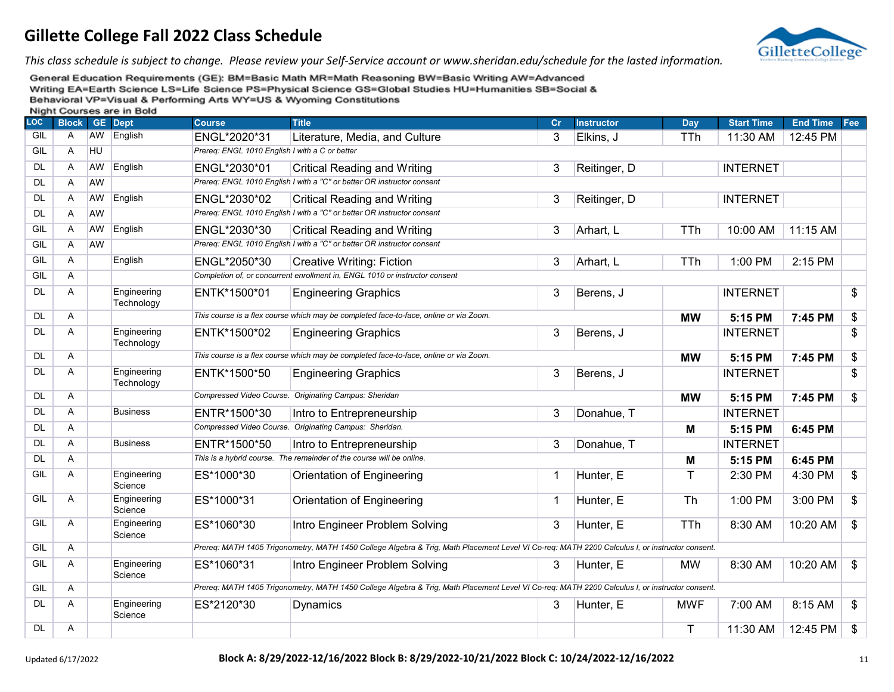# Gillette College Fall 2022 Class Schedule

*This class schedule is subject to change. Please review your Self-Service account or www.sheridan.edu/schedule for the lasted information.*

General Education Requirements (GE): BM=Basic Math MR=Math Reasoning BW=Basic Writing AW=Advanced Writing EA=Earth Science LS=Life Science PS=Physical Science GS=Global Studies HU=Humanities SB=Social & Behavioral VP=Visual & Performing Arts WY=US & Wyoming Constitutions

Night Courses are in Bold

| LOC | Block | GE | Dept | Course | Title | Cr | Instructor | Day | Start Time | End Time | Fee |
|---|---|---|---|---|---|---|---|---|---|---|---|
| GIL | A | AW | English | ENGL*2020*31 | Literature, Media, and Culture | 3 | Elkins, J | TTh | 11:30 AM | 12:45 PM | |
| GIL | A | HU | | *Prereq: ENGL 1010 English I with a C or better* | | | | | | | |
| DL | A | AW | English | ENGL*2030*01 | Critical Reading and Writing | 3 | Reitinger, D | | INTERNET | | |
| DL | A | AW | | *Prereq: ENGL 1010 English I with a "C" or better OR instructor consent* | | | | | | | |
| DL | A | AW | English | ENGL*2030*02 | Critical Reading and Writing | 3 | Reitinger, D | | INTERNET | | |
| DL | A | AW | | *Prereq: ENGL 1010 English I with a "C" or better OR instructor consent* | | | | | | | |
| GIL | A | AW | English | ENGL*2030*30 | Critical Reading and Writing | 3 | Arhart, L | TTh | 10:00 AM | 11:15 AM | |
| GIL | A | AW | | *Prereq: ENGL 1010 English I with a "C" or better OR instructor consent* | | | | | | | |
| GIL | A | | English | ENGL*2050*30 | Creative Writing: Fiction | 3 | Arhart, L | TTh | 1:00 PM | 2:15 PM | |
| GIL | A | | | *Completion of, or concurrent enrollment in, ENGL 1010 or instructor consent* | | | | | | | |
| DL | A | | Engineering Technology | ENTK*1500*01 | Engineering Graphics | 3 | Berens, J | | INTERNET | | $ |
| DL | A | | | *This course is a flex course which may be completed face-to-face, online or via Zoom.* | | | | **MW** | **5:15 PM** | **7:45 PM** | $ |
| DL | A | | Engineering Technology | ENTK*1500*02 | Engineering Graphics | 3 | Berens, J | | INTERNET | | $ |
| DL | A | | | *This course is a flex course which may be completed face-to-face, online or via Zoom.* | | | | **MW** | **5:15 PM** | **7:45 PM** | $ |
| DL | A | | Engineering Technology | ENTK*1500*50 | Engineering Graphics | 3 | Berens, J | | INTERNET | | $ |
| DL | A | | | *Compressed Video Course. Originating Campus: Sheridan* | | | | **MW** | **5:15 PM** | **7:45 PM** | $ |
| DL | A | | Business | ENTR*1500*30 | Intro to Entrepreneurship | 3 | Donahue, T | | INTERNET | | |
| DL | A | | | *Compressed Video Course. Originating Campus: Sheridan.* | | | | **M** | **5:15 PM** | **6:45 PM** | |
| DL | A | | Business | ENTR*1500*50 | Intro to Entrepreneurship | 3 | Donahue, T | | INTERNET | | |
| DL | A | | | *This is a hybrid course. The remainder of the course will be online.* | | | | **M** | **5:15 PM** | **6:45 PM** | |
| GIL | A | | Engineering Science | ES*1000*30 | Orientation of Engineering | 1 | Hunter, E | T | 2:30 PM | 4:30 PM | $ |
| GIL | A | | Engineering Science | ES*1000*31 | Orientation of Engineering | 1 | Hunter, E | Th | 1:00 PM | 3:00 PM | $ |
| GIL | A | | Engineering Science | ES*1060*30 | Intro Engineer Problem Solving | 3 | Hunter, E | TTh | 8:30 AM | 10:20 AM | $ |
| GIL | A | | | *Prereq: MATH 1405 Trigonometry, MATH 1450 College Algebra & Trig, Math Placement Level VI Co-req: MATH 2200 Calculus I, or instructor consent.* | | | | | | | |
| GIL | A | | Engineering Science | ES*1060*31 | Intro Engineer Problem Solving | 3 | Hunter, E | MW | 8:30 AM | 10:20 AM | $ |
| GIL | A | | | *Prereq: MATH 1405 Trigonometry, MATH 1450 College Algebra & Trig, Math Placement Level VI Co-req: MATH 2200 Calculus I, or instructor consent.* | | | | | | | |
| DL | A | | Engineering Science | ES*2120*30 | Dynamics | 3 | Hunter, E | MWF | 7:00 AM | 8:15 AM | $ |
| DL | A | | | | | | | T | 11:30 AM | 12:45 PM | $ |

Updated 6/17/2022

**Block A: 8/29/2022-12/16/2022 Block B: 8/29/2022-10/21/2022 Block C: 10/24/2022-12/16/2022**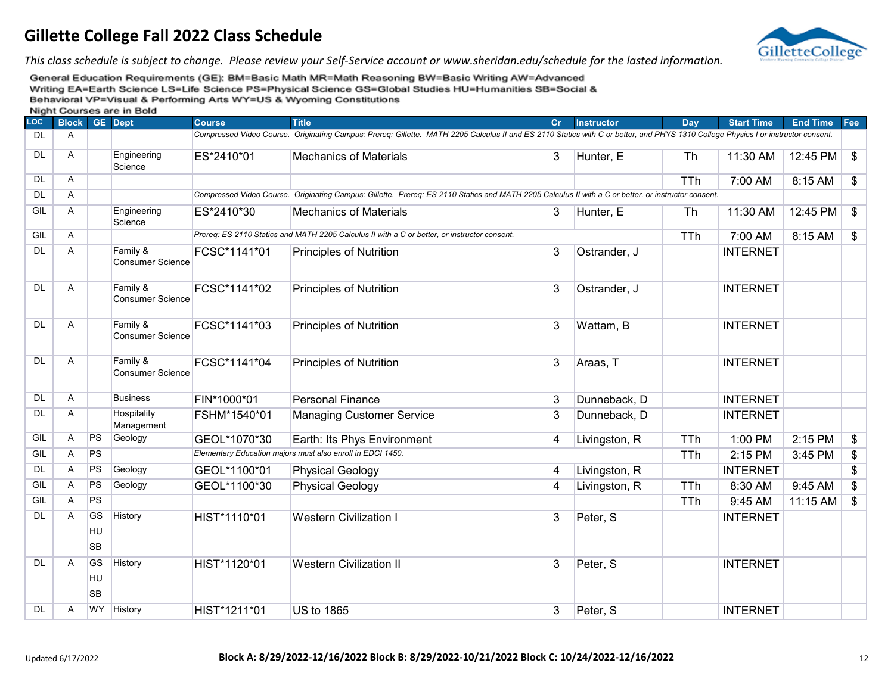# Gillette College Fall 2022 Class Schedule

*This class schedule is subject to change. Please review your Self-Service account or www.sheridan.edu/schedule for the lasted information.*

General Education Requirements (GE): BM=Basic Math MR=Math Reasoning BW=Basic Writing AW=Advanced Writing EA=Earth Science LS=Life Science PS=Physical Science GS=Global Studies HU=Humanities SB=Social & Behavioral VP=Visual & Performing Arts WY=US & Wyoming Constitutions

Night Courses are in Bold

| LOC | Block | GE | Dept | Course | Title | Cr | Instructor | Day | Start Time | End Time | Fee |
|---|---|---|---|---|---|---|---|---|---|---|---|
| DL | A | | | *Compressed Video Course. Originating Campus: Prereq: Gillette. MATH 2205 Calculus II and ES 2110 Statics with C or better, and PHYS 1310 College Physics I or instructor consent.* | | | | | | | |
| DL | A | | Engineering Science | ES*2410*01 | Mechanics of Materials | 3 | Hunter, E | Th | 11:30 AM | 12:45 PM | $ |
| DL | A | | | | | | | TTh | 7:00 AM | 8:15 AM | $ |
| DL | A | | | *Compressed Video Course. Originating Campus: Gillette. Prereq: ES 2110 Statics and MATH 2205 Calculus II with a C or better, or instructor consent.* | | | | | | | |
| GIL | A | | Engineering Science | ES*2410*30 | Mechanics of Materials | 3 | Hunter, E | Th | 11:30 AM | 12:45 PM | $ |
| GIL | A | | | *Prereq: ES 2110 Statics and MATH 2205 Calculus II with a C or better, or instructor consent.* | | | | TTh | 7:00 AM | 8:15 AM | $ |
| DL | A | | Family & Consumer Science | FCSC*1141*01 | Principles of Nutrition | 3 | Ostrander, J | | INTERNET | | |
| DL | A | | Family & Consumer Science | FCSC*1141*02 | Principles of Nutrition | 3 | Ostrander, J | | INTERNET | | |
| DL | A | | Family & Consumer Science | FCSC*1141*03 | Principles of Nutrition | 3 | Wattam, B | | INTERNET | | |
| DL | A | | Family & Consumer Science | FCSC*1141*04 | Principles of Nutrition | 3 | Araas, T | | INTERNET | | |
| DL | A | | Business | FIN*1000*01 | Personal Finance | 3 | Dunneback, D | | INTERNET | | |
| DL | A | | Hospitality Management | FSHM*1540*01 | Managing Customer Service | 3 | Dunneback, D | | INTERNET | | |
| GIL | A | PS | Geology | GEOL*1070*30 | Earth: Its Phys Environment | 4 | Livingston, R | TTh | 1:00 PM | 2:15 PM | $ |
| GIL | A | PS | | *Elementary Education majors must also enroll in EDCI 1450.* | | | | TTh | 2:15 PM | 3:45 PM | $ |
| DL | A | PS | Geology | GEOL*1100*01 | Physical Geology | 4 | Livingston, R | | INTERNET | | $ |
| GIL | A | PS | Geology | GEOL*1100*30 | Physical Geology | 4 | Livingston, R | TTh | 8:30 AM | 9:45 AM | $ |
| GIL | A | PS | | | | | | TTh | 9:45 AM | 11:15 AM | $ |
| DL | A | GS HU SB | History | HIST*1110*01 | Western Civilization I | 3 | Peter, S | | INTERNET | | |
| DL | A | GS HU SB | History | HIST*1120*01 | Western Civilization II | 3 | Peter, S | | INTERNET | | |
| DL | A | WY | History | HIST*1211*01 | US to 1865 | 3 | Peter, S | | INTERNET | | |

Updated 6/17/2022

**Block A: 8/29/2022-12/16/2022 Block B: 8/29/2022-10/21/2022 Block C: 10/24/2022-12/16/2022**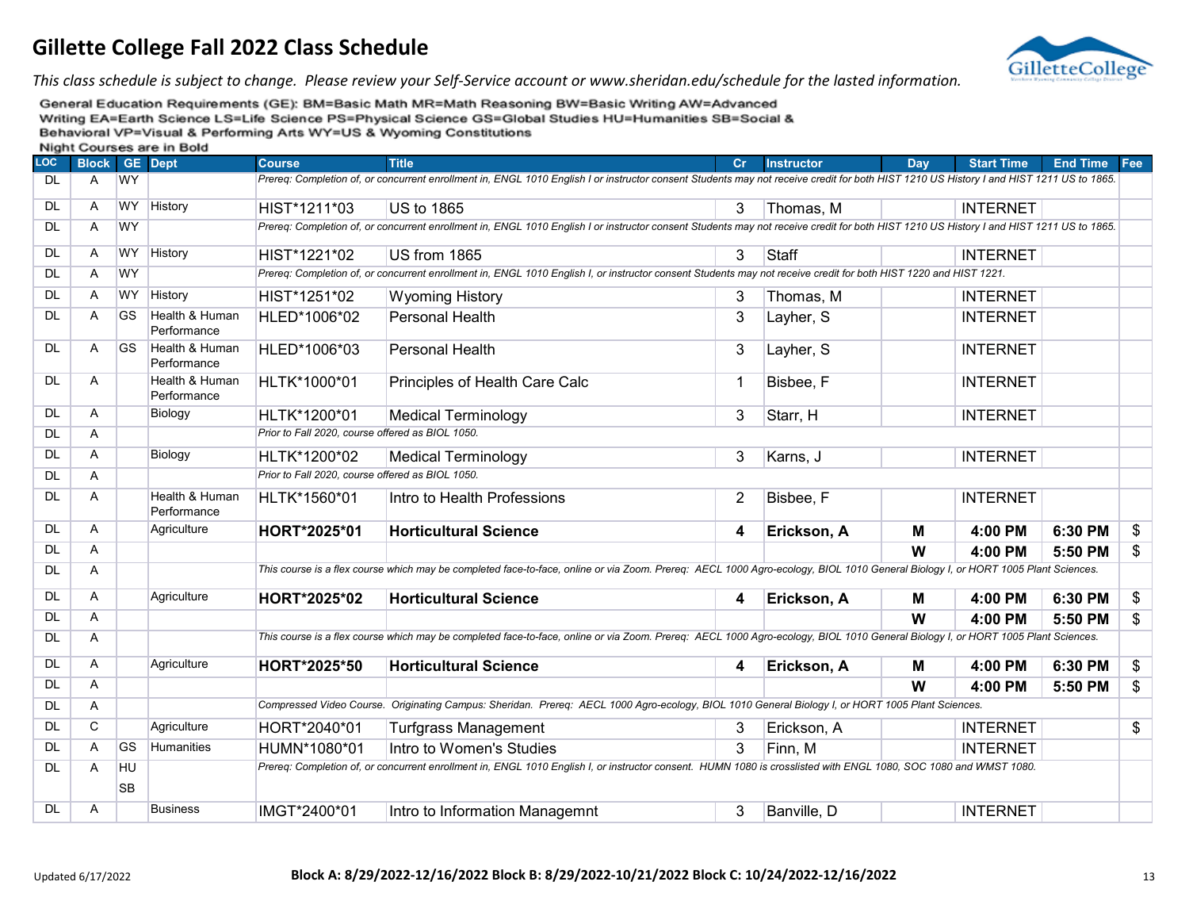# Gillette College Fall 2022 Class Schedule

*This class schedule is subject to change. Please review your Self-Service account or www.sheridan.edu/schedule for the lasted information.*

General Education Requirements (GE): BM=Basic Math MR=Math Reasoning BW=Basic Writing AW=Advanced Writing EA=Earth Science LS=Life Science PS=Physical Science GS=Global Studies HU=Humanities SB=Social & Behavioral VP=Visual & Performing Arts WY=US & Wyoming Constitutions

**Night Courses are in Bold**

| LOC | Block | GE | Dept | Course | Title | Cr | Instructor | Day | Start Time | End Time | Fee |
|---|---|---|---|---|---|---|---|---|---|---|---|
| DL | A | WY | | *Prereq: Completion of, or concurrent enrollment in, ENGL 1010 English I or instructor consent Students may not receive credit for both HIST 1210 US History I and HIST 1211 US to 1865.* | | | | | | | |
| DL | A | WY | History | HIST*1211*03 | US to 1865 | 3 | Thomas, M | | INTERNET | | |
| DL | A | WY | | *Prereq: Completion of, or concurrent enrollment in, ENGL 1010 English I or instructor consent Students may not receive credit for both HIST 1210 US History I and HIST 1211 US to 1865.* | | | | | | | |
| DL | A | WY | History | HIST*1221*02 | US from 1865 | 3 | Staff | | INTERNET | | |
| DL | A | WY | | *Prereq: Completion of, or concurrent enrollment in, ENGL 1010 English I, or instructor consent Students may not receive credit for both HIST 1220 and HIST 1221.* | | | | | | | |
| DL | A | WY | History | HIST*1251*02 | Wyoming History | 3 | Thomas, M | | INTERNET | | |
| DL | A | GS | Health & Human Performance | HLED*1006*02 | Personal Health | 3 | Layher, S | | INTERNET | | |
| DL | A | GS | Health & Human Performance | HLED*1006*03 | Personal Health | 3 | Layher, S | | INTERNET | | |
| DL | A | | Health & Human Performance | HLTK*1000*01 | Principles of Health Care Calc | 1 | Bisbee, F | | INTERNET | | |
| DL | A | | Biology | HLTK*1200*01 | Medical Terminology | 3 | Starr, H | | INTERNET | | |
| DL | A | | | *Prior to Fall 2020, course offered as BIOL 1050.* | | | | | | | |
| DL | A | | Biology | HLTK*1200*02 | Medical Terminology | 3 | Karns, J | | INTERNET | | |
| DL | A | | | *Prior to Fall 2020, course offered as BIOL 1050.* | | | | | | | |
| DL | A | | Health & Human Performance | HLTK*1560*01 | Intro to Health Professions | 2 | Bisbee, F | | INTERNET | | |
| DL | A | | Agriculture | **HORT*2025*01** | **Horticultural Science** | **4** | **Erickson, A** | **M** | **4:00 PM** | **6:30 PM** | $ |
| DL | A | | | | | | | **W** | **4:00 PM** | **5:50 PM** | $ |
| DL | A | | | *This course is a flex course which may be completed face-to-face, online or via Zoom. Prereq: AECL 1000 Agro-ecology, BIOL 1010 General Biology I, or HORT 1005 Plant Sciences.* | | | | | | | |
| DL | A | | Agriculture | **HORT*2025*02** | **Horticultural Science** | **4** | **Erickson, A** | **M** | **4:00 PM** | **6:30 PM** | $ |
| DL | A | | | | | | | **W** | **4:00 PM** | **5:50 PM** | $ |
| DL | A | | | *This course is a flex course which may be completed face-to-face, online or via Zoom. Prereq: AECL 1000 Agro-ecology, BIOL 1010 General Biology I, or HORT 1005 Plant Sciences.* | | | | | | | |
| DL | A | | Agriculture | **HORT*2025*50** | **Horticultural Science** | **4** | **Erickson, A** | **M** | **4:00 PM** | **6:30 PM** | $ |
| DL | A | | | | | | | **W** | **4:00 PM** | **5:50 PM** | $ |
| DL | A | | | *Compressed Video Course. Originating Campus: Sheridan. Prereq: AECL 1000 Agro-ecology, BIOL 1010 General Biology I, or HORT 1005 Plant Sciences.* | | | | | | | |
| DL | C | | Agriculture | HORT*2040*01 | Turfgrass Management | 3 | Erickson, A | | INTERNET | | $ |
| DL | A | GS | Humanities | HUMN*1080*01 | Intro to Women's Studies | 3 | Finn, M | | INTERNET | | |
| DL | A | HU SB | | *Prereq: Completion of, or concurrent enrollment in, ENGL 1010 English I, or instructor consent. HUMN 1080 is crosslisted with ENGL 1080, SOC 1080 and WMST 1080.* | | | | | | | |
| DL | A | | Business | IMGT*2400*01 | Intro to Information Managemnt | 3 | Banville, D | | INTERNET | | |

Updated 6/17/2022

**Block A: 8/29/2022-12/16/2022 Block B: 8/29/2022-10/21/2022 Block C: 10/24/2022-12/16/2022**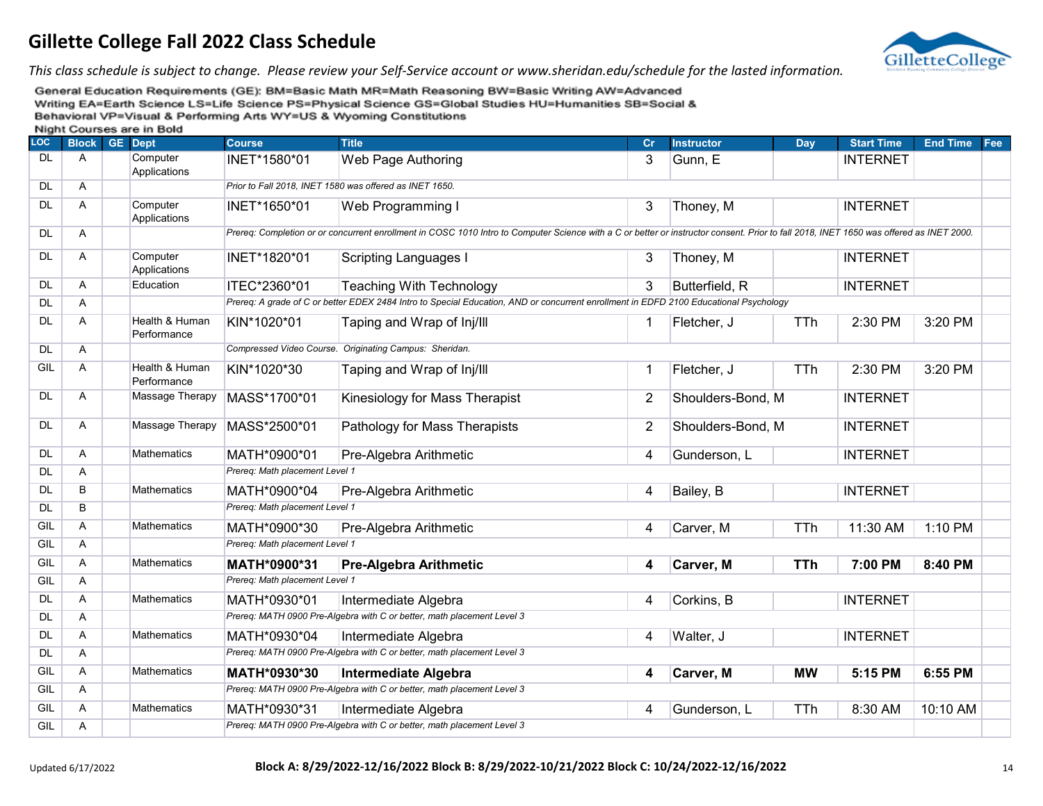# Gillette College Fall 2022 Class Schedule

*This class schedule is subject to change. Please review your Self-Service account or www.sheridan.edu/schedule for the lasted information.*

General Education Requirements (GE): BM=Basic Math MR=Math Reasoning BW=Basic Writing AW=Advanced Writing EA=Earth Science LS=Life Science PS=Physical Science GS=Global Studies HU=Humanities SB=Social & Behavioral VP=Visual & Performing Arts WY=US & Wyoming Constitutions

Night Courses are in Bold

| LOC | Block | GE | Dept | Course | Title | Cr | Instructor | Day | Start Time | End Time | Fee |
|---|---|---|---|---|---|---|---|---|---|---|---|
| DL | A | | Computer Applications | INET*1580*01 | Web Page Authoring | 3 | Gunn, E | | INTERNET | | |
| DL | A | | | *Prior to Fall 2018, INET 1580 was offered as INET 1650.* | | | | | | | |
| DL | A | | Computer Applications | INET*1650*01 | Web Programming I | 3 | Thoney, M | | INTERNET | | |
| DL | A | | | *Prereq: Completion or or concurrent enrollment in COSC 1010 Intro to Computer Science with a C or better or instructor consent. Prior to fall 2018, INET 1650 was offered as INET 2000.* | | | | | | | |
| DL | A | | Computer Applications | INET*1820*01 | Scripting Languages I | 3 | Thoney, M | | INTERNET | | |
| DL | A | | Education | ITEC*2360*01 | Teaching With Technology | 3 | Butterfield, R | | INTERNET | | |
| DL | A | | | *Prereq: A grade of C or better EDEX 2484 Intro to Special Education, AND or concurrent enrollment in EDFD 2100 Educational Psychology* | | | | | | | |
| DL | A | | Health & Human Performance | KIN*1020*01 | Taping and Wrap of Inj/Ill | 1 | Fletcher, J | TTh | 2:30 PM | 3:20 PM | |
| DL | A | | | *Compressed Video Course. Originating Campus: Sheridan.* | | | | | | | |
| GIL | A | | Health & Human Performance | KIN*1020*30 | Taping and Wrap of Inj/Ill | 1 | Fletcher, J | TTh | 2:30 PM | 3:20 PM | |
| DL | A | | Massage Therapy | MASS*1700*01 | Kinesiology for Mass Therapist | 2 | Shoulders-Bond, M | | INTERNET | | |
| DL | A | | Massage Therapy | MASS*2500*01 | Pathology for Mass Therapists | 2 | Shoulders-Bond, M | | INTERNET | | |
| DL | A | | Mathematics | MATH*0900*01 | Pre-Algebra Arithmetic | 4 | Gunderson, L | | INTERNET | | |
| DL | A | | | *Prereq: Math placement Level 1* | | | | | | | |
| DL | B | | Mathematics | MATH*0900*04 | Pre-Algebra Arithmetic | 4 | Bailey, B | | INTERNET | | |
| DL | B | | | *Prereq: Math placement Level 1* | | | | | | | |
| GIL | A | | Mathematics | MATH*0900*30 | Pre-Algebra Arithmetic | 4 | Carver, M | TTh | 11:30 AM | 1:10 PM | |
| GIL | A | | | *Prereq: Math placement Level 1* | | | | | | | |
| GIL | A | | Mathematics | **MATH*0900*31** | **Pre-Algebra Arithmetic** | **4** | **Carver, M** | **TTh** | **7:00 PM** | **8:40 PM** | |
| GIL | A | | | *Prereq: Math placement Level 1* | | | | | | | |
| DL | A | | Mathematics | MATH*0930*01 | Intermediate Algebra | 4 | Corkins, B | | INTERNET | | |
| DL | A | | | *Prereq: MATH 0900 Pre-Algebra with C or better, math placement Level 3* | | | | | | | |
| DL | A | | Mathematics | MATH*0930*04 | Intermediate Algebra | 4 | Walter, J | | INTERNET | | |
| DL | A | | | *Prereq: MATH 0900 Pre-Algebra with C or better, math placement Level 3* | | | | | | | |
| GIL | A | | Mathematics | **MATH*0930*30** | **Intermediate Algebra** | **4** | **Carver, M** | **MW** | **5:15 PM** | **6:55 PM** | |
| GIL | A | | | *Prereq: MATH 0900 Pre-Algebra with C or better, math placement Level 3* | | | | | | | |
| GIL | A | | Mathematics | MATH*0930*31 | Intermediate Algebra | 4 | Gunderson, L | TTh | 8:30 AM | 10:10 AM | |
| GIL | A | | | *Prereq: MATH 0900 Pre-Algebra with C or better, math placement Level 3* | | | | | | | |

Updated 6/17/2022

**Block A: 8/29/2022-12/16/2022 Block B: 8/29/2022-10/21/2022 Block C: 10/24/2022-12/16/2022**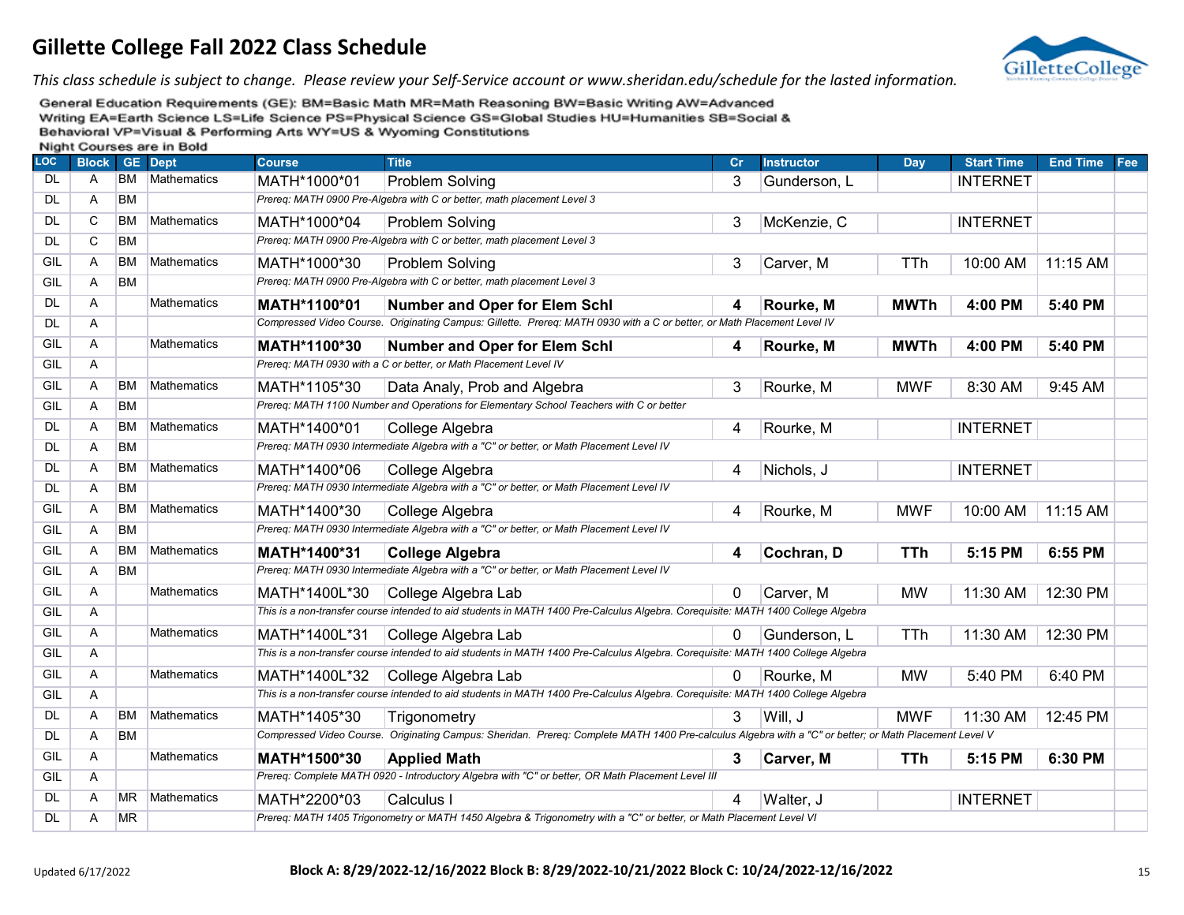# Gillette College Fall 2022 Class Schedule

*This class schedule is subject to change. Please review your Self-Service account or www.sheridan.edu/schedule for the lasted information.*

General Education Requirements (GE): BM=Basic Math MR=Math Reasoning BW=Basic Writing AW=Advanced Writing EA=Earth Science LS=Life Science PS=Physical Science GS=Global Studies HU=Humanities SB=Social & Behavioral VP=Visual & Performing Arts WY=US & Wyoming Constitutions

Night Courses are in Bold

| LOC | Block | GE | Dept | Course | Title | Cr | Instructor | Day | Start Time | End Time | Fee |
|---|---|---|---|---|---|---|---|---|---|---|---|
| DL | A | BM | Mathematics | MATH*1000*01 | Problem Solving | 3 | Gunderson, L | | INTERNET | | |
| DL | A | BM | | *Prereq: MATH 0900 Pre-Algebra with C or better, math placement Level 3* | | | | | | | |
| DL | C | BM | Mathematics | MATH*1000*04 | Problem Solving | 3 | McKenzie, C | | INTERNET | | |
| DL | C | BM | | *Prereq: MATH 0900 Pre-Algebra with C or better, math placement Level 3* | | | | | | | |
| GIL | A | BM | Mathematics | MATH*1000*30 | Problem Solving | 3 | Carver, M | TTh | 10:00 AM | 11:15 AM | |
| GIL | A | BM | | *Prereq: MATH 0900 Pre-Algebra with C or better, math placement Level 3* | | | | | | | |
| DL | A | | Mathematics | **MATH*1100*01** | **Number and Oper for Elem Schl** | **4** | **Rourke, M** | **MWTh** | **4:00 PM** | **5:40 PM** | |
| DL | A | | | *Compressed Video Course. Originating Campus: Gillette. Prereq: MATH 0930 with a C or better, or Math Placement Level IV* | | | | | | | |
| GIL | A | | Mathematics | **MATH*1100*30** | **Number and Oper for Elem Schl** | **4** | **Rourke, M** | **MWTh** | **4:00 PM** | **5:40 PM** | |
| GIL | A | | | *Prereq: MATH 0930 with a C or better, or Math Placement Level IV* | | | | | | | |
| GIL | A | BM | Mathematics | MATH*1105*30 | Data Analy, Prob and Algebra | 3 | Rourke, M | MWF | 8:30 AM | 9:45 AM | |
| GIL | A | BM | | *Prereq: MATH 1100 Number and Operations for Elementary School Teachers with C or better* | | | | | | | |
| DL | A | BM | Mathematics | MATH*1400*01 | College Algebra | 4 | Rourke, M | | INTERNET | | |
| DL | A | BM | | *Prereq: MATH 0930 Intermediate Algebra with a "C" or better, or Math Placement Level IV* | | | | | | | |
| DL | A | BM | Mathematics | MATH*1400*06 | College Algebra | 4 | Nichols, J | | INTERNET | | |
| DL | A | BM | | *Prereq: MATH 0930 Intermediate Algebra with a "C" or better, or Math Placement Level IV* | | | | | | | |
| GIL | A | BM | Mathematics | MATH*1400*30 | College Algebra | 4 | Rourke, M | MWF | 10:00 AM | 11:15 AM | |
| GIL | A | BM | | *Prereq: MATH 0930 Intermediate Algebra with a "C" or better, or Math Placement Level IV* | | | | | | | |
| GIL | A | BM | Mathematics | **MATH*1400*31** | **College Algebra** | **4** | **Cochran, D** | **TTh** | **5:15 PM** | **6:55 PM** | |
| GIL | A | BM | | *Prereq: MATH 0930 Intermediate Algebra with a "C" or better, or Math Placement Level IV* | | | | | | | |
| GIL | A | | Mathematics | MATH*1400L*30 | College Algebra Lab | 0 | Carver, M | MW | 11:30 AM | 12:30 PM | |
| GIL | A | | | *This is a non-transfer course intended to aid students in MATH 1400 Pre-Calculus Algebra. Corequisite: MATH 1400 College Algebra* | | | | | | | |
| GIL | A | | Mathematics | MATH*1400L*31 | College Algebra Lab | 0 | Gunderson, L | TTh | 11:30 AM | 12:30 PM | |
| GIL | A | | | *This is a non-transfer course intended to aid students in MATH 1400 Pre-Calculus Algebra. Corequisite: MATH 1400 College Algebra* | | | | | | | |
| GIL | A | | Mathematics | MATH*1400L*32 | College Algebra Lab | 0 | Rourke, M | MW | 5:40 PM | 6:40 PM | |
| GIL | A | | | *This is a non-transfer course intended to aid students in MATH 1400 Pre-Calculus Algebra. Corequisite: MATH 1400 College Algebra* | | | | | | | |
| DL | A | BM | Mathematics | MATH*1405*30 | Trigonometry | 3 | Will, J | MWF | 11:30 AM | 12:45 PM | |
| DL | A | BM | | *Compressed Video Course. Originating Campus: Sheridan. Prereq: Complete MATH 1400 Pre-calculus Algebra with a "C" or better; or Math Placement Level V* | | | | | | | |
| GIL | A | | Mathematics | **MATH*1500*30** | **Applied Math** | **3** | **Carver, M** | **TTh** | **5:15 PM** | **6:30 PM** | |
| GIL | A | | | *Prereq: Complete MATH 0920 - Introductory Algebra with "C" or better, OR Math Placement Level III* | | | | | | | |
| DL | A | MR | Mathematics | MATH*2200*03 | Calculus I | 4 | Walter, J | | INTERNET | | |
| DL | A | MR | | *Prereq: MATH 1405 Trigonometry or MATH 1450 Algebra & Trigonometry with a "C" or better, or Math Placement Level VI* | | | | | | | |

Updated 6/17/2022

**Block A: 8/29/2022-12/16/2022 Block B: 8/29/2022-10/21/2022 Block C: 10/24/2022-12/16/2022**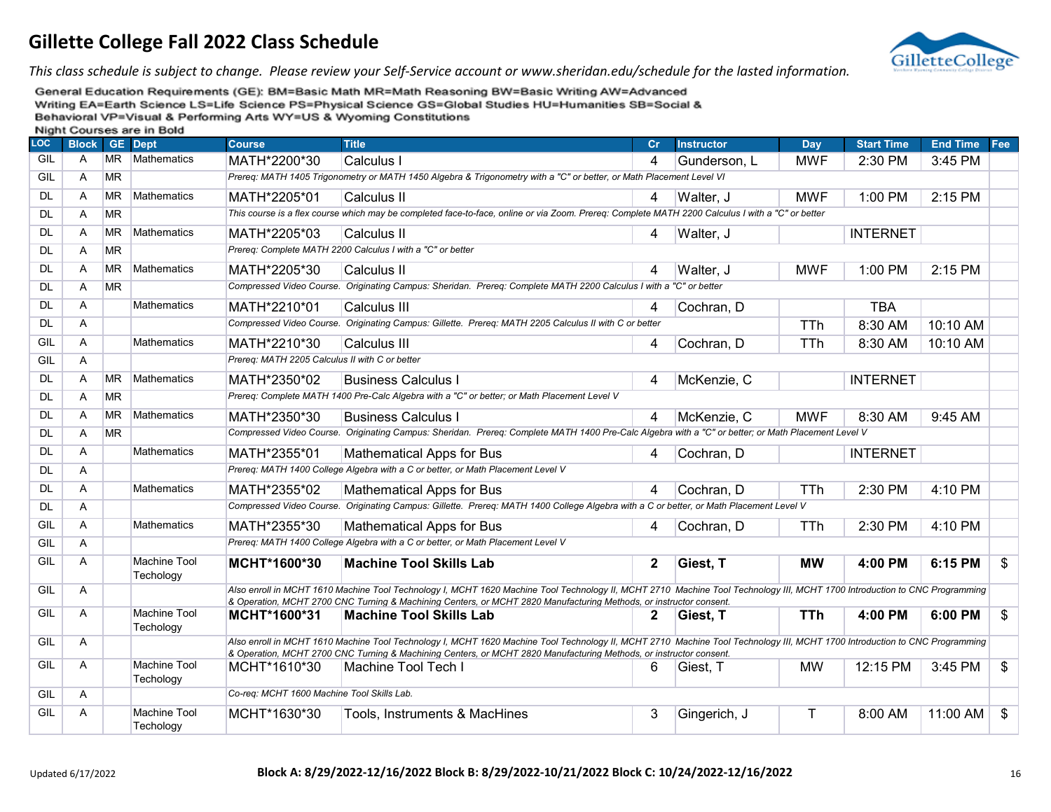# Gillette College Fall 2022 Class Schedule

*This class schedule is subject to change. Please review your Self-Service account or www.sheridan.edu/schedule for the lasted information.*

General Education Requirements (GE): BM=Basic Math MR=Math Reasoning BW=Basic Writing AW=Advanced Writing EA=Earth Science LS=Life Science PS=Physical Science GS=Global Studies HU=Humanities SB=Social & Behavioral VP=Visual & Performing Arts WY=US & Wyoming Constitutions

Night Courses are in Bold

| LOC | Block | GE | Dept | Course | Title | Cr | Instructor | Day | Start Time | End Time | Fee |
|---|---|---|---|---|---|---|---|---|---|---|---|
| GIL | A | MR | Mathematics | MATH*2200*30 | Calculus I | 4 | Gunderson, L | MWF | 2:30 PM | 3:45 PM | |
| GIL | A | MR | | *Prereq: MATH 1405 Trigonometry or MATH 1450 Algebra & Trigonometry with a "C" or better, or Math Placement Level VI* | | | | | | | |
| DL | A | MR | Mathematics | MATH*2205*01 | Calculus II | 4 | Walter, J | MWF | 1:00 PM | 2:15 PM | |
| DL | A | MR | | *This course is a flex course which may be completed face-to-face, online or via Zoom. Prereq: Complete MATH 2200 Calculus I with a "C" or better* | | | | | | | |
| DL | A | MR | Mathematics | MATH*2205*03 | Calculus II | 4 | Walter, J | | INTERNET | | |
| DL | A | MR | | *Prereq: Complete MATH 2200 Calculus I with a "C" or better* | | | | | | | |
| DL | A | MR | Mathematics | MATH*2205*30 | Calculus II | 4 | Walter, J | MWF | 1:00 PM | 2:15 PM | |
| DL | A | MR | | *Compressed Video Course. Originating Campus: Sheridan. Prereq: Complete MATH 2200 Calculus I with a "C" or better* | | | | | | | |
| DL | A | | Mathematics | MATH*2210*01 | Calculus III | 4 | Cochran, D | | TBA | | |
| DL | A | | | *Compressed Video Course. Originating Campus: Gillette. Prereq: MATH 2205 Calculus II with C or better* | | | | TTh | 8:30 AM | 10:10 AM | |
| GIL | A | | Mathematics | MATH*2210*30 | Calculus III | 4 | Cochran, D | TTh | 8:30 AM | 10:10 AM | |
| GIL | A | | | *Prereq: MATH 2205 Calculus II with C or better* | | | | | | | |
| DL | A | MR | Mathematics | MATH*2350*02 | Business Calculus I | 4 | McKenzie, C | | INTERNET | | |
| DL | A | MR | | *Prereq: Complete MATH 1400 Pre-Calc Algebra with a "C" or better; or Math Placement Level V* | | | | | | | |
| DL | A | MR | Mathematics | MATH*2350*30 | Business Calculus I | 4 | McKenzie, C | MWF | 8:30 AM | 9:45 AM | |
| DL | A | MR | | *Compressed Video Course. Originating Campus: Sheridan. Prereq: Complete MATH 1400 Pre-Calc Algebra with a "C" or better; or Math Placement Level V* | | | | | | | |
| DL | A | | Mathematics | MATH*2355*01 | Mathematical Apps for Bus | 4 | Cochran, D | | INTERNET | | |
| DL | A | | | *Prereq: MATH 1400 College Algebra with a C or better, or Math Placement Level V* | | | | | | | |
| DL | A | | Mathematics | MATH*2355*02 | Mathematical Apps for Bus | 4 | Cochran, D | TTh | 2:30 PM | 4:10 PM | |
| DL | A | | | *Compressed Video Course. Originating Campus: Gillette. Prereq: MATH 1400 College Algebra with a C or better, or Math Placement Level V* | | | | | | | |
| GIL | A | | Mathematics | MATH*2355*30 | Mathematical Apps for Bus | 4 | Cochran, D | TTh | 2:30 PM | 4:10 PM | |
| GIL | A | | | *Prereq: MATH 1400 College Algebra with a C or better, or Math Placement Level V* | | | | | | | |
| GIL | A | | Machine Tool Techology | **MCHT*1600*30** | **Machine Tool Skills Lab** | **2** | **Giest, T** | **MW** | **4:00 PM** | **6:15 PM** | $ |
| GIL | A | | | *Also enroll in MCHT 1610 Machine Tool Technology I, MCHT 1620 Machine Tool Technology II, MCHT 2710 Machine Tool Technology III, MCHT 1700 Introduction to CNC Programming & Operation, MCHT 2700 CNC Turning & Machining Centers, or MCHT 2820 Manufacturing Methods, or instructor consent.* | | | | | | | |
| GIL | A | | Machine Tool Techology | **MCHT*1600*31** | **Machine Tool Skills Lab** | **2** | **Giest, T** | **TTh** | **4:00 PM** | **6:00 PM** | $ |
| GIL | A | | | *Also enroll in MCHT 1610 Machine Tool Technology I, MCHT 1620 Machine Tool Technology II, MCHT 2710 Machine Tool Technology III, MCHT 1700 Introduction to CNC Programming & Operation, MCHT 2700 CNC Turning & Machining Centers, or MCHT 2820 Manufacturing Methods, or instructor consent.* | | | | | | | |
| GIL | A | | Machine Tool Techology | MCHT*1610*30 | Machine Tool Tech I | 6 | Giest, T | MW | 12:15 PM | 3:45 PM | $ |
| GIL | A | | | *Co-req: MCHT 1600 Machine Tool Skills Lab.* | | | | | | | |
| GIL | A | | Machine Tool Techology | MCHT*1630*30 | Tools, Instruments & MacHines | 3 | Gingerich, J | T | 8:00 AM | 11:00 AM | $ |

Updated 6/17/2022

**Block A: 8/29/2022-12/16/2022 Block B: 8/29/2022-10/21/2022 Block C: 10/24/2022-12/16/2022**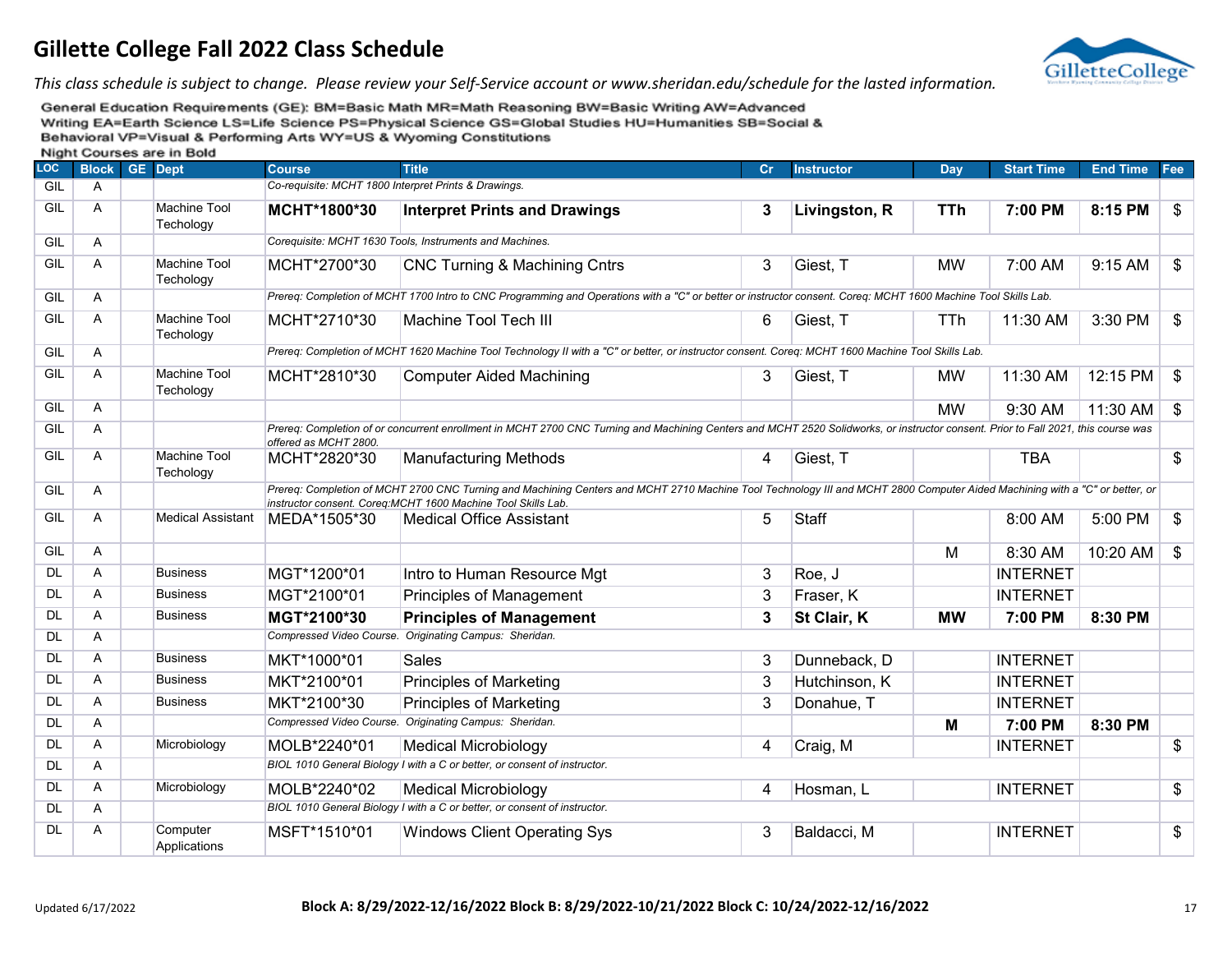# Gillette College Fall 2022 Class Schedule

*This class schedule is subject to change. Please review your Self-Service account or www.sheridan.edu/schedule for the lasted information.*

General Education Requirements (GE): BM=Basic Math MR=Math Reasoning BW=Basic Writing AW=Advanced Writing EA=Earth Science LS=Life Science PS=Physical Science GS=Global Studies HU=Humanities SB=Social & Behavioral VP=Visual & Performing Arts WY=US & Wyoming Constitutions

Night Courses are in Bold

| LOC | Block | GE | Dept | Course | Title | Cr | Instructor | Day | Start Time | End Time | Fee |
|---|---|---|---|---|---|---|---|---|---|---|---|
| GIL | A | | | *Co-requisite: MCHT 1800 Interpret Prints & Drawings.* | | | | | | | |
| GIL | A | | Machine Tool Techology | **MCHT*1800*30** | **Interpret Prints and Drawings** | **3** | **Livingston, R** | **TTh** | **7:00 PM** | **8:15 PM** | $ |
| GIL | A | | | *Corequisite: MCHT 1630 Tools, Instruments and Machines.* | | | | | | | |
| GIL | A | | Machine Tool Techology | MCHT*2700*30 | CNC Turning & Machining Cntrs | 3 | Giest, T | MW | 7:00 AM | 9:15 AM | $ |
| GIL | A | | | *Prereq: Completion of MCHT 1700 Intro to CNC Programming and Operations with a "C" or better or instructor consent. Coreq: MCHT 1600 Machine Tool Skills Lab.* | | | | | | | |
| GIL | A | | Machine Tool Techology | MCHT*2710*30 | Machine Tool Tech III | 6 | Giest, T | TTh | 11:30 AM | 3:30 PM | $ |
| GIL | A | | | *Prereq: Completion of MCHT 1620 Machine Tool Technology II with a "C" or better, or instructor consent. Coreq: MCHT 1600 Machine Tool Skills Lab.* | | | | | | | |
| GIL | A | | Machine Tool Techology | MCHT*2810*30 | Computer Aided Machining | 3 | Giest, T | MW | 11:30 AM | 12:15 PM | $ |
| GIL | A | | | | | | | MW | 9:30 AM | 11:30 AM | $ |
| GIL | A | | | *Prereq: Completion of or concurrent enrollment in MCHT 2700 CNC Turning and Machining Centers and MCHT 2520 Solidworks, or instructor consent. Prior to Fall 2021, this course was offered as MCHT 2800.* | | | | | | | |
| GIL | A | | Machine Tool Techology | MCHT*2820*30 | Manufacturing Methods | 4 | Giest, T | | TBA | | $ |
| GIL | A | | | *Prereq: Completion of MCHT 2700 CNC Turning and Machining Centers and MCHT 2710 Machine Tool Technology III and MCHT 2800 Computer Aided Machining with a "C" or better, or instructor consent. Coreq:MCHT 1600 Machine Tool Skills Lab.* | | | | | | | |
| GIL | A | | Medical Assistant | MEDA*1505*30 | Medical Office Assistant | 5 | Staff | | 8:00 AM | 5:00 PM | $ |
| GIL | A | | | | | | | M | 8:30 AM | 10:20 AM | $ |
| DL | A | | Business | MGT*1200*01 | Intro to Human Resource Mgt | 3 | Roe, J | | INTERNET | | |
| DL | A | | Business | MGT*2100*01 | Principles of Management | 3 | Fraser, K | | INTERNET | | |
| DL | A | | Business | **MGT*2100*30** | **Principles of Management** | **3** | **St Clair, K** | **MW** | **7:00 PM** | **8:30 PM** | |
| DL | A | | | *Compressed Video Course. Originating Campus: Sheridan.* | | | | | | | |
| DL | A | | Business | MKT*1000*01 | Sales | 3 | Dunneback, D | | INTERNET | | |
| DL | A | | Business | MKT*2100*01 | Principles of Marketing | 3 | Hutchinson, K | | INTERNET | | |
| DL | A | | Business | MKT*2100*30 | Principles of Marketing | 3 | Donahue, T | | INTERNET | | |
| DL | A | | | *Compressed Video Course. Originating Campus: Sheridan.* | | | | **M** | **7:00 PM** | **8:30 PM** | |
| DL | A | | Microbiology | MOLB*2240*01 | Medical Microbiology | 4 | Craig, M | | INTERNET | | $ |
| DL | A | | | *BIOL 1010 General Biology I with a C or better, or consent of instructor.* | | | | | | | |
| DL | A | | Microbiology | MOLB*2240*02 | Medical Microbiology | 4 | Hosman, L | | INTERNET | | $ |
| DL | A | | | *BIOL 1010 General Biology I with a C or better, or consent of instructor.* | | | | | | | |
| DL | A | | Computer Applications | MSFT*1510*01 | Windows Client Operating Sys | 3 | Baldacci, M | | INTERNET | | $ |

Updated 6/17/2022

**Block A: 8/29/2022-12/16/2022 Block B: 8/29/2022-10/21/2022 Block C: 10/24/2022-12/16/2022**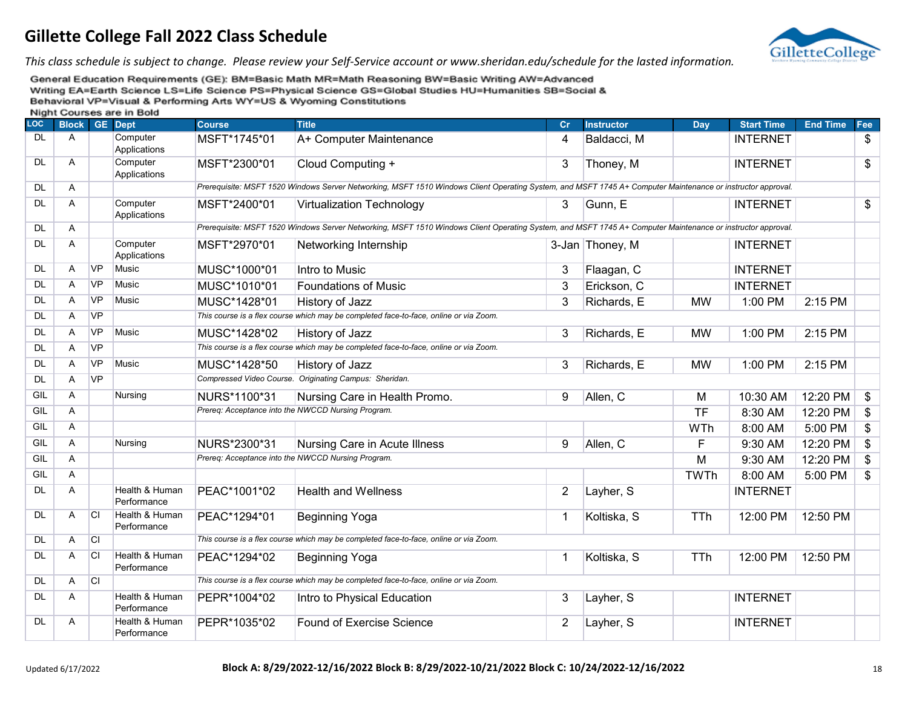# Gillette College Fall 2022 Class Schedule

*This class schedule is subject to change. Please review your Self-Service account or www.sheridan.edu/schedule for the lasted information.*

General Education Requirements (GE): BM=Basic Math MR=Math Reasoning BW=Basic Writing AW=Advanced Writing EA=Earth Science LS=Life Science PS=Physical Science GS=Global Studies HU=Humanities SB=Social & Behavioral VP=Visual & Performing Arts WY=US & Wyoming Constitutions

**Night Courses are in Bold**

| LOC | Block | GE | Dept | Course | Title | Cr | Instructor | Day | Start Time | End Time | Fee |
|---|---|---|---|---|---|---|---|---|---|---|---|
| DL | A | | Computer Applications | MSFT*1745*01 | A+ Computer Maintenance | 4 | Baldacci, M | | INTERNET | | $ |
| DL | A | | Computer Applications | MSFT*2300*01 | Cloud Computing + | 3 | Thoney, M | | INTERNET | | $ |
| DL | A | | | *Prerequisite: MSFT 1520 Windows Server Networking, MSFT 1510 Windows Client Operating System, and MSFT 1745 A+ Computer Maintenance or instructor approval.* | | | | | | | |
| DL | A | | Computer Applications | MSFT*2400*01 | Virtualization Technology | 3 | Gunn, E | | INTERNET | | $ |
| DL | A | | | *Prerequisite: MSFT 1520 Windows Server Networking, MSFT 1510 Windows Client Operating System, and MSFT 1745 A+ Computer Maintenance or instructor approval.* | | | | | | | |
| DL | A | | Computer Applications | MSFT*2970*01 | Networking Internship | 3-Jan | Thoney, M | | INTERNET | | |
| DL | A | VP | Music | MUSC*1000*01 | Intro to Music | 3 | Flaagan, C | | INTERNET | | |
| DL | A | VP | Music | MUSC*1010*01 | Foundations of Music | 3 | Erickson, C | | INTERNET | | |
| DL | A | VP | Music | MUSC*1428*01 | History of Jazz | 3 | Richards, E | MW | 1:00 PM | 2:15 PM | |
| DL | A | VP | | *This course is a flex course which may be completed face-to-face, online or via Zoom.* | | | | | | | |
| DL | A | VP | Music | MUSC*1428*02 | History of Jazz | 3 | Richards, E | MW | 1:00 PM | 2:15 PM | |
| DL | A | VP | | *This course is a flex course which may be completed face-to-face, online or via Zoom.* | | | | | | | |
| DL | A | VP | Music | MUSC*1428*50 | History of Jazz | 3 | Richards, E | MW | 1:00 PM | 2:15 PM | |
| DL | A | VP | | *Compressed Video Course. Originating Campus: Sheridan.* | | | | | | | |
| GIL | A | | Nursing | NURS*1100*31 | Nursing Care in Health Promo. | 9 | Allen, C | M | 10:30 AM | 12:20 PM | $ |
| GIL | A | | | *Prereq: Acceptance into the NWCCD Nursing Program.* | | | | TF | 8:30 AM | 12:20 PM | $ |
| GIL | A | | | | | | | WTh | 8:00 AM | 5:00 PM | $ |
| GIL | A | | Nursing | NURS*2300*31 | Nursing Care in Acute Illness | 9 | Allen, C | F | 9:30 AM | 12:20 PM | $ |
| GIL | A | | | *Prereq: Acceptance into the NWCCD Nursing Program.* | | | | M | 9:30 AM | 12:20 PM | $ |
| GIL | A | | | | | | | TWTh | 8:00 AM | 5:00 PM | $ |
| DL | A | | Health & Human Performance | PEAC*1001*02 | Health and Wellness | 2 | Layher, S | | INTERNET | | |
| DL | A | CI | Health & Human Performance | PEAC*1294*01 | Beginning Yoga | 1 | Koltiska, S | TTh | 12:00 PM | 12:50 PM | |
| DL | A | CI | | *This course is a flex course which may be completed face-to-face, online or via Zoom.* | | | | | | | |
| DL | A | CI | Health & Human Performance | PEAC*1294*02 | Beginning Yoga | 1 | Koltiska, S | TTh | 12:00 PM | 12:50 PM | |
| DL | A | CI | | *This course is a flex course which may be completed face-to-face, online or via Zoom.* | | | | | | | |
| DL | A | | Health & Human Performance | PEPR*1004*02 | Intro to Physical Education | 3 | Layher, S | | INTERNET | | |
| DL | A | | Health & Human Performance | PEPR*1035*02 | Found of Exercise Science | 2 | Layher, S | | INTERNET | | |

Updated 6/17/2022

**Block A: 8/29/2022-12/16/2022 Block B: 8/29/2022-10/21/2022 Block C: 10/24/2022-12/16/2022**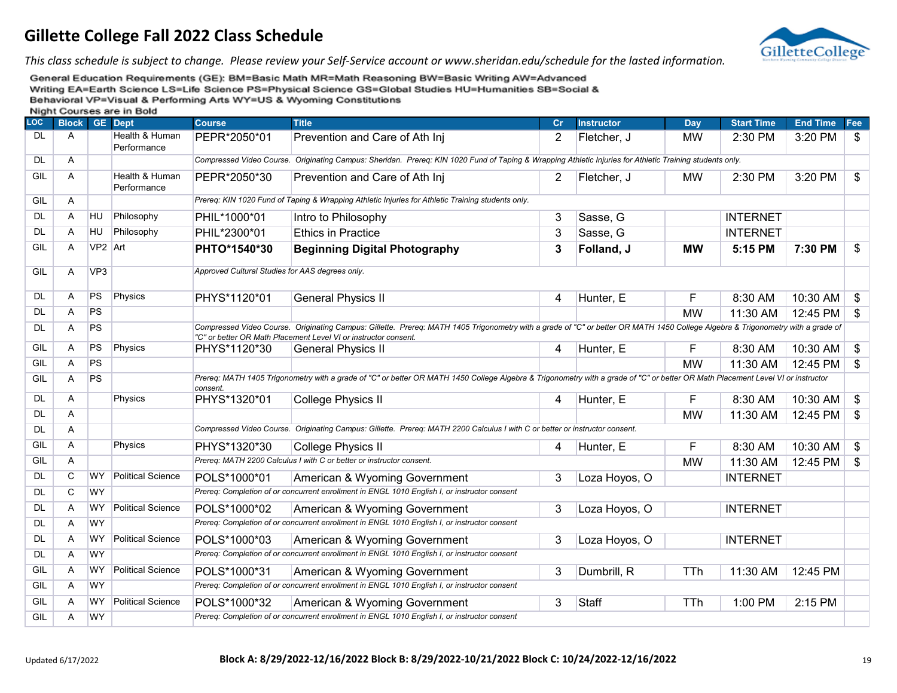# Gillette College Fall 2022 Class Schedule

*This class schedule is subject to change. Please review your Self-Service account or www.sheridan.edu/schedule for the lasted information.*

General Education Requirements (GE): BM=Basic Math MR=Math Reasoning BW=Basic Writing AW=Advanced Writing EA=Earth Science LS=Life Science PS=Physical Science GS=Global Studies HU=Humanities SB=Social & Behavioral VP=Visual & Performing Arts WY=US & Wyoming Constitutions

Night Courses are in Bold

| LOC | Block | GE | Dept | Course | Title | Cr | Instructor | Day | Start Time | End Time | Fee |
|---|---|---|---|---|---|---|---|---|---|---|---|
| DL | A | | Health & Human Performance | PEPR*2050*01 | Prevention and Care of Ath Inj | 2 | Fletcher, J | MW | 2:30 PM | 3:20 PM | $ |
| DL | A | | | *Compressed Video Course. Originating Campus: Sheridan. Prereq: KIN 1020 Fund of Taping & Wrapping Athletic Injuries for Athletic Training students only.* | | | | | | | |
| GIL | A | | Health & Human Performance | PEPR*2050*30 | Prevention and Care of Ath Inj | 2 | Fletcher, J | MW | 2:30 PM | 3:20 PM | $ |
| GIL | A | | | *Prereq: KIN 1020 Fund of Taping & Wrapping Athletic Injuries for Athletic Training students only.* | | | | | | | |
| DL | A | HU | Philosophy | PHIL*1000*01 | Intro to Philosophy | 3 | Sasse, G | | INTERNET | | |
| DL | A | HU | Philosophy | PHIL*2300*01 | Ethics in Practice | 3 | Sasse, G | | INTERNET | | |
| GIL | A | VP2 | Art | **PHTO*1540*30** | **Beginning Digital Photography** | **3** | **Folland, J** | **MW** | **5:15 PM** | **7:30 PM** | $ |
| GIL | A | VP3 | | *Approved Cultural Studies for AAS degrees only.* | | | | | | | |
| DL | A | PS | Physics | PHYS*1120*01 | General Physics II | 4 | Hunter, E | F | 8:30 AM | 10:30 AM | $ |
| DL | A | PS | | | | | | MW | 11:30 AM | 12:45 PM | $ |
| DL | A | PS | | *Compressed Video Course. Originating Campus: Gillette. Prereq: MATH 1405 Trigonometry with a grade of "C" or better OR MATH 1450 College Algebra & Trigonometry with a grade of "C" or better OR Math Placement Level VI or instructor consent.* | | | | | | | |
| GIL | A | PS | Physics | PHYS*1120*30 | General Physics II | 4 | Hunter, E | F | 8:30 AM | 10:30 AM | $ |
| GIL | A | PS | | | | | | MW | 11:30 AM | 12:45 PM | $ |
| GIL | A | PS | | *Prereq: MATH 1405 Trigonometry with a grade of "C" or better OR MATH 1450 College Algebra & Trigonometry with a grade of "C" or better OR Math Placement Level VI or instructor consent.* | | | | | | | |
| DL | A | | Physics | PHYS*1320*01 | College Physics II | 4 | Hunter, E | F | 8:30 AM | 10:30 AM | $ |
| DL | A | | | | | | | MW | 11:30 AM | 12:45 PM | $ |
| DL | A | | | *Compressed Video Course. Originating Campus: Gillette. Prereq: MATH 2200 Calculus I with C or better or instructor consent.* | | | | | | | |
| GIL | A | | Physics | PHYS*1320*30 | College Physics II | 4 | Hunter, E | F | 8:30 AM | 10:30 AM | $ |
| GIL | A | | | *Prereq: MATH 2200 Calculus I with C or better or instructor consent.* | | | | MW | 11:30 AM | 12:45 PM | $ |
| DL | C | WY | Political Science | POLS*1000*01 | American & Wyoming Government | 3 | Loza Hoyos, O | | INTERNET | | |
| DL | C | WY | | *Prereq: Completion of or concurrent enrollment in ENGL 1010 English I, or instructor consent* | | | | | | | |
| DL | A | WY | Political Science | POLS*1000*02 | American & Wyoming Government | 3 | Loza Hoyos, O | | INTERNET | | |
| DL | A | WY | | *Prereq: Completion of or concurrent enrollment in ENGL 1010 English I, or instructor consent* | | | | | | | |
| DL | A | WY | Political Science | POLS*1000*03 | American & Wyoming Government | 3 | Loza Hoyos, O | | INTERNET | | |
| DL | A | WY | | *Prereq: Completion of or concurrent enrollment in ENGL 1010 English I, or instructor consent* | | | | | | | |
| GIL | A | WY | Political Science | POLS*1000*31 | American & Wyoming Government | 3 | Dumbrill, R | TTh | 11:30 AM | 12:45 PM | |
| GIL | A | WY | | *Prereq: Completion of or concurrent enrollment in ENGL 1010 English I, or instructor consent* | | | | | | | |
| GIL | A | WY | Political Science | POLS*1000*32 | American & Wyoming Government | 3 | Staff | TTh | 1:00 PM | 2:15 PM | |
| GIL | A | WY | | *Prereq: Completion of or concurrent enrollment in ENGL 1010 English I, or instructor consent* | | | | | | | |

Updated 6/17/2022

**Block A: 8/29/2022-12/16/2022 Block B: 8/29/2022-10/21/2022 Block C: 10/24/2022-12/16/2022**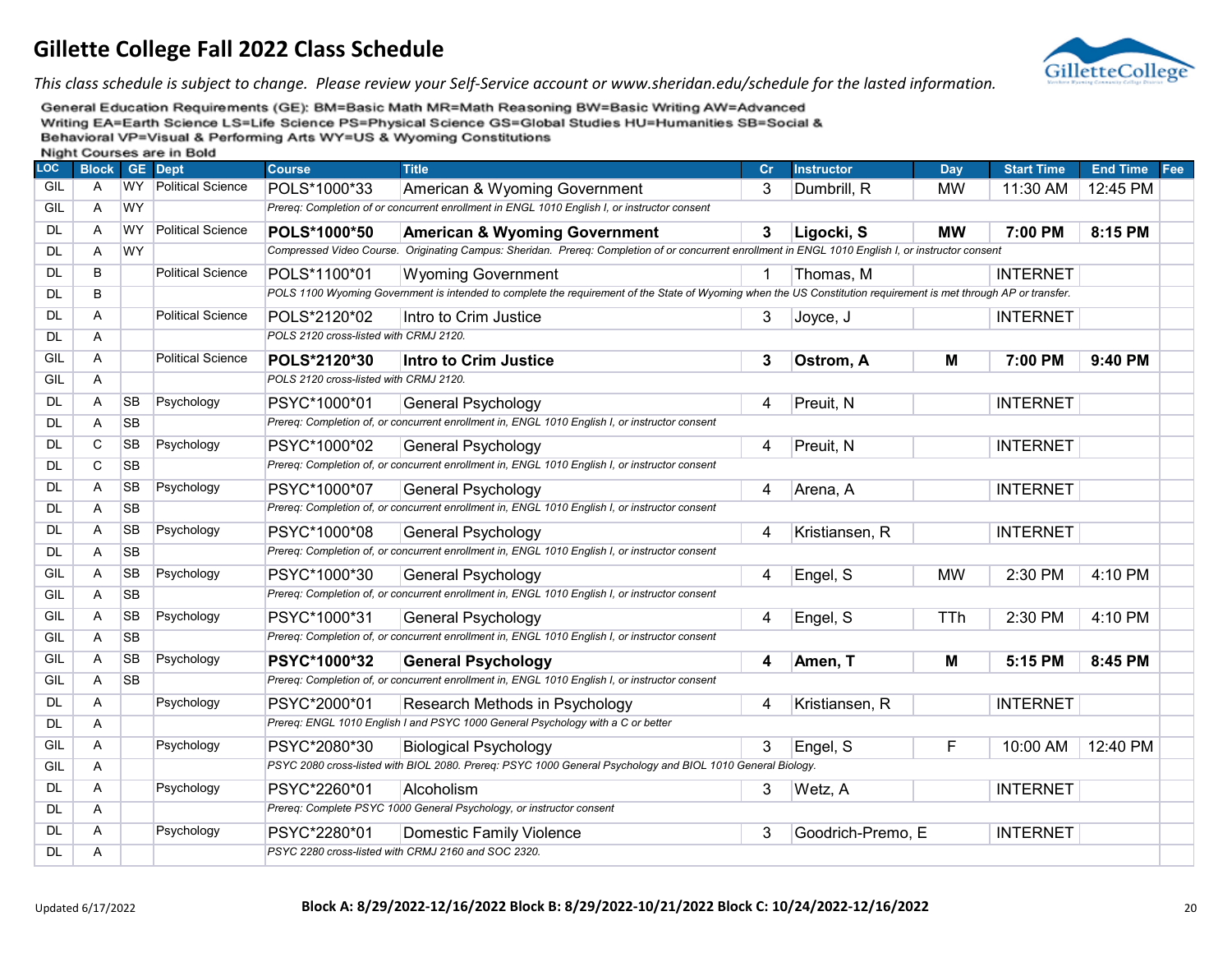# Gillette College Fall 2022 Class Schedule

*This class schedule is subject to change. Please review your Self-Service account or www.sheridan.edu/schedule for the lasted information.*

General Education Requirements (GE): BM=Basic Math MR=Math Reasoning BW=Basic Writing AW=Advanced Writing EA=Earth Science LS=Life Science PS=Physical Science GS=Global Studies HU=Humanities SB=Social & Behavioral VP=Visual & Performing Arts WY=US & Wyoming Constitutions

**Night Courses are in Bold**

| LOC | Block | GE | Dept | Course | Title | Cr | Instructor | Day | Start Time | End Time | Fee |
|---|---|---|---|---|---|---|---|---|---|---|---|
| GIL | A | WY | Political Science | POLS*1000*33 | American & Wyoming Government | 3 | Dumbrill, R | MW | 11:30 AM | 12:45 PM | |
| GIL | A | WY | | *Prereq: Completion of or concurrent enrollment in ENGL 1010 English I, or instructor consent* | | | | | | | |
| DL | A | WY | Political Science | **POLS*1000*50** | **American & Wyoming Government** | **3** | **Ligocki, S** | **MW** | **7:00 PM** | **8:15 PM** | |
| DL | A | WY | | *Compressed Video Course. Originating Campus: Sheridan. Prereq: Completion of or concurrent enrollment in ENGL 1010 English I, or instructor consent* | | | | | | | |
| DL | B | | Political Science | POLS*1100*01 | Wyoming Government | 1 | Thomas, M | | INTERNET | | |
| DL | B | | | *POLS 1100 Wyoming Government is intended to complete the requirement of the State of Wyoming when the US Constitution requirement is met through AP or transfer.* | | | | | | | |
| DL | A | | Political Science | POLS*2120*02 | Intro to Crim Justice | 3 | Joyce, J | | INTERNET | | |
| DL | A | | | *POLS 2120 cross-listed with CRMJ 2120.* | | | | | | | |
| GIL | A | | Political Science | **POLS*2120*30** | **Intro to Crim Justice** | **3** | **Ostrom, A** | **M** | **7:00 PM** | **9:40 PM** | |
| GIL | A | | | *POLS 2120 cross-listed with CRMJ 2120.* | | | | | | | |
| DL | A | SB | Psychology | PSYC*1000*01 | General Psychology | 4 | Preuit, N | | INTERNET | | |
| DL | A | SB | | *Prereq: Completion of, or concurrent enrollment in, ENGL 1010 English I, or instructor consent* | | | | | | | |
| DL | C | SB | Psychology | PSYC*1000*02 | General Psychology | 4 | Preuit, N | | INTERNET | | |
| DL | C | SB | | *Prereq: Completion of, or concurrent enrollment in, ENGL 1010 English I, or instructor consent* | | | | | | | |
| DL | A | SB | Psychology | PSYC*1000*07 | General Psychology | 4 | Arena, A | | INTERNET | | |
| DL | A | SB | | *Prereq: Completion of, or concurrent enrollment in, ENGL 1010 English I, or instructor consent* | | | | | | | |
| DL | A | SB | Psychology | PSYC*1000*08 | General Psychology | 4 | Kristiansen, R | | INTERNET | | |
| DL | A | SB | | *Prereq: Completion of, or concurrent enrollment in, ENGL 1010 English I, or instructor consent* | | | | | | | |
| GIL | A | SB | Psychology | PSYC*1000*30 | General Psychology | 4 | Engel, S | MW | 2:30 PM | 4:10 PM | |
| GIL | A | SB | | *Prereq: Completion of, or concurrent enrollment in, ENGL 1010 English I, or instructor consent* | | | | | | | |
| GIL | A | SB | Psychology | PSYC*1000*31 | General Psychology | 4 | Engel, S | TTh | 2:30 PM | 4:10 PM | |
| GIL | A | SB | | *Prereq: Completion of, or concurrent enrollment in, ENGL 1010 English I, or instructor consent* | | | | | | | |
| GIL | A | SB | Psychology | **PSYC*1000*32** | **General Psychology** | **4** | **Amen, T** | **M** | **5:15 PM** | **8:45 PM** | |
| GIL | A | SB | | *Prereq: Completion of, or concurrent enrollment in, ENGL 1010 English I, or instructor consent* | | | | | | | |
| DL | A | | Psychology | PSYC*2000*01 | Research Methods in Psychology | 4 | Kristiansen, R | | INTERNET | | |
| DL | A | | | *Prereq: ENGL 1010 English I and PSYC 1000 General Psychology with a C or better* | | | | | | | |
| GIL | A | | Psychology | PSYC*2080*30 | Biological Psychology | 3 | Engel, S | F | 10:00 AM | 12:40 PM | |
| GIL | A | | | *PSYC 2080 cross-listed with BIOL 2080. Prereq: PSYC 1000 General Psychology and BIOL 1010 General Biology.* | | | | | | | |
| DL | A | | Psychology | PSYC*2260*01 | Alcoholism | 3 | Wetz, A | | INTERNET | | |
| DL | A | | | *Prereq: Complete PSYC 1000 General Psychology, or instructor consent* | | | | | | | |
| DL | A | | Psychology | PSYC*2280*01 | Domestic Family Violence | 3 | Goodrich-Premo, E | | INTERNET | | |
| DL | A | | | *PSYC 2280 cross-listed with CRMJ 2160 and SOC 2320.* | | | | | | | |

Updated 6/17/2022

**Block A: 8/29/2022-12/16/2022 Block B: 8/29/2022-10/21/2022 Block C: 10/24/2022-12/16/2022**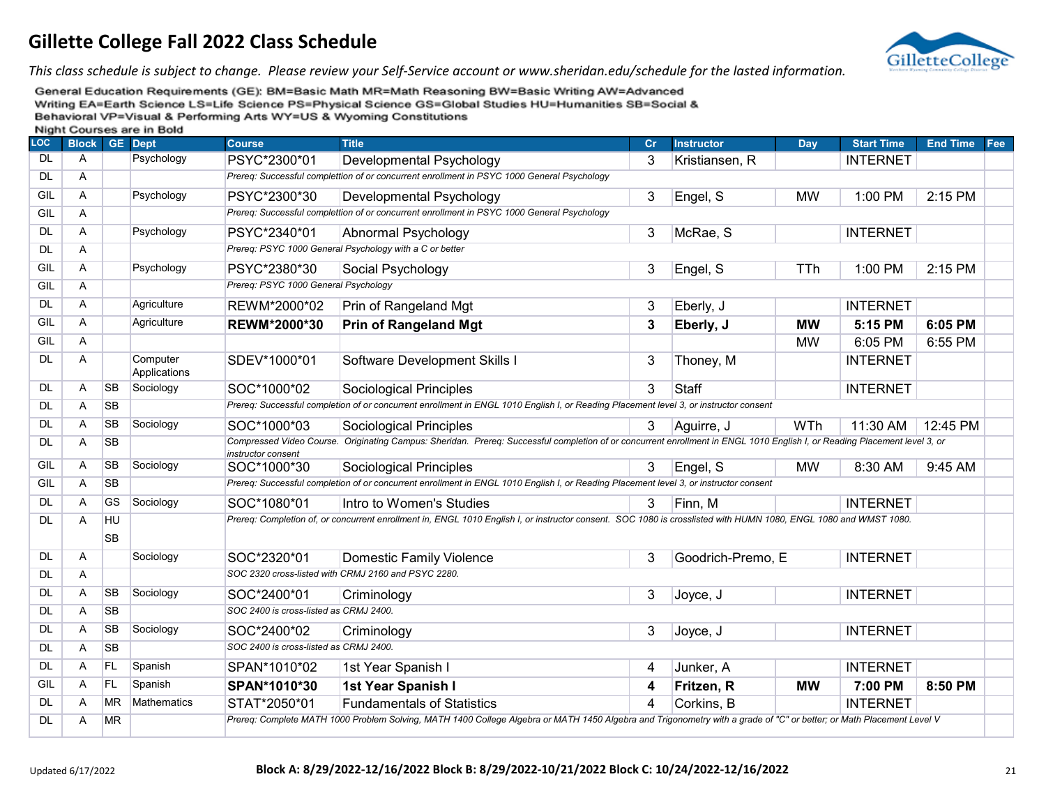# Gillette College Fall 2022 Class Schedule

*This class schedule is subject to change. Please review your Self-Service account or www.sheridan.edu/schedule for the lasted information.*

General Education Requirements (GE): BM=Basic Math MR=Math Reasoning BW=Basic Writing AW=Advanced Writing EA=Earth Science LS=Life Science PS=Physical Science GS=Global Studies HU=Humanities SB=Social & Behavioral VP=Visual & Performing Arts WY=US & Wyoming Constitutions

Night Courses are in Bold

| LOC | Block | GE | Dept | Course | Title | Cr | Instructor | Day | Start Time | End Time | Fee |
|---|---|---|---|---|---|---|---|---|---|---|---|
| DL | A | | Psychology | PSYC*2300*01 | Developmental Psychology | 3 | Kristiansen, R | | INTERNET | | |
| DL | A | | | *Prereq: Successful complettion of or concurrent enrollment in PSYC 1000 General Psychology* | | | | | | | |
| GIL | A | | Psychology | PSYC*2300*30 | Developmental Psychology | 3 | Engel, S | MW | 1:00 PM | 2:15 PM | |
| GIL | A | | | *Prereq: Successful complettion of or concurrent enrollment in PSYC 1000 General Psychology* | | | | | | | |
| DL | A | | Psychology | PSYC*2340*01 | Abnormal Psychology | 3 | McRae, S | | INTERNET | | |
| DL | A | | | *Prereq: PSYC 1000 General Psychology with a C or better* | | | | | | | |
| GIL | A | | Psychology | PSYC*2380*30 | Social Psychology | 3 | Engel, S | TTh | 1:00 PM | 2:15 PM | |
| GIL | A | | | *Prereq: PSYC 1000 General Psychology* | | | | | | | |
| DL | A | | Agriculture | REWM*2000*02 | Prin of Rangeland Mgt | 3 | Eberly, J | | INTERNET | | |
| GIL | A | | Agriculture | **REWM*2000*30** | **Prin of Rangeland Mgt** | **3** | **Eberly, J** | **MW** | **5:15 PM** | **6:05 PM** | |
| GIL | A | | | | | | | MW | 6:05 PM | 6:55 PM | |
| DL | A | | Computer Applications | SDEV*1000*01 | Software Development Skills I | 3 | Thoney, M | | INTERNET | | |
| DL | A | SB | Sociology | SOC*1000*02 | Sociological Principles | 3 | Staff | | INTERNET | | |
| DL | A | SB | | *Prereq: Successful completion of or concurrent enrollment in ENGL 1010 English I, or Reading Placement level 3, or instructor consent* | | | | | | | |
| DL | A | SB | Sociology | SOC*1000*03 | Sociological Principles | 3 | Aguirre, J | WTh | 11:30 AM | 12:45 PM | |
| DL | A | SB | | *Compressed Video Course. Originating Campus: Sheridan. Prereq: Successful completion of or concurrent enrollment in ENGL 1010 English I, or Reading Placement level 3, or instructor consent* | | | | | | | |
| GIL | A | SB | Sociology | SOC*1000*30 | Sociological Principles | 3 | Engel, S | MW | 8:30 AM | 9:45 AM | |
| GIL | A | SB | | *Prereq: Successful completion of or concurrent enrollment in ENGL 1010 English I, or Reading Placement level 3, or instructor consent* | | | | | | | |
| DL | A | GS | Sociology | SOC*1080*01 | Intro to Women's Studies | 3 | Finn, M | | INTERNET | | |
| DL | A | HU SB | | *Prereq: Completion of, or concurrent enrollment in, ENGL 1010 English I, or instructor consent. SOC 1080 is crosslisted with HUMN 1080, ENGL 1080 and WMST 1080.* | | | | | | | |
| DL | A | | Sociology | SOC*2320*01 | Domestic Family Violence | 3 | Goodrich-Premo, E | | INTERNET | | |
| DL | A | | | *SOC 2320 cross-listed with CRMJ 2160 and PSYC 2280.* | | | | | | | |
| DL | A | SB | Sociology | SOC*2400*01 | Criminology | 3 | Joyce, J | | INTERNET | | |
| DL | A | SB | | *SOC 2400 is cross-listed as CRMJ 2400.* | | | | | | | |
| DL | A | SB | Sociology | SOC*2400*02 | Criminology | 3 | Joyce, J | | INTERNET | | |
| DL | A | SB | | *SOC 2400 is cross-listed as CRMJ 2400.* | | | | | | | |
| DL | A | FL | Spanish | SPAN*1010*02 | 1st Year Spanish I | 4 | Junker, A | | INTERNET | | |
| GIL | A | FL | Spanish | **SPAN*1010*30** | **1st Year Spanish I** | **4** | **Fritzen, R** | **MW** | **7:00 PM** | **8:50 PM** | |
| DL | A | MR | Mathematics | STAT*2050*01 | Fundamentals of Statistics | 4 | Corkins, B | | INTERNET | | |
| DL | A | MR | | *Prereq: Complete MATH 1000 Problem Solving, MATH 1400 College Algebra or MATH 1450 Algebra and Trigonometry with a grade of "C" or better; or Math Placement Level V* | | | | | | | |

Updated 6/17/2022

**Block A: 8/29/2022-12/16/2022 Block B: 8/29/2022-10/21/2022 Block C: 10/24/2022-12/16/2022**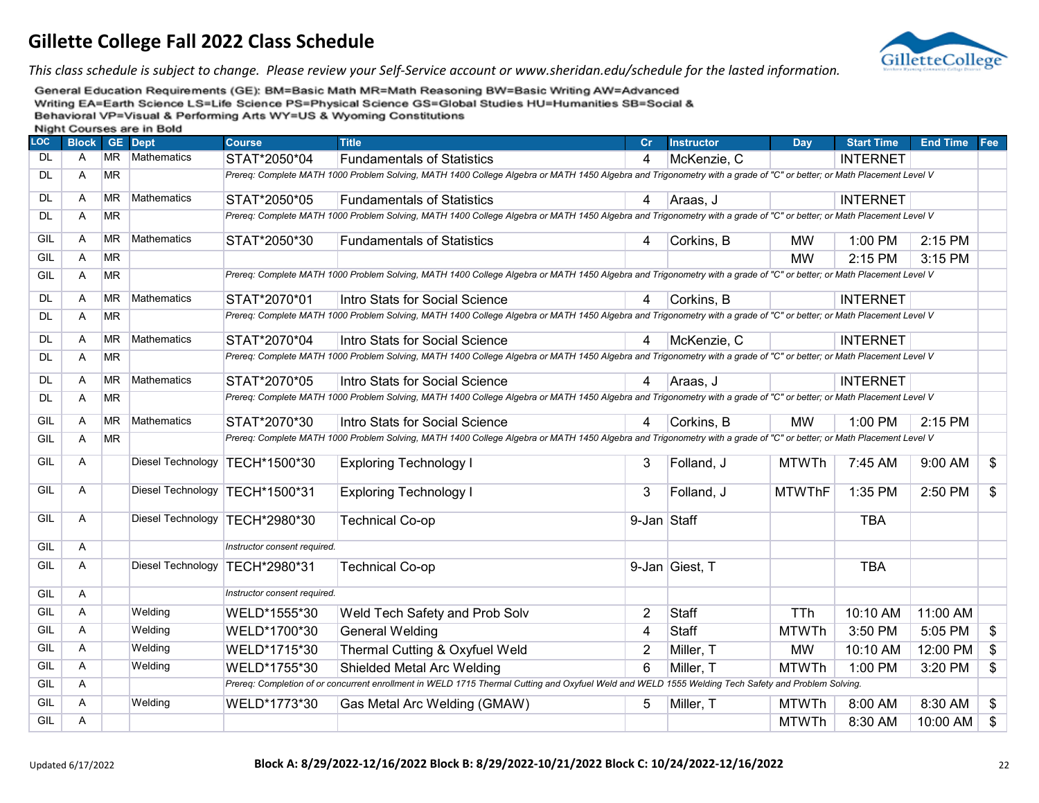# Gillette College Fall 2022 Class Schedule

*This class schedule is subject to change. Please review your Self-Service account or www.sheridan.edu/schedule for the lasted information.*

General Education Requirements (GE): BM=Basic Math MR=Math Reasoning BW=Basic Writing AW=Advanced Writing EA=Earth Science LS=Life Science PS=Physical Science GS=Global Studies HU=Humanities SB=Social & Behavioral VP=Visual & Performing Arts WY=US & Wyoming Constitutions

**Night Courses are in Bold**

| LOC | Block | GE | Dept | Course | Title | Cr | Instructor | Day | Start Time | End Time | Fee |
|---|---|---|---|---|---|---|---|---|---|---|---|
| DL | A | MR | Mathematics | STAT*2050*04 | Fundamentals of Statistics | 4 | McKenzie, C | | INTERNET | | |
| DL | A | MR | | *Prereq: Complete MATH 1000 Problem Solving, MATH 1400 College Algebra or MATH 1450 Algebra and Trigonometry with a grade of "C" or better; or Math Placement Level V* | | | | | | | |
| DL | A | MR | Mathematics | STAT*2050*05 | Fundamentals of Statistics | 4 | Araas, J | | INTERNET | | |
| DL | A | MR | | *Prereq: Complete MATH 1000 Problem Solving, MATH 1400 College Algebra or MATH 1450 Algebra and Trigonometry with a grade of "C" or better; or Math Placement Level V* | | | | | | | |
| GIL | A | MR | Mathematics | STAT*2050*30 | Fundamentals of Statistics | 4 | Corkins, B | MW | 1:00 PM | 2:15 PM | |
| GIL | A | MR | | | | | | MW | 2:15 PM | 3:15 PM | |
| GIL | A | MR | | *Prereq: Complete MATH 1000 Problem Solving, MATH 1400 College Algebra or MATH 1450 Algebra and Trigonometry with a grade of "C" or better; or Math Placement Level V* | | | | | | | |
| DL | A | MR | Mathematics | STAT*2070*01 | Intro Stats for Social Science | 4 | Corkins, B | | INTERNET | | |
| DL | A | MR | | *Prereq: Complete MATH 1000 Problem Solving, MATH 1400 College Algebra or MATH 1450 Algebra and Trigonometry with a grade of "C" or better; or Math Placement Level V* | | | | | | | |
| DL | A | MR | Mathematics | STAT*2070*04 | Intro Stats for Social Science | 4 | McKenzie, C | | INTERNET | | |
| DL | A | MR | | *Prereq: Complete MATH 1000 Problem Solving, MATH 1400 College Algebra or MATH 1450 Algebra and Trigonometry with a grade of "C" or better; or Math Placement Level V* | | | | | | | |
| DL | A | MR | Mathematics | STAT*2070*05 | Intro Stats for Social Science | 4 | Araas, J | | INTERNET | | |
| DL | A | MR | | *Prereq: Complete MATH 1000 Problem Solving, MATH 1400 College Algebra or MATH 1450 Algebra and Trigonometry with a grade of "C" or better; or Math Placement Level V* | | | | | | | |
| GIL | A | MR | Mathematics | STAT*2070*30 | Intro Stats for Social Science | 4 | Corkins, B | MW | 1:00 PM | 2:15 PM | |
| GIL | A | MR | | *Prereq: Complete MATH 1000 Problem Solving, MATH 1400 College Algebra or MATH 1450 Algebra and Trigonometry with a grade of "C" or better; or Math Placement Level V* | | | | | | | |
| GIL | A | | Diesel Technology | TECH*1500*30 | Exploring Technology I | 3 | Folland, J | MTWTh | 7:45 AM | 9:00 AM | $ |
| GIL | A | | Diesel Technology | TECH*1500*31 | Exploring Technology I | 3 | Folland, J | MTWThF | 1:35 PM | 2:50 PM | $ |
| GIL | A | | Diesel Technology | TECH*2980*30 | Technical Co-op | 9-Jan | Staff | | TBA | | |
| GIL | A | | | *Instructor consent required.* | | | | | | | |
| GIL | A | | Diesel Technology | TECH*2980*31 | Technical Co-op | 9-Jan | Giest, T | | TBA | | |
| GIL | A | | | *Instructor consent required.* | | | | | | | |
| GIL | A | | Welding | WELD*1555*30 | Weld Tech Safety and Prob Solv | 2 | Staff | TTh | 10:10 AM | 11:00 AM | |
| GIL | A | | Welding | WELD*1700*30 | General Welding | 4 | Staff | MTWTh | 3:50 PM | 5:05 PM | $ |
| GIL | A | | Welding | WELD*1715*30 | Thermal Cutting & Oxyfuel Weld | 2 | Miller, T | MW | 10:10 AM | 12:00 PM | $ |
| GIL | A | | Welding | WELD*1755*30 | Shielded Metal Arc Welding | 6 | Miller, T | MTWTh | 1:00 PM | 3:20 PM | $ |
| GIL | A | | | *Prereq: Completion of or concurrent enrollment in WELD 1715 Thermal Cutting and Oxyfuel Weld and WELD 1555 Welding Tech Safety and Problem Solving.* | | | | | | | |
| GIL | A | | Welding | WELD*1773*30 | Gas Metal Arc Welding (GMAW) | 5 | Miller, T | MTWTh | 8:00 AM | 8:30 AM | $ |
| GIL | A | | | | | | | MTWTh | 8:30 AM | 10:00 AM | $ |

Updated 6/17/2022

**Block A: 8/29/2022-12/16/2022 Block B: 8/29/2022-10/21/2022 Block C: 10/24/2022-12/16/2022**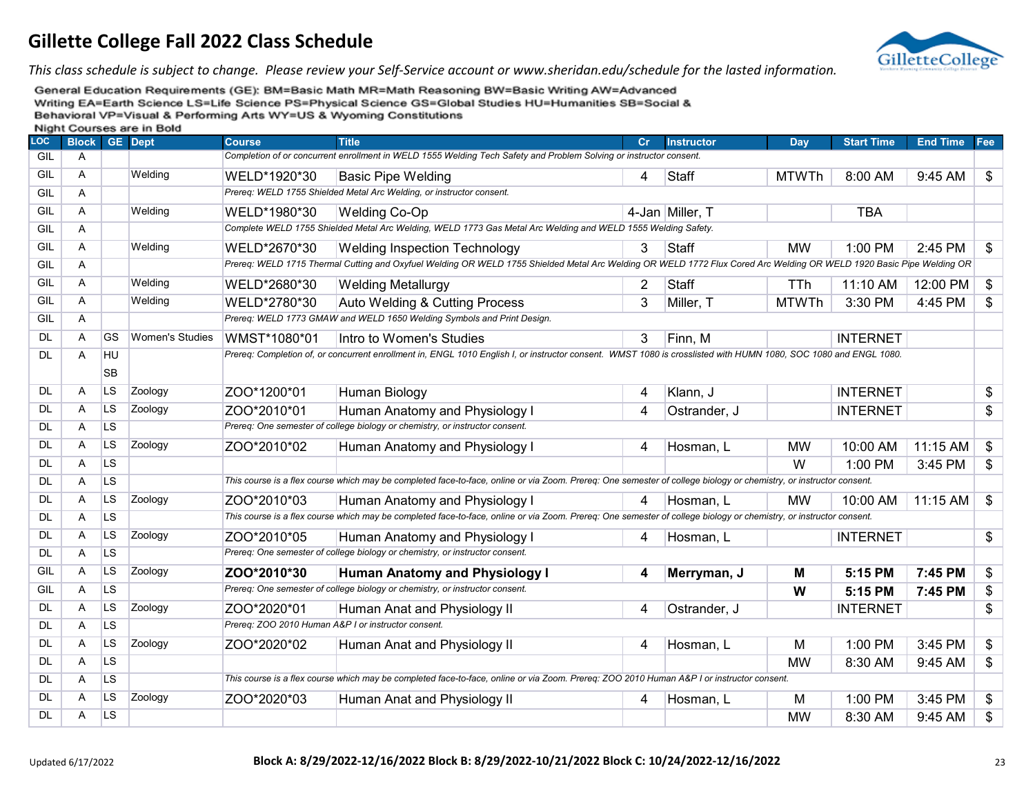# Gillette College Fall 2022 Class Schedule

*This class schedule is subject to change. Please review your Self-Service account or www.sheridan.edu/schedule for the lasted information.*

General Education Requirements (GE): BM=Basic Math MR=Math Reasoning BW=Basic Writing AW=Advanced Writing EA=Earth Science LS=Life Science PS=Physical Science GS=Global Studies HU=Humanities SB=Social & Behavioral VP=Visual & Performing Arts WY=US & Wyoming Constitutions

Night Courses are in Bold

| LOC | Block | GE | Dept | Course | Title | Cr | Instructor | Day | Start Time | End Time | Fee |
|---|---|---|---|---|---|---|---|---|---|---|---|
| GIL | A | | | *Completion of or concurrent enrollment in WELD 1555 Welding Tech Safety and Problem Solving or instructor consent.* | | | | | | | |
| GIL | A | | Welding | WELD*1920*30 | Basic Pipe Welding | 4 | Staff | MTWTh | 8:00 AM | 9:45 AM | $ |
| GIL | A | | | *Prereq: WELD 1755 Shielded Metal Arc Welding, or instructor consent.* | | | | | | | |
| GIL | A | | Welding | WELD*1980*30 | Welding Co-Op | 4-Jan | Miller, T | | TBA | | |
| GIL | A | | | *Complete WELD 1755 Shielded Metal Arc Welding, WELD 1773 Gas Metal Arc Welding and WELD 1555 Welding Safety.* | | | | | | | |
| GIL | A | | Welding | WELD*2670*30 | Welding Inspection Technology | 3 | Staff | MW | 1:00 PM | 2:45 PM | $ |
| GIL | A | | | *Prereq: WELD 1715 Thermal Cutting and Oxyfuel Welding OR WELD 1755 Shielded Metal Arc Welding OR WELD 1772 Flux Cored Arc Welding OR WELD 1920 Basic Pipe Welding OR* | | | | | | | |
| GIL | A | | Welding | WELD*2680*30 | Welding Metallurgy | 2 | Staff | TTh | 11:10 AM | 12:00 PM | $ |
| GIL | A | | Welding | WELD*2780*30 | Auto Welding & Cutting Process | 3 | Miller, T | MTWTh | 3:30 PM | 4:45 PM | $ |
| GIL | A | | | *Prereq: WELD 1773 GMAW and WELD 1650 Welding Symbols and Print Design.* | | | | | | | |
| DL | A | GS | Women's Studies | WMST*1080*01 | Intro to Women's Studies | 3 | Finn, M | | INTERNET | | |
| DL | A | HU SB | | *Prereq: Completion of, or concurrent enrollment in, ENGL 1010 English I, or instructor consent. WMST 1080 is crosslisted with HUMN 1080, SOC 1080 and ENGL 1080.* | | | | | | | |
| DL | A | LS | Zoology | ZOO*1200*01 | Human Biology | 4 | Klann, J | | INTERNET | | $ |
| DL | A | LS | Zoology | ZOO*2010*01 | Human Anatomy and Physiology I | 4 | Ostrander, J | | INTERNET | | $ |
| DL | A | LS | | *Prereq: One semester of college biology or chemistry, or instructor consent.* | | | | | | | |
| DL | A | LS | Zoology | ZOO*2010*02 | Human Anatomy and Physiology I | 4 | Hosman, L | MW | 10:00 AM | 11:15 AM | $ |
| DL | A | LS | | | | | | W | 1:00 PM | 3:45 PM | $ |
| DL | A | LS | | *This course is a flex course which may be completed face-to-face, online or via Zoom. Prereq: One semester of college biology or chemistry, or instructor consent.* | | | | | | | |
| DL | A | LS | Zoology | ZOO*2010*03 | Human Anatomy and Physiology I | 4 | Hosman, L | MW | 10:00 AM | 11:15 AM | $ |
| DL | A | LS | | *This course is a flex course which may be completed face-to-face, online or via Zoom. Prereq: One semester of college biology or chemistry, or instructor consent.* | | | | | | | |
| DL | A | LS | Zoology | ZOO*2010*05 | Human Anatomy and Physiology I | 4 | Hosman, L | | INTERNET | | $ |
| DL | A | LS | | *Prereq: One semester of college biology or chemistry, or instructor consent.* | | | | | | | |
| GIL | A | LS | Zoology | **ZOO*2010*30** | **Human Anatomy and Physiology I** | **4** | **Merryman, J** | **M** | **5:15 PM** | **7:45 PM** | $ |
| GIL | A | LS | | *Prereq: One semester of college biology or chemistry, or instructor consent.* | | | | **W** | **5:15 PM** | **7:45 PM** | $ |
| DL | A | LS | Zoology | ZOO*2020*01 | Human Anat and Physiology II | 4 | Ostrander, J | | INTERNET | | $ |
| DL | A | LS | | *Prereq: ZOO 2010 Human A&P I or instructor consent.* | | | | | | | |
| DL | A | LS | Zoology | ZOO*2020*02 | Human Anat and Physiology II | 4 | Hosman, L | M | 1:00 PM | 3:45 PM | $ |
| DL | A | LS | | | | | | MW | 8:30 AM | 9:45 AM | $ |
| DL | A | LS | | *This course is a flex course which may be completed face-to-face, online or via Zoom. Prereq: ZOO 2010 Human A&P I or instructor consent.* | | | | | | | |
| DL | A | LS | Zoology | ZOO*2020*03 | Human Anat and Physiology II | 4 | Hosman, L | M | 1:00 PM | 3:45 PM | $ |
| DL | A | LS | | | | | | MW | 8:30 AM | 9:45 AM | $ |

Updated 6/17/2022

**Block A: 8/29/2022-12/16/2022 Block B: 8/29/2022-10/21/2022 Block C: 10/24/2022-12/16/2022**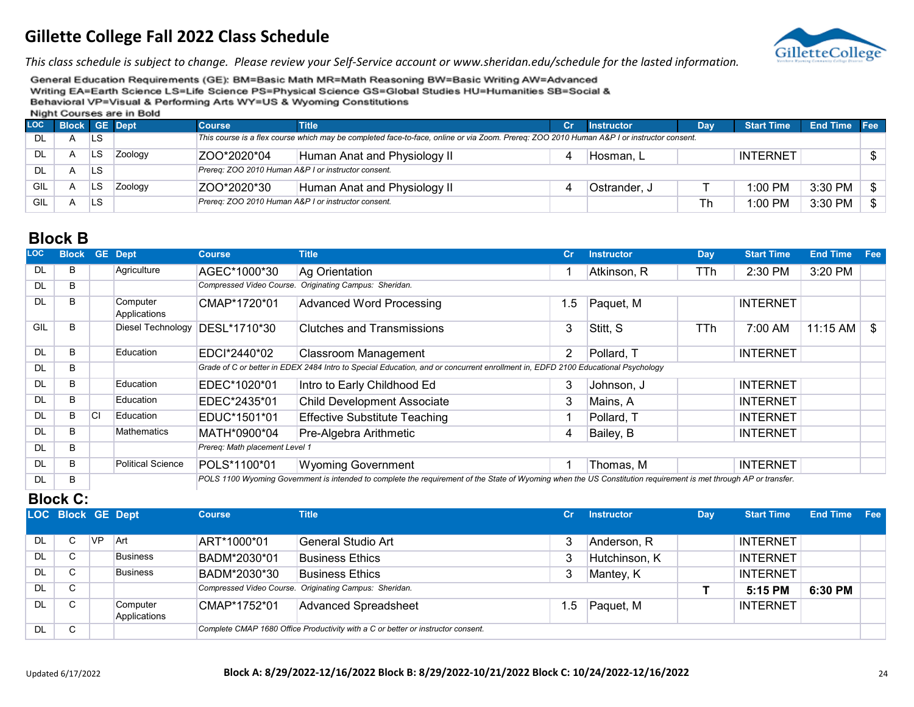# Gillette College Fall 2022 Class Schedule

*This class schedule is subject to change. Please review your Self-Service account or www.sheridan.edu/schedule for the lasted information.*

General Education Requirements (GE): BM=Basic Math MR=Math Reasoning BW=Basic Writing AW=Advanced Writing EA=Earth Science LS=Life Science PS=Physical Science GS=Global Studies HU=Humanities SB=Social & Behavioral VP=Visual & Performing Arts WY=US & Wyoming Constitutions

**Night Courses are in Bold**

| LOC | Block | GE | Dept | Course | Title | Cr | Instructor | Day | Start Time | End Time | Fee |
|---|---|---|---|---|---|---|---|---|---|---|---|
| DL | A | LS | | *This course is a flex course which may be completed face-to-face, online or via Zoom. Prereq: ZOO 2010 Human A&P I or instructor consent.* | | | | | | | |
| DL | A | LS | Zoology | ZOO*2020*04 | Human Anat and Physiology II | 4 | Hosman, L | | INTERNET | | $ |
| DL | A | LS | | *Prereq: ZOO 2010 Human A&P I or instructor consent.* | | | | | | | |
| GIL | A | LS | Zoology | ZOO*2020*30 | Human Anat and Physiology II | 4 | Ostrander, J | T | 1:00 PM | 3:30 PM | $ |
| GIL | A | LS | | *Prereq: ZOO 2010 Human A&P I or instructor consent.* | | | | Th | 1:00 PM | 3:30 PM | $ |

## Block B

| LOC | Block | GE | Dept | Course | Title | Cr | Instructor | Day | Start Time | End Time | Fee |
|---|---|---|---|---|---|---|---|---|---|---|---|
| DL | B | | Agriculture | AGEC*1000*30 | Ag Orientation | 1 | Atkinson, R | TTh | 2:30 PM | 3:20 PM | |
| DL | B | | | *Compressed Video Course. Originating Campus: Sheridan.* | | | | | | | |
| DL | B | | Computer Applications | CMAP*1720*01 | Advanced Word Processing | 1.5 | Paquet, M | | INTERNET | | |
| GIL | B | | Diesel Technology | DESL*1710*30 | Clutches and Transmissions | 3 | Stitt, S | TTh | 7:00 AM | 11:15 AM | $ |
| DL | B | | Education | EDCI*2440*02 | Classroom Management | 2 | Pollard, T | | INTERNET | | |
| DL | B | | | *Grade of C or better in EDEX 2484 Intro to Special Education, and or concurrent enrollment in, EDFD 2100 Educational Psychology* | | | | | | | |
| DL | B | | Education | EDEC*1020*01 | Intro to Early Childhood Ed | 3 | Johnson, J | | INTERNET | | |
| DL | B | | Education | EDEC*2435*01 | Child Development Associate | 3 | Mains, A | | INTERNET | | |
| DL | B | CI | Education | EDUC*1501*01 | Effective Substitute Teaching | 1 | Pollard, T | | INTERNET | | |
| DL | B | | Mathematics | MATH*0900*04 | Pre-Algebra Arithmetic | 4 | Bailey, B | | INTERNET | | |
| DL | B | | | *Prereq: Math placement Level 1* | | | | | | | |
| DL | B | | Political Science | POLS*1100*01 | Wyoming Government | 1 | Thomas, M | | INTERNET | | |
| DL | B | | | *POLS 1100 Wyoming Government is intended to complete the requirement of the State of Wyoming when the US Constitution requirement is met through AP or transfer.* | | | | | | | |

## Block C:

| LOC | Block | GE | Dept | Course | Title | Cr | Instructor | Day | Start Time | End Time | Fee |
|---|---|---|---|---|---|---|---|---|---|---|---|
| DL | C | VP | Art | ART*1000*01 | General Studio Art | 3 | Anderson, R | | INTERNET | | |
| DL | C | | Business | BADM*2030*01 | Business Ethics | 3 | Hutchinson, K | | INTERNET | | |
| DL | C | | Business | BADM*2030*30 | Business Ethics | 3 | Mantey, K | | INTERNET | | |
| DL | C | | | *Compressed Video Course. Originating Campus: Sheridan.* | | | | **T** | **5:15 PM** | **6:30 PM** | |
| DL | C | | Computer Applications | CMAP*1752*01 | Advanced Spreadsheet | 1.5 | Paquet, M | | INTERNET | | |
| DL | C | | | *Complete CMAP 1680 Office Productivity with a C or better or instructor consent.* | | | | | | | |

Updated 6/17/2022

**Block A: 8/29/2022-12/16/2022 Block B: 8/29/2022-10/21/2022 Block C: 10/24/2022-12/16/2022**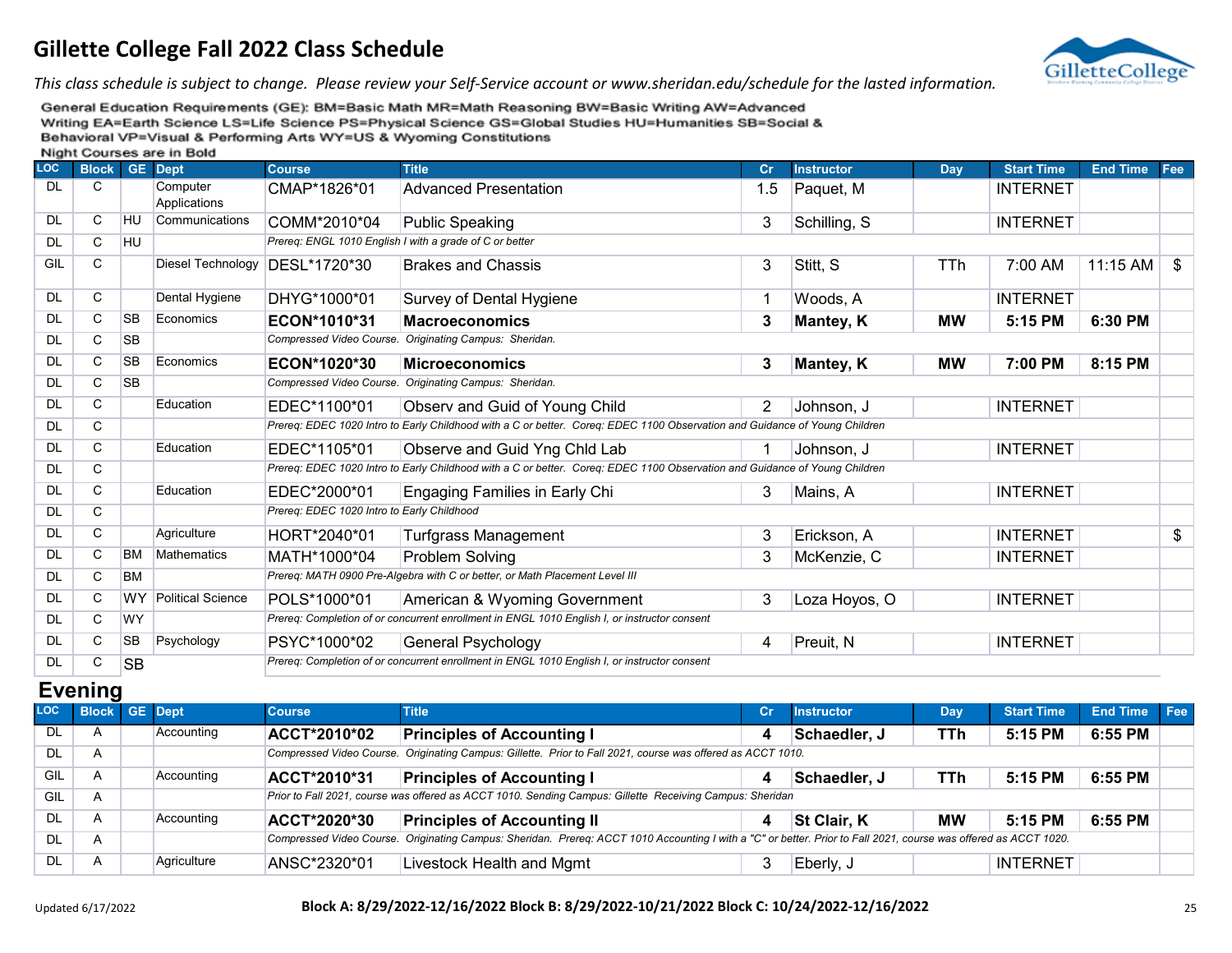# Gillette College Fall 2022 Class Schedule

*This class schedule is subject to change. Please review your Self-Service account or www.sheridan.edu/schedule for the lasted information.*

General Education Requirements (GE): BM=Basic Math MR=Math Reasoning BW=Basic Writing AW=Advanced Writing EA=Earth Science LS=Life Science PS=Physical Science GS=Global Studies HU=Humanities SB=Social & Behavioral VP=Visual & Performing Arts WY=US & Wyoming Constitutions

**Night Courses are in Bold**

| LOC | Block | GE | Dept | Course | Title | Cr | Instructor | Day | Start Time | End Time | Fee |
|---|---|---|---|---|---|---|---|---|---|---|---|
| DL | C | | Computer Applications | CMAP*1826*01 | Advanced Presentation | 1.5 | Paquet, M | | INTERNET | | |
| DL | C | HU | Communications | COMM*2010*04 | Public Speaking | 3 | Schilling, S | | INTERNET | | |
| DL | C | HU | | *Prereq: ENGL 1010 English I with a grade of C or better* | | | | | | | |
| GIL | C | | Diesel Technology | DESL*1720*30 | Brakes and Chassis | 3 | Stitt, S | TTh | 7:00 AM | 11:15 AM | $ |
| DL | C | | Dental Hygiene | DHYG*1000*01 | Survey of Dental Hygiene | 1 | Woods, A | | INTERNET | | |
| DL | C | SB | Economics | **ECON*1010*31** | **Macroeconomics** | **3** | **Mantey, K** | **MW** | **5:15 PM** | **6:30 PM** | |
| DL | C | SB | | *Compressed Video Course. Originating Campus: Sheridan.* | | | | | | | |
| DL | C | SB | Economics | **ECON*1020*30** | **Microeconomics** | **3** | **Mantey, K** | **MW** | **7:00 PM** | **8:15 PM** | |
| DL | C | SB | | *Compressed Video Course. Originating Campus: Sheridan.* | | | | | | | |
| DL | C | | Education | EDEC*1100*01 | Observ and Guid of Young Child | 2 | Johnson, J | | INTERNET | | |
| DL | C | | | *Prereq: EDEC 1020 Intro to Early Childhood with a C or better. Coreq: EDEC 1100 Observation and Guidance of Young Children* | | | | | | | |
| DL | C | | Education | EDEC*1105*01 | Observe and Guid Yng Chld Lab | 1 | Johnson, J | | INTERNET | | |
| DL | C | | | *Prereq: EDEC 1020 Intro to Early Childhood with a C or better. Coreq: EDEC 1100 Observation and Guidance of Young Children* | | | | | | | |
| DL | C | | Education | EDEC*2000*01 | Engaging Families in Early Chi | 3 | Mains, A | | INTERNET | | |
| DL | C | | | *Prereq: EDEC 1020 Intro to Early Childhood* | | | | | | | |
| DL | C | | Agriculture | HORT*2040*01 | Turfgrass Management | 3 | Erickson, A | | INTERNET | | $ |
| DL | C | BM | Mathematics | MATH*1000*04 | Problem Solving | 3 | McKenzie, C | | INTERNET | | |
| DL | C | BM | | *Prereq: MATH 0900 Pre-Algebra with C or better, or Math Placement Level III* | | | | | | | |
| DL | C | WY | Political Science | POLS*1000*01 | American & Wyoming Government | 3 | Loza Hoyos, O | | INTERNET | | |
| DL | C | WY | | *Prereq: Completion of or concurrent enrollment in ENGL 1010 English I, or instructor consent* | | | | | | | |
| DL | C | SB | Psychology | PSYC*1000*02 | General Psychology | 4 | Preuit, N | | INTERNET | | |
| DL | C | SB | | *Prereq: Completion of or concurrent enrollment in ENGL 1010 English I, or instructor consent* | | | | | | | |

## Evening

| LOC | Block | GE | Dept | Course | Title | Cr | Instructor | Day | Start Time | End Time | Fee |
|---|---|---|---|---|---|---|---|---|---|---|---|
| DL | A | | Accounting | **ACCT*2010*02** | **Principles of Accounting I** | **4** | **Schaedler, J** | **TTh** | **5:15 PM** | **6:55 PM** | |
| DL | A | | | *Compressed Video Course. Originating Campus: Gillette. Prior to Fall 2021, course was offered as ACCT 1010.* | | | | | | | |
| GIL | A | | Accounting | **ACCT*2010*31** | **Principles of Accounting I** | **4** | **Schaedler, J** | **TTh** | **5:15 PM** | **6:55 PM** | |
| GIL | A | | | *Prior to Fall 2021, course was offered as ACCT 1010. Sending Campus: Gillette Receiving Campus: Sheridan* | | | | | | | |
| DL | A | | Accounting | **ACCT*2020*30** | **Principles of Accounting II** | **4** | **St Clair, K** | **MW** | **5:15 PM** | **6:55 PM** | |
| DL | A | | | *Compressed Video Course. Originating Campus: Sheridan. Prereq: ACCT 1010 Accounting I with a "C" or better. Prior to Fall 2021, course was offered as ACCT 1020.* | | | | | | | |
| DL | A | | Agriculture | ANSC*2320*01 | Livestock Health and Mgmt | 3 | Eberly, J | | INTERNET | | |

Updated 6/17/2022

**Block A: 8/29/2022-12/16/2022 Block B: 8/29/2022-10/21/2022 Block C: 10/24/2022-12/16/2022**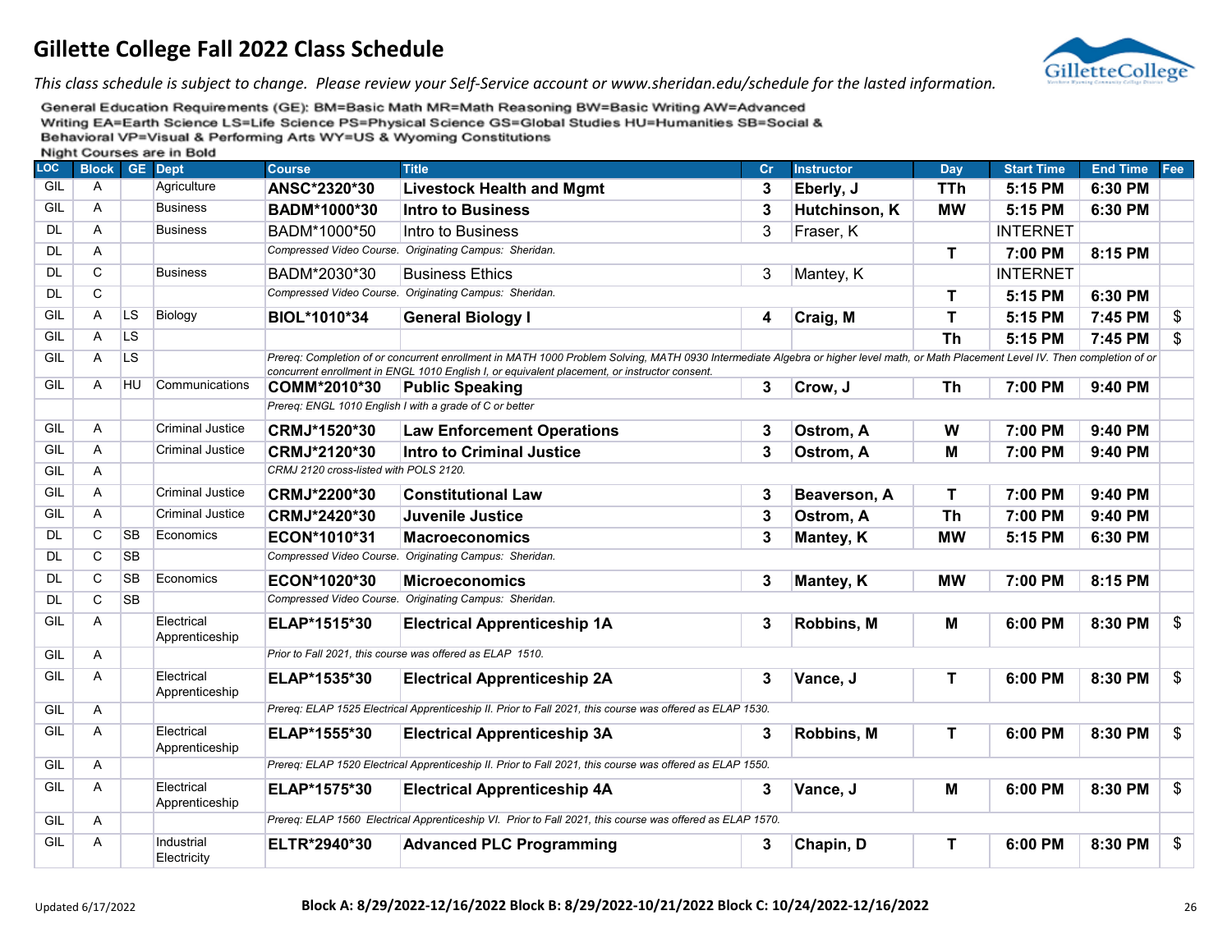# Gillette College Fall 2022 Class Schedule

*This class schedule is subject to change. Please review your Self-Service account or www.sheridan.edu/schedule for the lasted information.*

General Education Requirements (GE): BM=Basic Math MR=Math Reasoning BW=Basic Writing AW=Advanced Writing EA=Earth Science LS=Life Science PS=Physical Science GS=Global Studies HU=Humanities SB=Social & Behavioral VP=Visual & Performing Arts WY=US & Wyoming Constitutions

Night Courses are in Bold

| LOC | Block | GE | Dept | Course | Title | Cr | Instructor | Day | Start Time | End Time | Fee |
|---|---|---|---|---|---|---|---|---|---|---|---|
| GIL | A | | Agriculture | **ANSC*2320*30** | **Livestock Health and Mgmt** | **3** | **Eberly, J** | **TTh** | **5:15 PM** | **6:30 PM** | |
| GIL | A | | Business | **BADM*1000*30** | **Intro to Business** | **3** | **Hutchinson, K** | **MW** | **5:15 PM** | **6:30 PM** | |
| DL | A | | Business | BADM*1000*50 | Intro to Business | 3 | Fraser, K | | INTERNET | | |
| DL | A | | | *Compressed Video Course. Originating Campus: Sheridan.* | | | | **T** | **7:00 PM** | **8:15 PM** | |
| DL | C | | Business | BADM*2030*30 | Business Ethics | 3 | Mantey, K | | INTERNET | | |
| DL | C | | | *Compressed Video Course. Originating Campus: Sheridan.* | | | | **T** | **5:15 PM** | **6:30 PM** | |
| GIL | A | LS | Biology | **BIOL*1010*34** | **General Biology I** | **4** | **Craig, M** | **T** | **5:15 PM** | **7:45 PM** | $ |
| GIL | A | LS | | | | | | **Th** | **5:15 PM** | **7:45 PM** | $ |
| GIL | A | LS | | *Prereq: Completion of or concurrent enrollment in MATH 1000 Problem Solving, MATH 0930 Intermediate Algebra or higher level math, or Math Placement Level IV. Then completion of or concurrent enrollment in ENGL 1010 English I, or equivalent placement, or instructor consent.* | | | | | | | |
| GIL | A | HU | Communications | **COMM*2010*30** | **Public Speaking** | **3** | **Crow, J** | **Th** | **7:00 PM** | **9:40 PM** | |
| | | | | *Prereq: ENGL 1010 English I with a grade of C or better* | | | | | | | |
| GIL | A | | Criminal Justice | **CRMJ*1520*30** | **Law Enforcement Operations** | **3** | **Ostrom, A** | **W** | **7:00 PM** | **9:40 PM** | |
| GIL | A | | Criminal Justice | **CRMJ*2120*30** | **Intro to Criminal Justice** | **3** | **Ostrom, A** | **M** | **7:00 PM** | **9:40 PM** | |
| GIL | A | | | *CRMJ 2120 cross-listed with POLS 2120.* | | | | | | | |
| GIL | A | | Criminal Justice | **CRMJ*2200*30** | **Constitutional Law** | **3** | **Beaverson, A** | **T** | **7:00 PM** | **9:40 PM** | |
| GIL | A | | Criminal Justice | **CRMJ*2420*30** | **Juvenile Justice** | **3** | **Ostrom, A** | **Th** | **7:00 PM** | **9:40 PM** | |
| DL | C | SB | Economics | **ECON*1010*31** | **Macroeconomics** | **3** | **Mantey, K** | **MW** | **5:15 PM** | **6:30 PM** | |
| DL | C | SB | | *Compressed Video Course. Originating Campus: Sheridan.* | | | | | | | |
| DL | C | SB | Economics | **ECON*1020*30** | **Microeconomics** | **3** | **Mantey, K** | **MW** | **7:00 PM** | **8:15 PM** | |
| DL | C | SB | | *Compressed Video Course. Originating Campus: Sheridan.* | | | | | | | |
| GIL | A | | Electrical Apprenticeship | **ELAP*1515*30** | **Electrical Apprenticeship 1A** | **3** | **Robbins, M** | **M** | **6:00 PM** | **8:30 PM** | $ |
| GIL | A | | | *Prior to Fall 2021, this course was offered as ELAP 1510.* | | | | | | | |
| GIL | A | | Electrical Apprenticeship | **ELAP*1535*30** | **Electrical Apprenticeship 2A** | **3** | **Vance, J** | **T** | **6:00 PM** | **8:30 PM** | $ |
| GIL | A | | | *Prereq: ELAP 1525 Electrical Apprenticeship II. Prior to Fall 2021, this course was offered as ELAP 1530.* | | | | | | | |
| GIL | A | | Electrical Apprenticeship | **ELAP*1555*30** | **Electrical Apprenticeship 3A** | **3** | **Robbins, M** | **T** | **6:00 PM** | **8:30 PM** | $ |
| GIL | A | | | *Prereq: ELAP 1520 Electrical Apprenticeship II. Prior to Fall 2021, this course was offered as ELAP 1550.* | | | | | | | |
| GIL | A | | Electrical Apprenticeship | **ELAP*1575*30** | **Electrical Apprenticeship 4A** | **3** | **Vance, J** | **M** | **6:00 PM** | **8:30 PM** | $ |
| GIL | A | | | *Prereq: ELAP 1560 Electrical Apprenticeship VI. Prior to Fall 2021, this course was offered as ELAP 1570.* | | | | | | | |
| GIL | A | | Industrial Electricity | **ELTR*2940*30** | **Advanced PLC Programming** | **3** | **Chapin, D** | **T** | **6:00 PM** | **8:30 PM** | $ |

Updated 6/17/2022

**Block A: 8/29/2022-12/16/2022 Block B: 8/29/2022-10/21/2022 Block C: 10/24/2022-12/16/2022**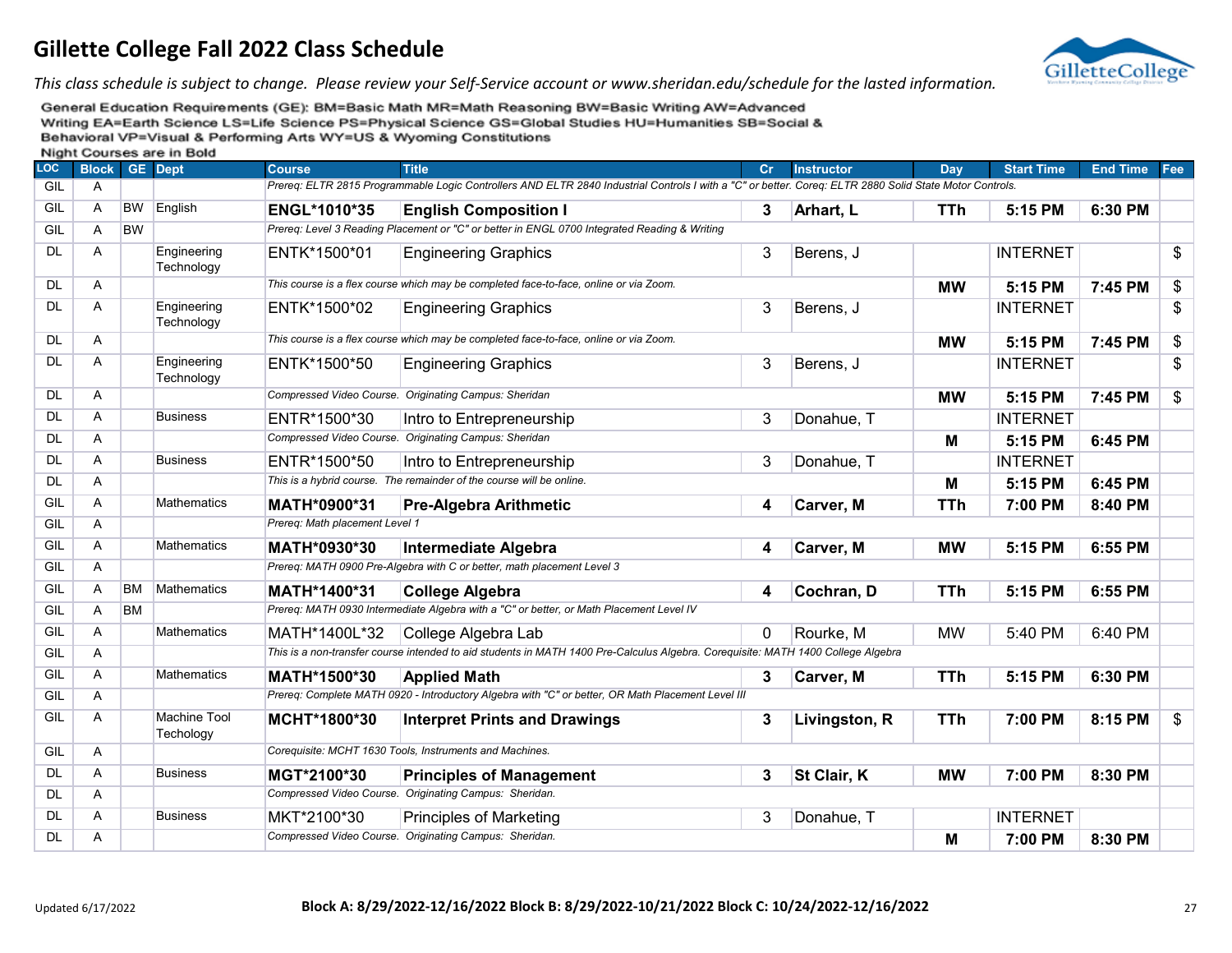# Gillette College Fall 2022 Class Schedule

*This class schedule is subject to change. Please review your Self-Service account or www.sheridan.edu/schedule for the lasted information.*

General Education Requirements (GE): BM=Basic Math MR=Math Reasoning BW=Basic Writing AW=Advanced Writing EA=Earth Science LS=Life Science PS=Physical Science GS=Global Studies HU=Humanities SB=Social & Behavioral VP=Visual & Performing Arts WY=US & Wyoming Constitutions

Night Courses are in Bold

| LOC | Block | GE | Dept | Course | Title | Cr | Instructor | Day | Start Time | End Time | Fee |
|---|---|---|---|---|---|---|---|---|---|---|---|
| GIL | A | | | *Prereq: ELTR 2815 Programmable Logic Controllers AND ELTR 2840 Industrial Controls I with a "C" or better. Coreq: ELTR 2880 Solid State Motor Controls.* | | | | | | | |
| GIL | A | BW | English | **ENGL*1010*35** | **English Composition I** | **3** | **Arhart, L** | **TTh** | **5:15 PM** | **6:30 PM** | |
| GIL | A | BW | | *Prereq: Level 3 Reading Placement or "C" or better in ENGL 0700 Integrated Reading & Writing* | | | | | | | |
| DL | A | | Engineering Technology | ENTK*1500*01 | Engineering Graphics | 3 | Berens, J | | INTERNET | | $ |
| DL | A | | | *This course is a flex course which may be completed face-to-face, online or via Zoom.* | | | | **MW** | **5:15 PM** | **7:45 PM** | $ |
| DL | A | | Engineering Technology | ENTK*1500*02 | Engineering Graphics | 3 | Berens, J | | INTERNET | | $ |
| DL | A | | | *This course is a flex course which may be completed face-to-face, online or via Zoom.* | | | | **MW** | **5:15 PM** | **7:45 PM** | $ |
| DL | A | | Engineering Technology | ENTK*1500*50 | Engineering Graphics | 3 | Berens, J | | INTERNET | | $ |
| DL | A | | | *Compressed Video Course. Originating Campus: Sheridan* | | | | **MW** | **5:15 PM** | **7:45 PM** | $ |
| DL | A | | Business | ENTR*1500*30 | Intro to Entrepreneurship | 3 | Donahue, T | | INTERNET | | |
| DL | A | | | *Compressed Video Course. Originating Campus: Sheridan* | | | | **M** | **5:15 PM** | **6:45 PM** | |
| DL | A | | Business | ENTR*1500*50 | Intro to Entrepreneurship | 3 | Donahue, T | | INTERNET | | |
| DL | A | | | *This is a hybrid course. The remainder of the course will be online.* | | | | **M** | **5:15 PM** | **6:45 PM** | |
| GIL | A | | Mathematics | **MATH*0900*31** | **Pre-Algebra Arithmetic** | **4** | **Carver, M** | **TTh** | **7:00 PM** | **8:40 PM** | |
| GIL | A | | | *Prereq: Math placement Level 1* | | | | | | | |
| GIL | A | | Mathematics | **MATH*0930*30** | **Intermediate Algebra** | **4** | **Carver, M** | **MW** | **5:15 PM** | **6:55 PM** | |
| GIL | A | | | *Prereq: MATH 0900 Pre-Algebra with C or better, math placement Level 3* | | | | | | | |
| GIL | A | BM | Mathematics | **MATH*1400*31** | **College Algebra** | **4** | **Cochran, D** | **TTh** | **5:15 PM** | **6:55 PM** | |
| GIL | A | BM | | *Prereq: MATH 0930 Intermediate Algebra with a "C" or better, or Math Placement Level IV* | | | | | | | |
| GIL | A | | Mathematics | MATH*1400L*32 | College Algebra Lab | 0 | Rourke, M | MW | 5:40 PM | 6:40 PM | |
| GIL | A | | | *This is a non-transfer course intended to aid students in MATH 1400 Pre-Calculus Algebra. Corequisite: MATH 1400 College Algebra* | | | | | | | |
| GIL | A | | Mathematics | **MATH*1500*30** | **Applied Math** | **3** | **Carver, M** | **TTh** | **5:15 PM** | **6:30 PM** | |
| GIL | A | | | *Prereq: Complete MATH 0920 - Introductory Algebra with "C" or better, OR Math Placement Level III* | | | | | | | |
| GIL | A | | Machine Tool Techology | **MCHT*1800*30** | **Interpret Prints and Drawings** | **3** | **Livingston, R** | **TTh** | **7:00 PM** | **8:15 PM** | $ |
| GIL | A | | | *Corequisite: MCHT 1630 Tools, Instruments and Machines.* | | | | | | | |
| DL | A | | Business | **MGT*2100*30** | **Principles of Management** | **3** | **St Clair, K** | **MW** | **7:00 PM** | **8:30 PM** | |
| DL | A | | | *Compressed Video Course. Originating Campus: Sheridan.* | | | | | | | |
| DL | A | | Business | MKT*2100*30 | Principles of Marketing | 3 | Donahue, T | | INTERNET | | |
| DL | A | | | *Compressed Video Course. Originating Campus: Sheridan.* | | | | **M** | **7:00 PM** | **8:30 PM** | |

Updated 6/17/2022

**Block A: 8/29/2022-12/16/2022 Block B: 8/29/2022-10/21/2022 Block C: 10/24/2022-12/16/2022**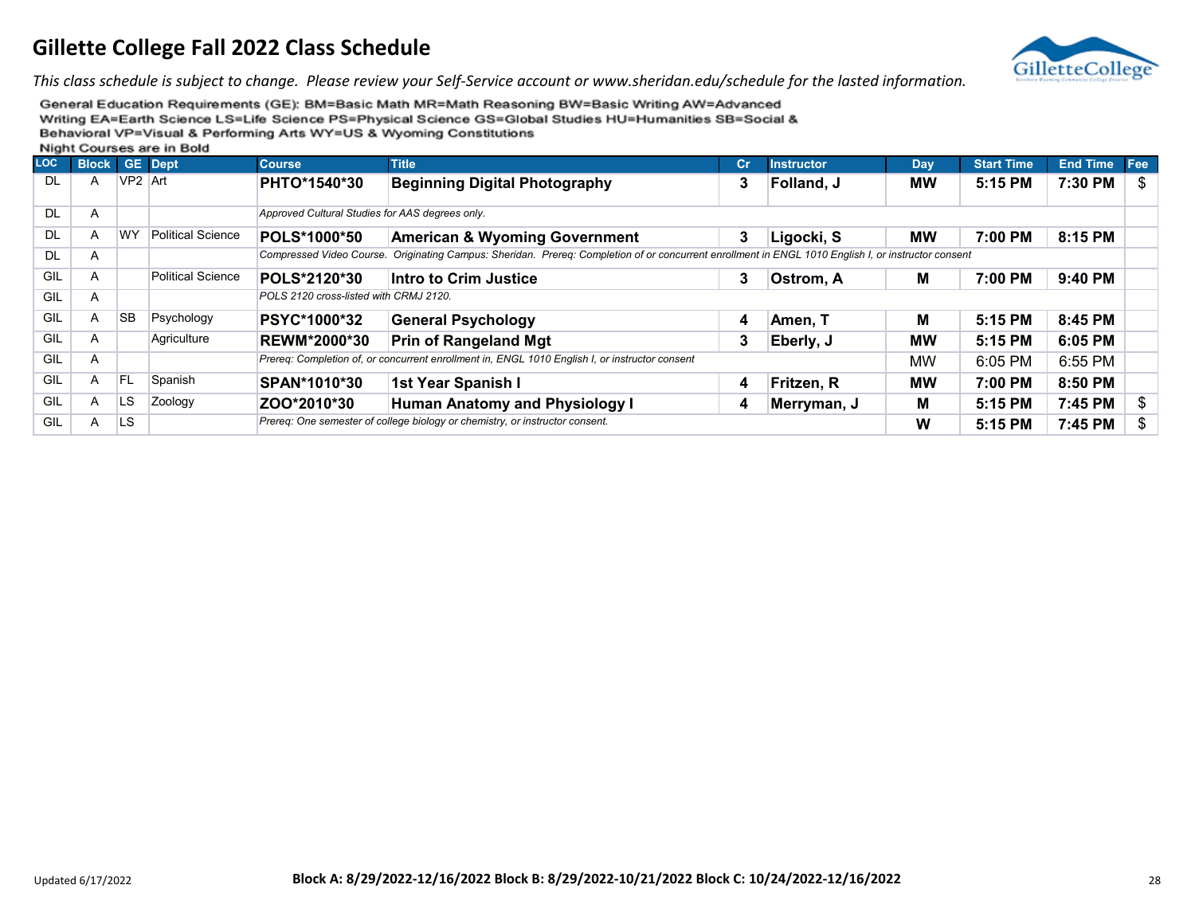# Gillette College Fall 2022 Class Schedule

*This class schedule is subject to change. Please review your Self-Service account or www.sheridan.edu/schedule for the lasted information.*

General Education Requirements (GE): BM=Basic Math MR=Math Reasoning BW=Basic Writing AW=Advanced Writing EA=Earth Science LS=Life Science PS=Physical Science GS=Global Studies HU=Humanities SB=Social & Behavioral VP=Visual & Performing Arts WY=US & Wyoming Constitutions

**Night Courses are in Bold**

| LOC | Block | GE | Dept | Course | Title | Cr | Instructor | Day | Start Time | End Time | Fee |
|---|---|---|---|---|---|---|---|---|---|---|---|
| DL | A | VP2 | Art | **PHTO*1540*30** | **Beginning Digital Photography** | **3** | **Folland, J** | **MW** | **5:15 PM** | **7:30 PM** | $ |
| DL | A | | | *Approved Cultural Studies for AAS degrees only.* | | | | | | | |
| DL | A | WY | Political Science | **POLS*1000*50** | **American & Wyoming Government** | **3** | **Ligocki, S** | **MW** | **7:00 PM** | **8:15 PM** | |
| DL | A | | | *Compressed Video Course. Originating Campus: Sheridan. Prereq: Completion of or concurrent enrollment in ENGL 1010 English I, or instructor consent* | | | | | | | |
| GIL | A | | Political Science | **POLS*2120*30** | **Intro to Crim Justice** | **3** | **Ostrom, A** | **M** | **7:00 PM** | **9:40 PM** | |
| GIL | A | | | *POLS 2120 cross-listed with CRMJ 2120.* | | | | | | | |
| GIL | A | SB | Psychology | **PSYC*1000*32** | **General Psychology** | **4** | **Amen, T** | **M** | **5:15 PM** | **8:45 PM** | |
| GIL | A | | Agriculture | **REWM*2000*30** | **Prin of Rangeland Mgt** | **3** | **Eberly, J** | **MW** | **5:15 PM** | **6:05 PM** | |
| GIL | A | | | *Prereq: Completion of, or concurrent enrollment in, ENGL 1010 English I, or instructor consent* | | | | MW | 6:05 PM | 6:55 PM | |
| GIL | A | FL | Spanish | **SPAN*1010*30** | **1st Year Spanish I** | **4** | **Fritzen, R** | **MW** | **7:00 PM** | **8:50 PM** | |
| GIL | A | LS | Zoology | **ZOO*2010*30** | **Human Anatomy and Physiology I** | **4** | **Merryman, J** | **M** | **5:15 PM** | **7:45 PM** | $ |
| GIL | A | LS | | *Prereq: One semester of college biology or chemistry, or instructor consent.* | | | | **W** | **5:15 PM** | **7:45 PM** | $ |

Updated 6/17/2022

**Block A: 8/29/2022-12/16/2022 Block B: 8/29/2022-10/21/2022 Block C: 10/24/2022-12/16/2022**